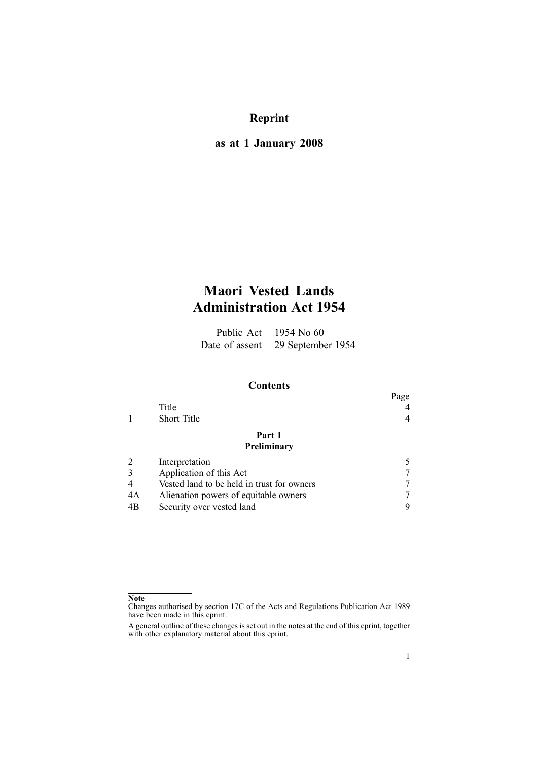**Reprint**

**as at 1 January 2008**

# Maori Vested Lands Administration Act 1954

Public Act 1954 No 60
Date of assent 29 September 1954

## Contents

| | | Page |
|---|---|---|
| | Title | 4 |
| 1 | Short Title | 4 |
| | **Part 1** **Preliminary** | |
| 2 | Interpretation | 5 |
| 3 | Application of this Act | 7 |
| 4 | Vested land to be held in trust for owners | 7 |
| 4A | Alienation powers of equitable owners | 7 |
| 4B | Security over vested land | 9 |

**Note**

Changes authorised by section 17C of the Acts and Regulations Publication Act 1989 have been made in this eprint.

A general outline of these changes is set out in the notes at the end of this eprint, together with other explanatory material about this eprint.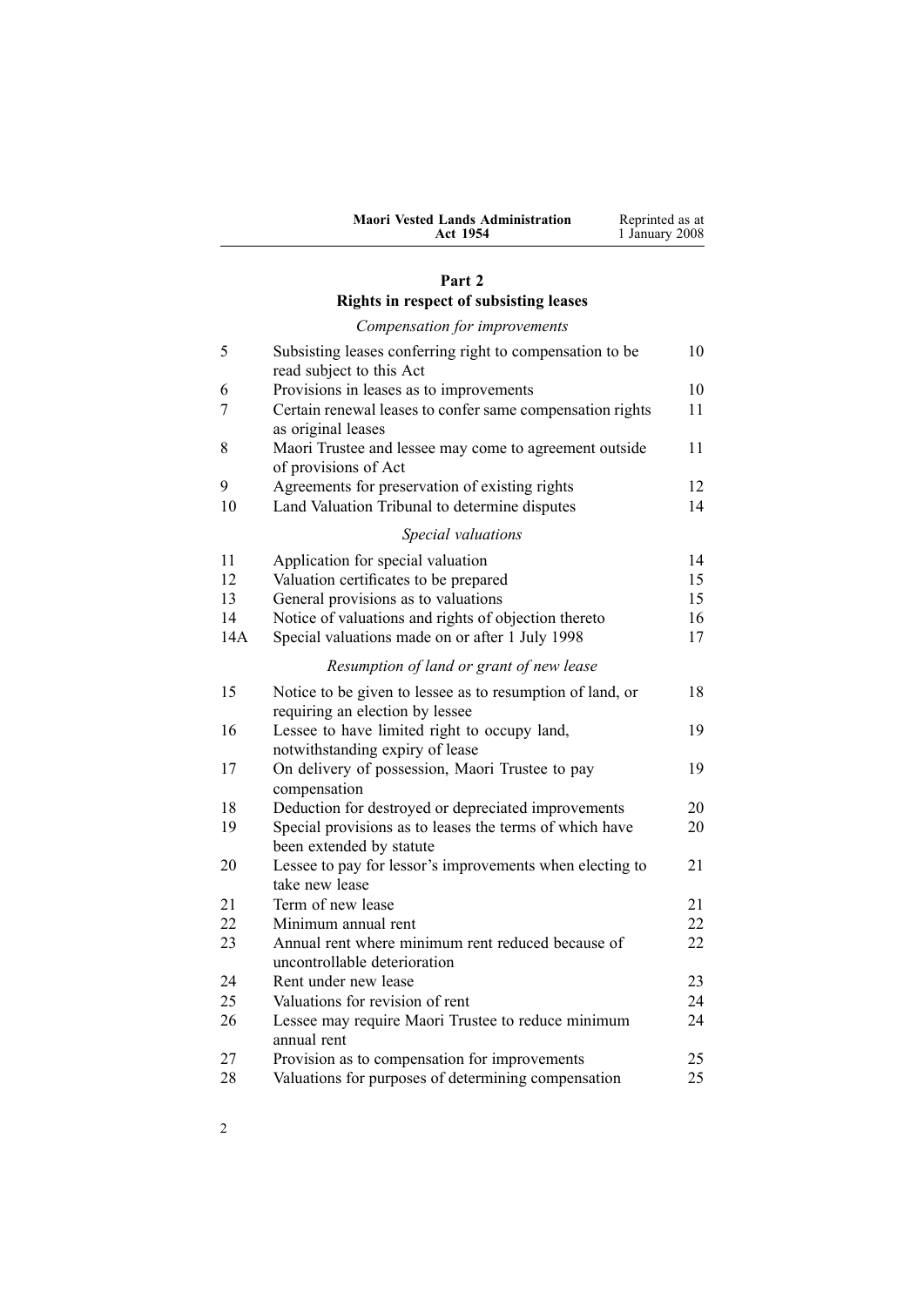## Part 2
## Rights in respect of subsisting leases

*Compensation for improvements*

| | | |
|---|---|---|
| 5 | Subsisting leases conferring right to compensation to be read subject to this Act | 10 |
| 6 | Provisions in leases as to improvements | 10 |
| 7 | Certain renewal leases to confer same compensation rights as original leases | 11 |
| 8 | Maori Trustee and lessee may come to agreement outside of provisions of Act | 11 |
| 9 | Agreements for preservation of existing rights | 12 |
| 10 | Land Valuation Tribunal to determine disputes | 14 |

*Special valuations*

| | | |
|---|---|---|
| 11 | Application for special valuation | 14 |
| 12 | Valuation certificates to be prepared | 15 |
| 13 | General provisions as to valuations | 15 |
| 14 | Notice of valuations and rights of objection thereto | 16 |
| 14A | Special valuations made on or after 1 July 1998 | 17 |

*Resumption of land or grant of new lease*

| | | |
|---|---|---|
| 15 | Notice to be given to lessee as to resumption of land, or requiring an election by lessee | 18 |
| 16 | Lessee to have limited right to occupy land, notwithstanding expiry of lease | 19 |
| 17 | On delivery of possession, Maori Trustee to pay compensation | 19 |
| 18 | Deduction for destroyed or depreciated improvements | 20 |
| 19 | Special provisions as to leases the terms of which have been extended by statute | 20 |
| 20 | Lessee to pay for lessor's improvements when electing to take new lease | 21 |
| 21 | Term of new lease | 21 |
| 22 | Minimum annual rent | 22 |
| 23 | Annual rent where minimum rent reduced because of uncontrollable deterioration | 22 |
| 24 | Rent under new lease | 23 |
| 25 | Valuations for revision of rent | 24 |
| 26 | Lessee may require Maori Trustee to reduce minimum annual rent | 24 |
| 27 | Provision as to compensation for improvements | 25 |
| 28 | Valuations for purposes of determining compensation | 25 |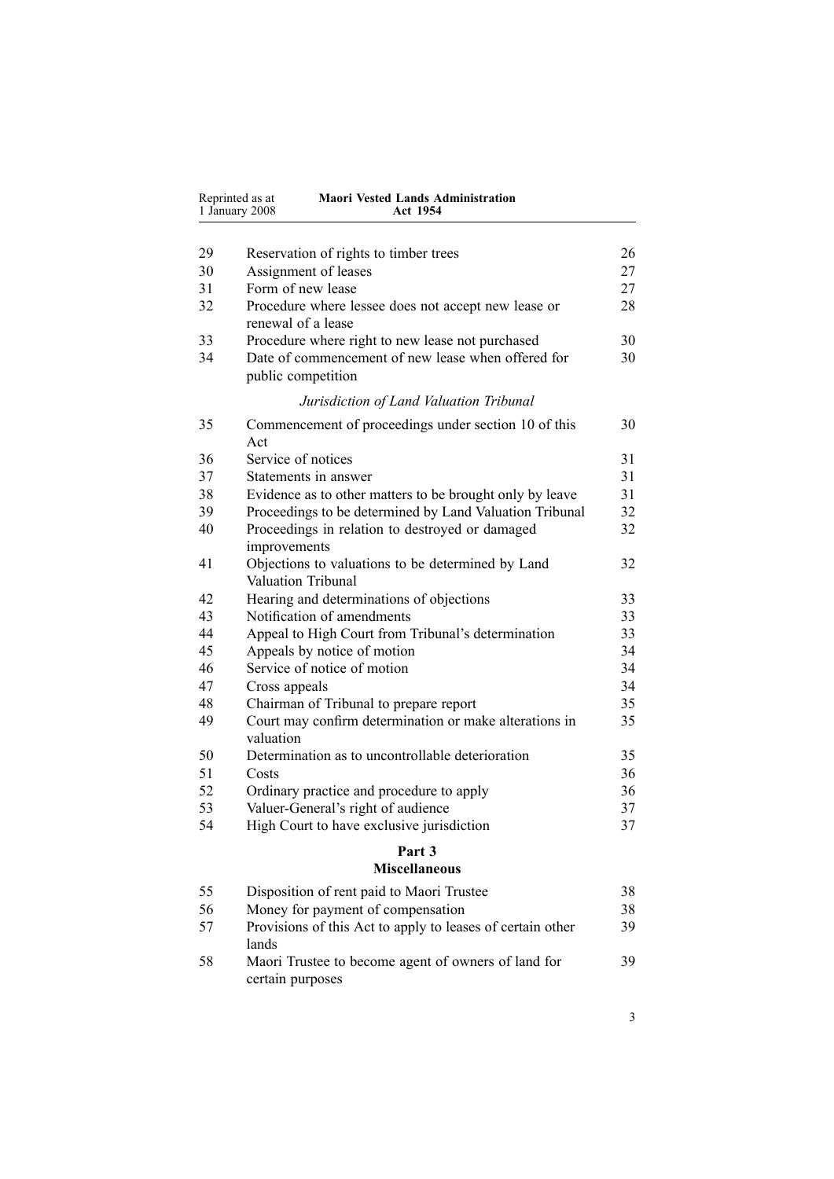| | | |
|---|---|---|
| 29 | Reservation of rights to timber trees | 26 |
| 30 | Assignment of leases | 27 |
| 31 | Form of new lease | 27 |
| 32 | Procedure where lessee does not accept new lease or renewal of a lease | 28 |
| 33 | Procedure where right to new lease not purchased | 30 |
| 34 | Date of commencement of new lease when offered for public competition | 30 |

*Jurisdiction of Land Valuation Tribunal*

| | | |
|---|---|---|
| 35 | Commencement of proceedings under section 10 of this Act | 30 |
| 36 | Service of notices | 31 |
| 37 | Statements in answer | 31 |
| 38 | Evidence as to other matters to be brought only by leave | 31 |
| 39 | Proceedings to be determined by Land Valuation Tribunal | 32 |
| 40 | Proceedings in relation to destroyed or damaged improvements | 32 |
| 41 | Objections to valuations to be determined by Land Valuation Tribunal | 32 |
| 42 | Hearing and determinations of objections | 33 |
| 43 | Notification of amendments | 33 |
| 44 | Appeal to High Court from Tribunal's determination | 33 |
| 45 | Appeals by notice of motion | 34 |
| 46 | Service of notice of motion | 34 |
| 47 | Cross appeals | 34 |
| 48 | Chairman of Tribunal to prepare report | 35 |
| 49 | Court may confirm determination or make alterations in valuation | 35 |
| 50 | Determination as to uncontrollable deterioration | 35 |
| 51 | Costs | 36 |
| 52 | Ordinary practice and procedure to apply | 36 |
| 53 | Valuer-General's right of audience | 37 |
| 54 | High Court to have exclusive jurisdiction | 37 |

**Part 3**
**Miscellaneous**

| | | |
|---|---|---|
| 55 | Disposition of rent paid to Maori Trustee | 38 |
| 56 | Money for payment of compensation | 38 |
| 57 | Provisions of this Act to apply to leases of certain other lands | 39 |
| 58 | Maori Trustee to become agent of owners of land for certain purposes | 39 |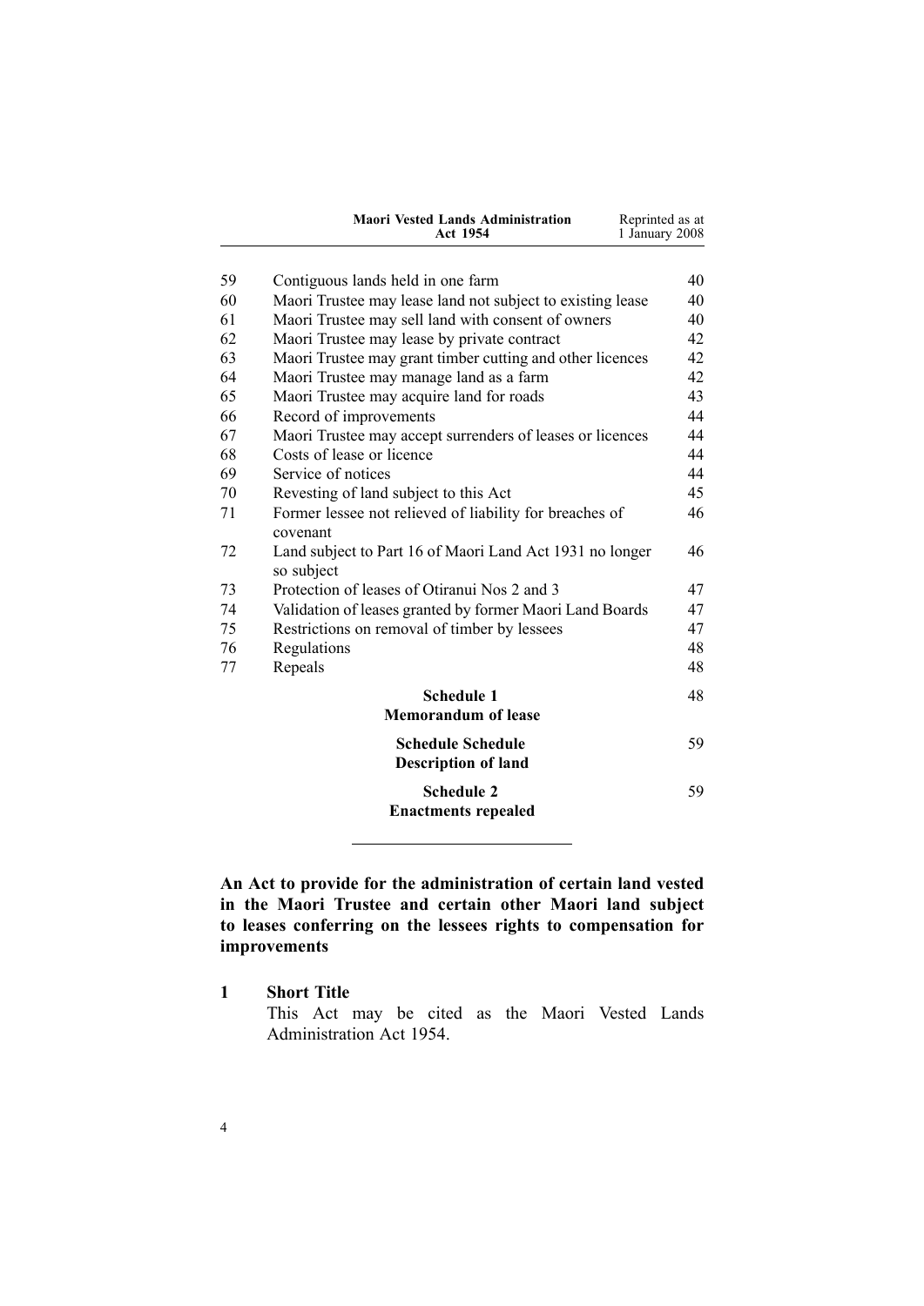| | | |
|---|---|---|
| 59 | Contiguous lands held in one farm | 40 |
| 60 | Maori Trustee may lease land not subject to existing lease | 40 |
| 61 | Maori Trustee may sell land with consent of owners | 40 |
| 62 | Maori Trustee may lease by private contract | 42 |
| 63 | Maori Trustee may grant timber cutting and other licences | 42 |
| 64 | Maori Trustee may manage land as a farm | 42 |
| 65 | Maori Trustee may acquire land for roads | 43 |
| 66 | Record of improvements | 44 |
| 67 | Maori Trustee may accept surrenders of leases or licences | 44 |
| 68 | Costs of lease or licence | 44 |
| 69 | Service of notices | 44 |
| 70 | Revesting of land subject to this Act | 45 |
| 71 | Former lessee not relieved of liability for breaches of covenant | 46 |
| 72 | Land subject to Part 16 of Maori Land Act 1931 no longer so subject | 46 |
| 73 | Protection of leases of Otiranui Nos 2 and 3 | 47 |
| 74 | Validation of leases granted by former Maori Land Boards | 47 |
| 75 | Restrictions on removal of timber by lessees | 47 |
| 76 | Regulations | 48 |
| 77 | Repeals | 48 |
| | **Schedule 1** **Memorandum of lease** | 48 |
| | **Schedule Schedule** **Description of land** | 59 |
| | **Schedule 2** **Enactments repealed** | 59 |

**An Act to provide for the administration of certain land vested in the Maori Trustee and certain other Maori land subject to leases conferring on the lessees rights to compensation for improvements**

**1 Short Title**

This Act may be cited as the Maori Vested Lands Administration Act 1954.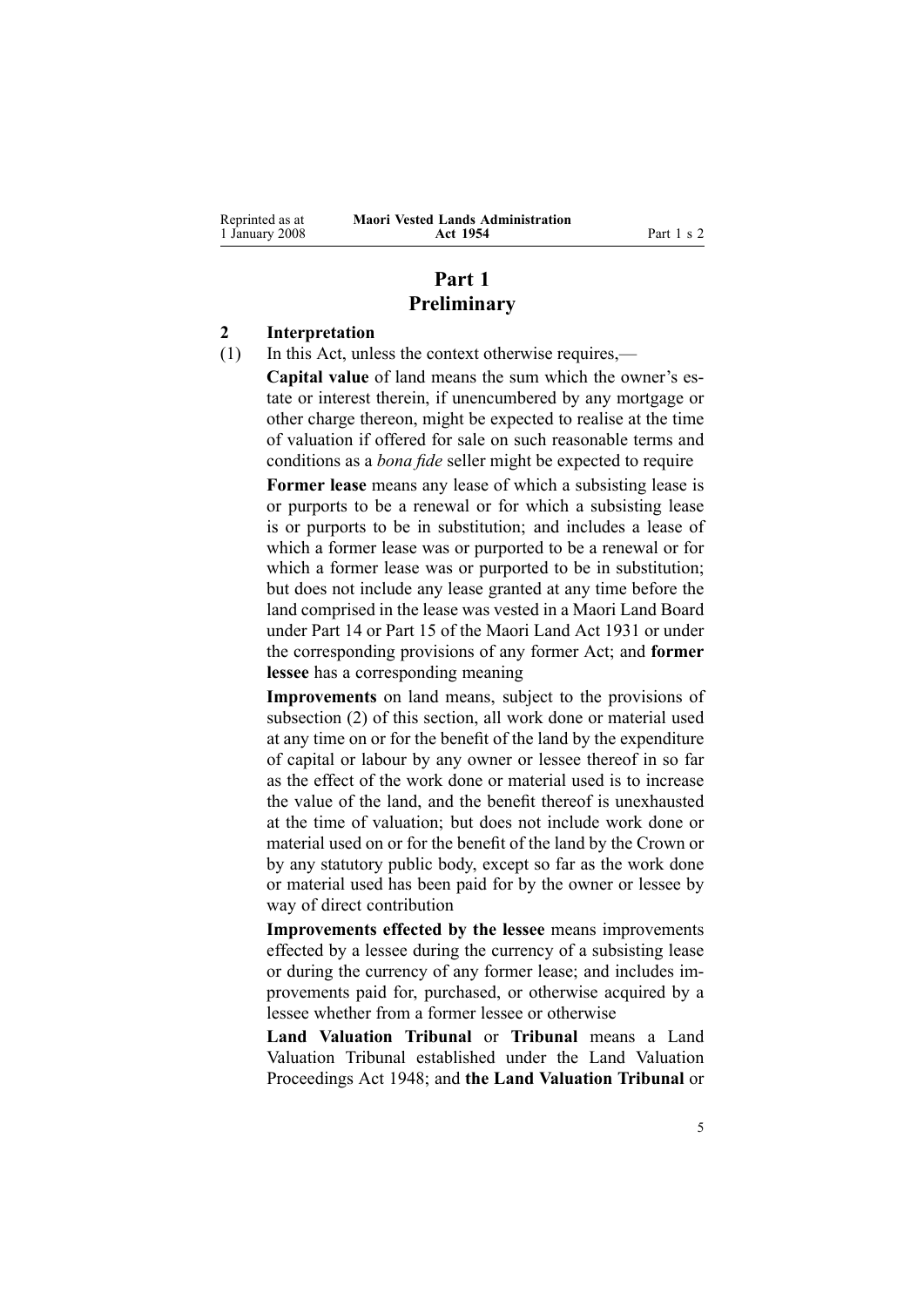# Part 1
# Preliminary

## 2 Interpretation

(1) In this Act, unless the context otherwise requires,—

**Capital value** of land means the sum which the owner's estate or interest therein, if unencumbered by any mortgage or other charge thereon, might be expected to realise at the time of valuation if offered for sale on such reasonable terms and conditions as a *bona fide* seller might be expected to require

**Former lease** means any lease of which a subsisting lease is or purports to be a renewal or for which a subsisting lease is or purports to be in substitution; and includes a lease of which a former lease was or purported to be a renewal or for which a former lease was or purported to be in substitution; but does not include any lease granted at any time before the land comprised in the lease was vested in a Maori Land Board under Part 14 or Part 15 of the Maori Land Act 1931 or under the corresponding provisions of any former Act; and **former lessee** has a corresponding meaning

**Improvements** on land means, subject to the provisions of subsection (2) of this section, all work done or material used at any time on or for the benefit of the land by the expenditure of capital or labour by any owner or lessee thereof in so far as the effect of the work done or material used is to increase the value of the land, and the benefit thereof is unexhausted at the time of valuation; but does not include work done or material used on or for the benefit of the land by the Crown or by any statutory public body, except so far as the work done or material used has been paid for by the owner or lessee by way of direct contribution

**Improvements effected by the lessee** means improvements effected by a lessee during the currency of a subsisting lease or during the currency of any former lease; and includes improvements paid for, purchased, or otherwise acquired by a lessee whether from a former lessee or otherwise

**Land Valuation Tribunal** or **Tribunal** means a Land Valuation Tribunal established under the Land Valuation Proceedings Act 1948; and **the Land Valuation Tribunal** or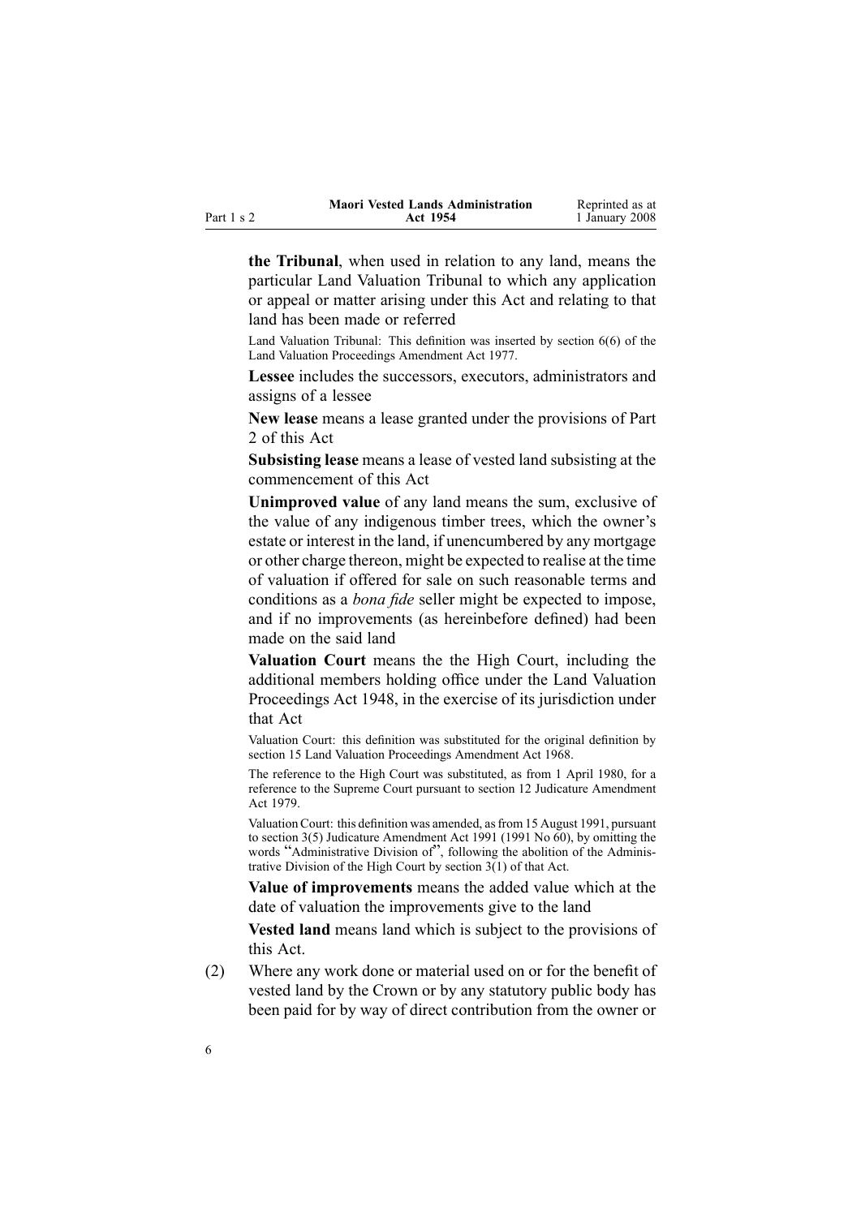**the Tribunal**, when used in relation to any land, means the particular Land Valuation Tribunal to which any application or appeal or matter arising under this Act and relating to that land has been made or referred

Land Valuation Tribunal: This definition was inserted by section 6(6) of the Land Valuation Proceedings Amendment Act 1977.

**Lessee** includes the successors, executors, administrators and assigns of a lessee

**New lease** means a lease granted under the provisions of Part 2 of this Act

**Subsisting lease** means a lease of vested land subsisting at the commencement of this Act

**Unimproved value** of any land means the sum, exclusive of the value of any indigenous timber trees, which the owner's estate or interest in the land, if unencumbered by any mortgage or other charge thereon, might be expected to realise at the time of valuation if offered for sale on such reasonable terms and conditions as a *bona fide* seller might be expected to impose, and if no improvements (as hereinbefore defined) had been made on the said land

**Valuation Court** means the the High Court, including the additional members holding office under the Land Valuation Proceedings Act 1948, in the exercise of its jurisdiction under that Act

Valuation Court: this definition was substituted for the original definition by section 15 Land Valuation Proceedings Amendment Act 1968.

The reference to the High Court was substituted, as from 1 April 1980, for a reference to the Supreme Court pursuant to section 12 Judicature Amendment Act 1979.

Valuation Court: this definition was amended, as from 15 August 1991, pursuant to section 3(5) Judicature Amendment Act 1991 (1991 No 60), by omitting the words "Administrative Division of", following the abolition of the Administrative Division of the High Court by section 3(1) of that Act.

**Value of improvements** means the added value which at the date of valuation the improvements give to the land

**Vested land** means land which is subject to the provisions of this Act.

(2) Where any work done or material used on or for the benefit of vested land by the Crown or by any statutory public body has been paid for by way of direct contribution from the owner or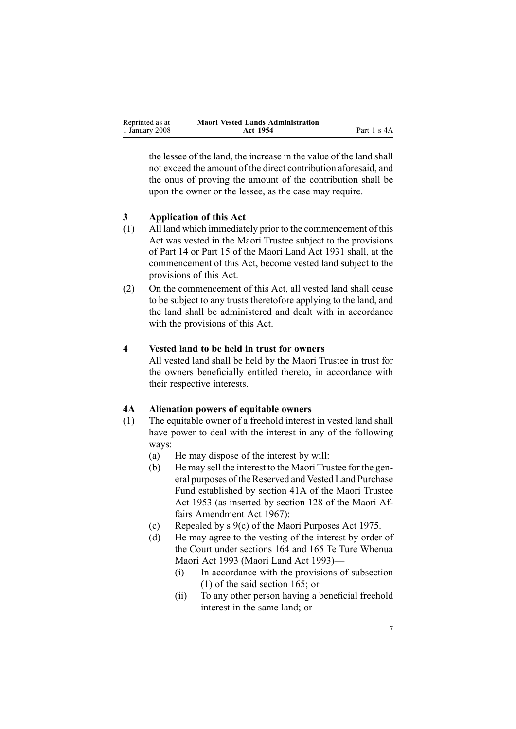the lessee of the land, the increase in the value of the land shall not exceed the amount of the direct contribution aforesaid, and the onus of proving the amount of the contribution shall be upon the owner or the lessee, as the case may require.

### 3 Application of this Act

(1) All land which immediately prior to the commencement of this Act was vested in the Maori Trustee subject to the provisions of Part 14 or Part 15 of the Maori Land Act 1931 shall, at the commencement of this Act, become vested land subject to the provisions of this Act.

(2) On the commencement of this Act, all vested land shall cease to be subject to any trusts theretofore applying to the land, and the land shall be administered and dealt with in accordance with the provisions of this Act.

### 4 Vested land to be held in trust for owners

All vested land shall be held by the Maori Trustee in trust for the owners beneficially entitled thereto, in accordance with their respective interests.

### 4A Alienation powers of equitable owners

(1) The equitable owner of a freehold interest in vested land shall have power to deal with the interest in any of the following ways:

- (a) He may dispose of the interest by will:
- (b) He may sell the interest to the Maori Trustee for the general purposes of the Reserved and Vested Land Purchase Fund established by section 41A of the Maori Trustee Act 1953 (as inserted by section 128 of the Maori Affairs Amendment Act 1967):
- (c) Repealed by s 9(c) of the Maori Purposes Act 1975.
- (d) He may agree to the vesting of the interest by order of the Court under sections 164 and 165 Te Ture Whenua Maori Act 1993 (Maori Land Act 1993)—
  - (i) In accordance with the provisions of subsection (1) of the said section 165; or
  - (ii) To any other person having a beneficial freehold interest in the same land; or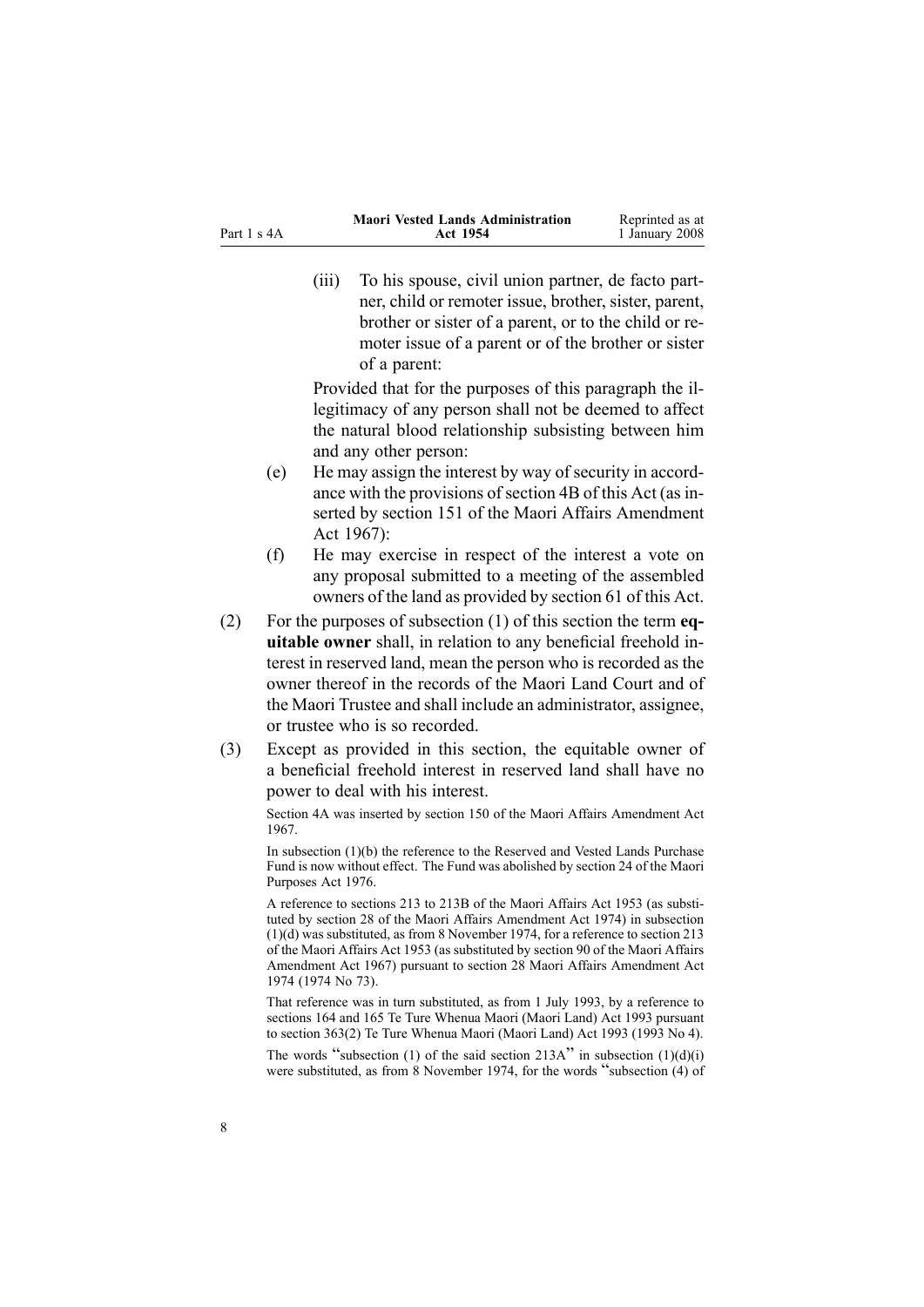(iii) To his spouse, civil union partner, de facto partner, child or remoter issue, brother, sister, parent, brother or sister of a parent, or to the child or remoter issue of a parent or of the brother or sister of a parent:

Provided that for the purposes of this paragraph the illegitimacy of any person shall not be deemed to affect the natural blood relationship subsisting between him and any other person:

(e) He may assign the interest by way of security in accordance with the provisions of section 4B of this Act (as inserted by section 151 of the Maori Affairs Amendment Act 1967):

(f) He may exercise in respect of the interest a vote on any proposal submitted to a meeting of the assembled owners of the land as provided by section 61 of this Act.

(2) For the purposes of subsection (1) of this section the term **equitable owner** shall, in relation to any beneficial freehold interest in reserved land, mean the person who is recorded as the owner thereof in the records of the Maori Land Court and of the Maori Trustee and shall include an administrator, assignee, or trustee who is so recorded.

(3) Except as provided in this section, the equitable owner of a beneficial freehold interest in reserved land shall have no power to deal with his interest.

Section 4A was inserted by section 150 of the Maori Affairs Amendment Act 1967.

In subsection (1)(b) the reference to the Reserved and Vested Lands Purchase Fund is now without effect. The Fund was abolished by section 24 of the Maori Purposes Act 1976.

A reference to sections 213 to 213B of the Maori Affairs Act 1953 (as substituted by section 28 of the Maori Affairs Amendment Act 1974) in subsection (1)(d) was substituted, as from 8 November 1974, for a reference to section 213 of the Maori Affairs Act 1953 (as substituted by section 90 of the Maori Affairs Amendment Act 1967) pursuant to section 28 Maori Affairs Amendment Act 1974 (1974 No 73).

That reference was in turn substituted, as from 1 July 1993, by a reference to sections 164 and 165 Te Ture Whenua Maori (Maori Land) Act 1993 pursuant to section 363(2) Te Ture Whenua Maori (Maori Land) Act 1993 (1993 No 4).

The words "subsection (1) of the said section 213A" in subsection (1)(d)(i) were substituted, as from 8 November 1974, for the words "subsection (4) of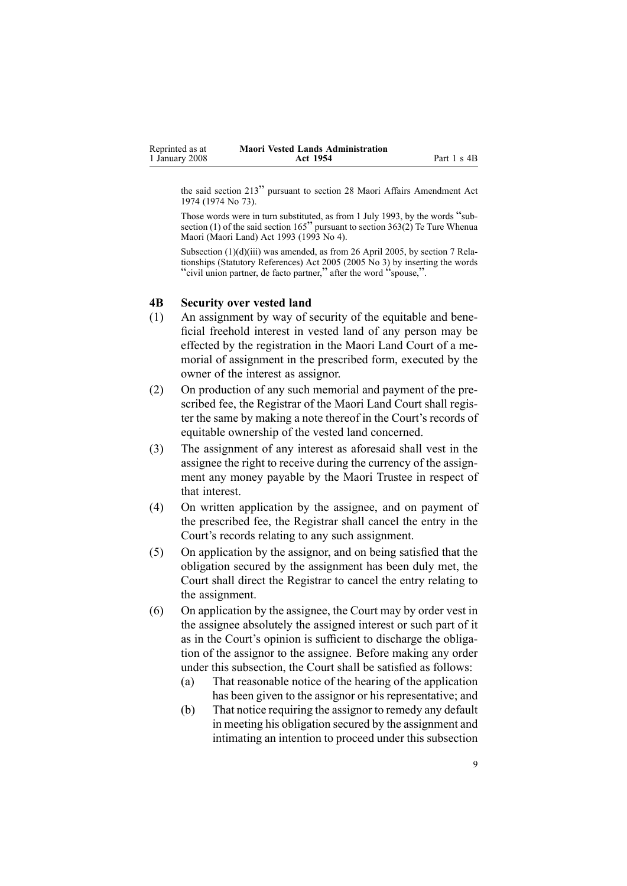the said section 213" pursuant to section 28 Maori Affairs Amendment Act 1974 (1974 No 73).

Those words were in turn substituted, as from 1 July 1993, by the words "subsection (1) of the said section 165" pursuant to section 363(2) Te Ture Whenua Maori (Maori Land) Act 1993 (1993 No 4).

Subsection (1)(d)(iii) was amended, as from 26 April 2005, by section 7 Relationships (Statutory References) Act 2005 (2005 No 3) by inserting the words "civil union partner, de facto partner," after the word "spouse,".

## 4B Security over vested land

(1) An assignment by way of security of the equitable and beneficial freehold interest in vested land of any person may be effected by the registration in the Maori Land Court of a memorial of assignment in the prescribed form, executed by the owner of the interest as assignor.

(2) On production of any such memorial and payment of the prescribed fee, the Registrar of the Maori Land Court shall register the same by making a note thereof in the Court's records of equitable ownership of the vested land concerned.

(3) The assignment of any interest as aforesaid shall vest in the assignee the right to receive during the currency of the assignment any money payable by the Maori Trustee in respect of that interest.

(4) On written application by the assignee, and on payment of the prescribed fee, the Registrar shall cancel the entry in the Court's records relating to any such assignment.

(5) On application by the assignor, and on being satisfied that the obligation secured by the assignment has been duly met, the Court shall direct the Registrar to cancel the entry relating to the assignment.

(6) On application by the assignee, the Court may by order vest in the assignee absolutely the assigned interest or such part of it as in the Court's opinion is sufficient to discharge the obligation of the assignor to the assignee. Before making any order under this subsection, the Court shall be satisfied as follows:

- (a) That reasonable notice of the hearing of the application has been given to the assignor or his representative; and
- (b) That notice requiring the assignor to remedy any default in meeting his obligation secured by the assignment and intimating an intention to proceed under this subsection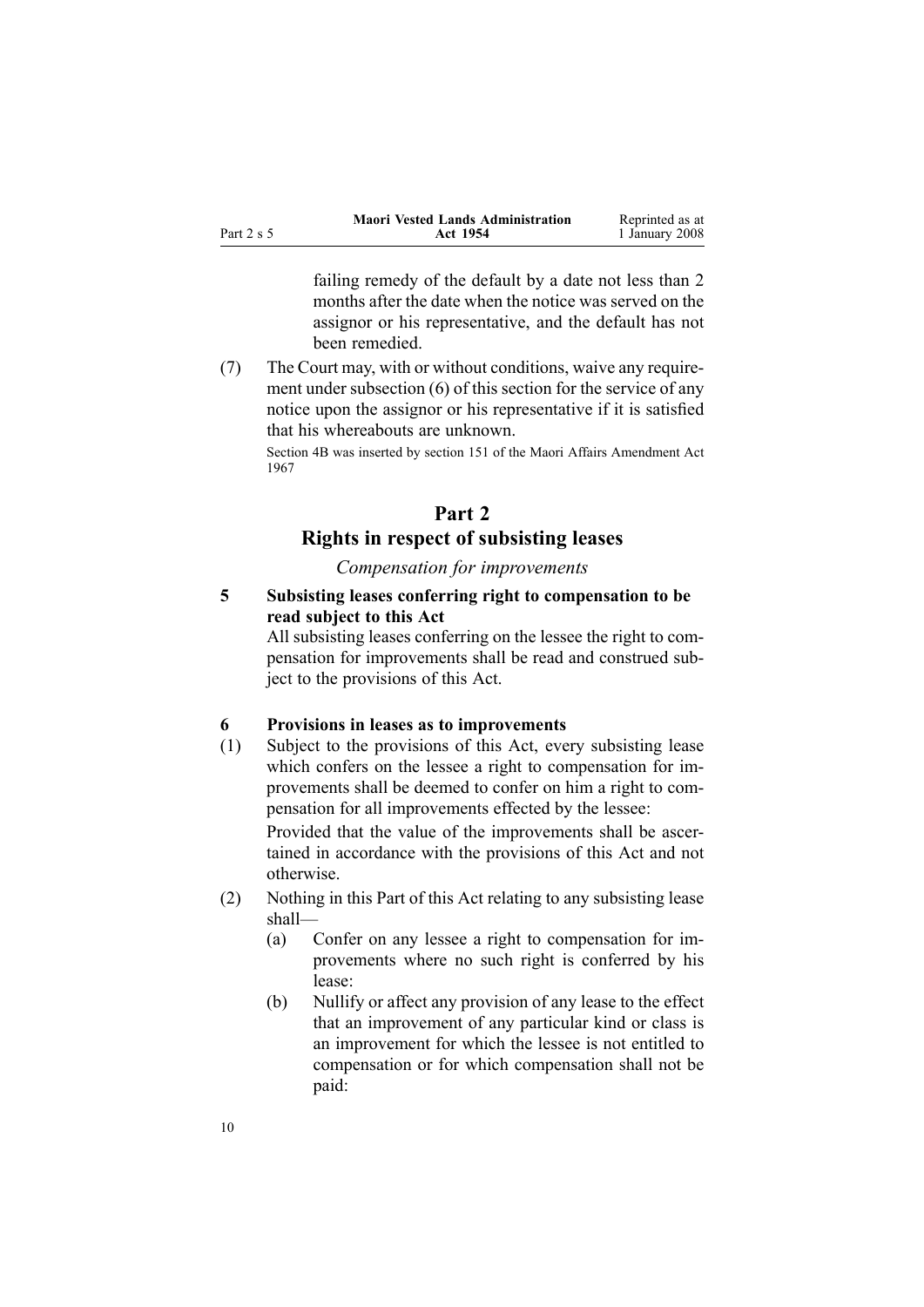failing remedy of the default by a date not less than 2 months after the date when the notice was served on the assignor or his representative, and the default has not been remedied.

(7) The Court may, with or without conditions, waive any requirement under subsection (6) of this section for the service of any notice upon the assignor or his representative if it is satisfied that his whereabouts are unknown.

Section 4B was inserted by section 151 of the Maori Affairs Amendment Act 1967

## Part 2
## Rights in respect of subsisting leases

*Compensation for improvements*

### 5 Subsisting leases conferring right to compensation to be read subject to this Act

All subsisting leases conferring on the lessee the right to compensation for improvements shall be read and construed subject to the provisions of this Act.

### 6 Provisions in leases as to improvements

(1) Subject to the provisions of this Act, every subsisting lease which confers on the lessee a right to compensation for improvements shall be deemed to confer on him a right to compensation for all improvements effected by the lessee:

Provided that the value of the improvements shall be ascertained in accordance with the provisions of this Act and not otherwise.

(2) Nothing in this Part of this Act relating to any subsisting lease shall—

(a) Confer on any lessee a right to compensation for improvements where no such right is conferred by his lease:

(b) Nullify or affect any provision of any lease to the effect that an improvement of any particular kind or class is an improvement for which the lessee is not entitled to compensation or for which compensation shall not be paid: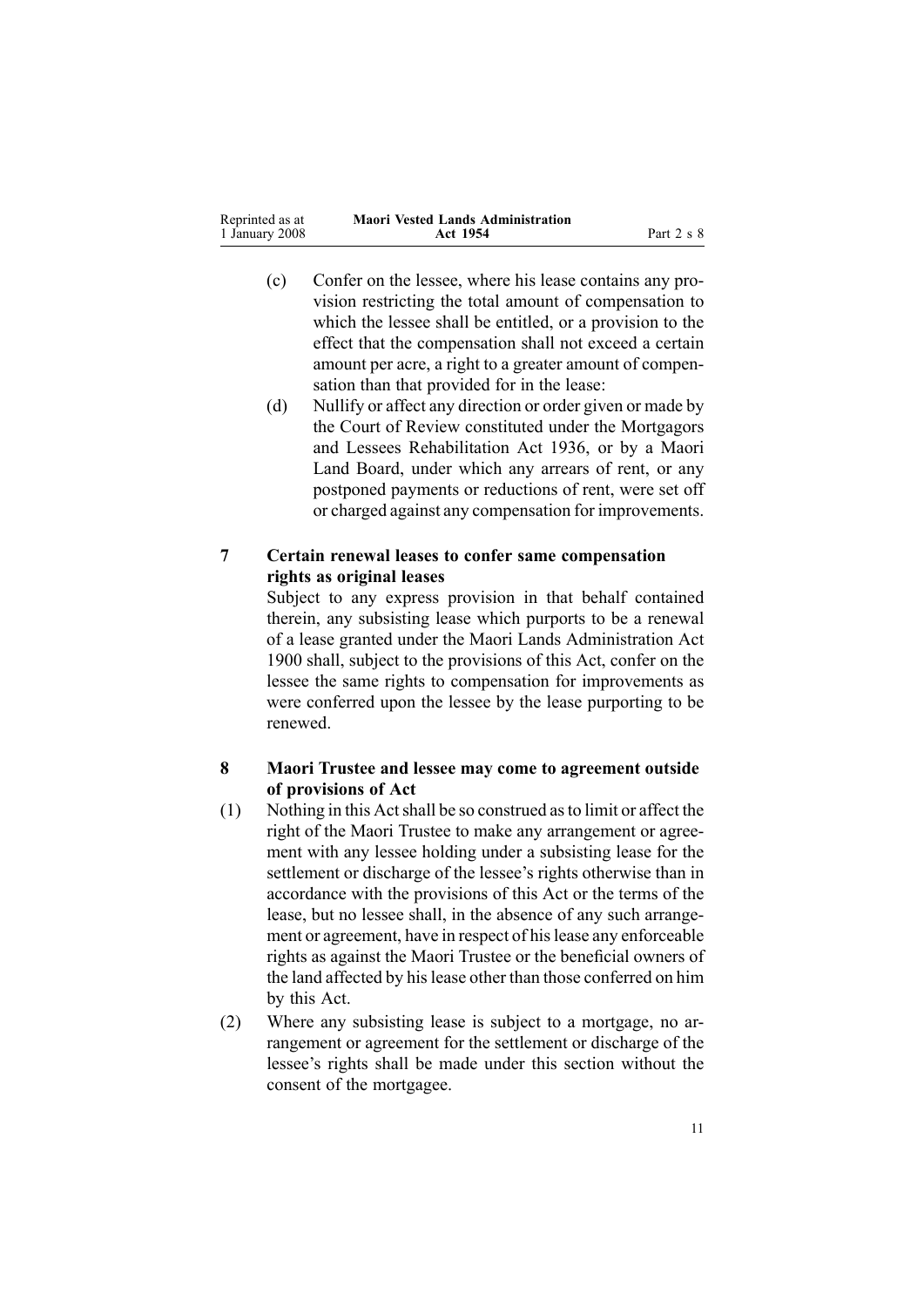(c) Confer on the lessee, where his lease contains any provision restricting the total amount of compensation to which the lessee shall be entitled, or a provision to the effect that the compensation shall not exceed a certain amount per acre, a right to a greater amount of compensation than that provided for in the lease:

(d) Nullify or affect any direction or order given or made by the Court of Review constituted under the Mortgagors and Lessees Rehabilitation Act 1936, or by a Maori Land Board, under which any arrears of rent, or any postponed payments or reductions of rent, were set off or charged against any compensation for improvements.

**7 Certain renewal leases to confer same compensation rights as original leases**

Subject to any express provision in that behalf contained therein, any subsisting lease which purports to be a renewal of a lease granted under the Maori Lands Administration Act 1900 shall, subject to the provisions of this Act, confer on the lessee the same rights to compensation for improvements as were conferred upon the lessee by the lease purporting to be renewed.

**8 Maori Trustee and lessee may come to agreement outside of provisions of Act**

(1) Nothing in this Act shall be so construed as to limit or affect the right of the Maori Trustee to make any arrangement or agreement with any lessee holding under a subsisting lease for the settlement or discharge of the lessee's rights otherwise than in accordance with the provisions of this Act or the terms of the lease, but no lessee shall, in the absence of any such arrangement or agreement, have in respect of his lease any enforceable rights as against the Maori Trustee or the beneficial owners of the land affected by his lease other than those conferred on him by this Act.

(2) Where any subsisting lease is subject to a mortgage, no arrangement or agreement for the settlement or discharge of the lessee's rights shall be made under this section without the consent of the mortgagee.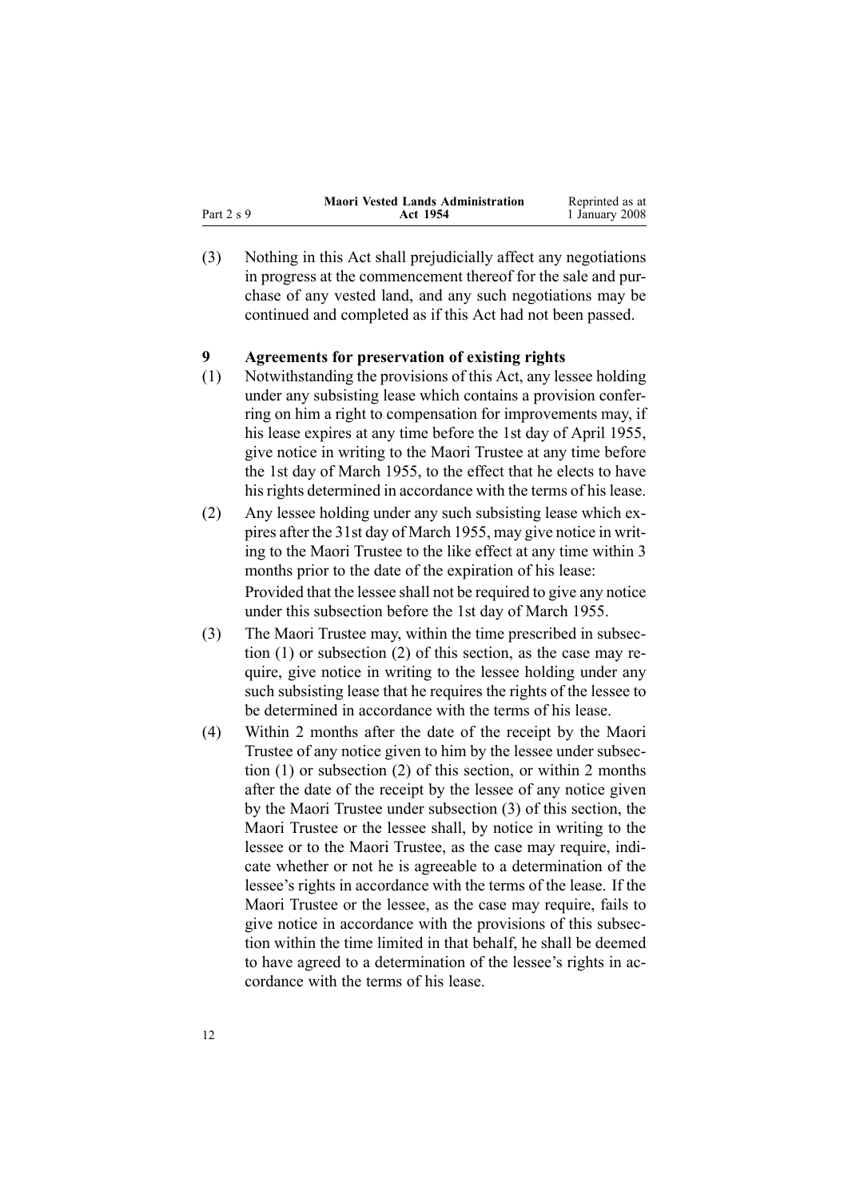(3) Nothing in this Act shall prejudicially affect any negotiations in progress at the commencement thereof for the sale and purchase of any vested land, and any such negotiations may be continued and completed as if this Act had not been passed.

### 9 Agreements for preservation of existing rights

(1) Notwithstanding the provisions of this Act, any lessee holding under any subsisting lease which contains a provision conferring on him a right to compensation for improvements may, if his lease expires at any time before the 1st day of April 1955, give notice in writing to the Maori Trustee at any time before the 1st day of March 1955, to the effect that he elects to have his rights determined in accordance with the terms of his lease.

(2) Any lessee holding under any such subsisting lease which expires after the 31st day of March 1955, may give notice in writing to the Maori Trustee to the like effect at any time within 3 months prior to the date of the expiration of his lease:

Provided that the lessee shall not be required to give any notice under this subsection before the 1st day of March 1955.

(3) The Maori Trustee may, within the time prescribed in subsection (1) or subsection (2) of this section, as the case may require, give notice in writing to the lessee holding under any such subsisting lease that he requires the rights of the lessee to be determined in accordance with the terms of his lease.

(4) Within 2 months after the date of the receipt by the Maori Trustee of any notice given to him by the lessee under subsection (1) or subsection (2) of this section, or within 2 months after the date of the receipt by the lessee of any notice given by the Maori Trustee under subsection (3) of this section, the Maori Trustee or the lessee shall, by notice in writing to the lessee or to the Maori Trustee, as the case may require, indicate whether or not he is agreeable to a determination of the lessee's rights in accordance with the terms of the lease. If the Maori Trustee or the lessee, as the case may require, fails to give notice in accordance with the provisions of this subsection within the time limited in that behalf, he shall be deemed to have agreed to a determination of the lessee's rights in accordance with the terms of his lease.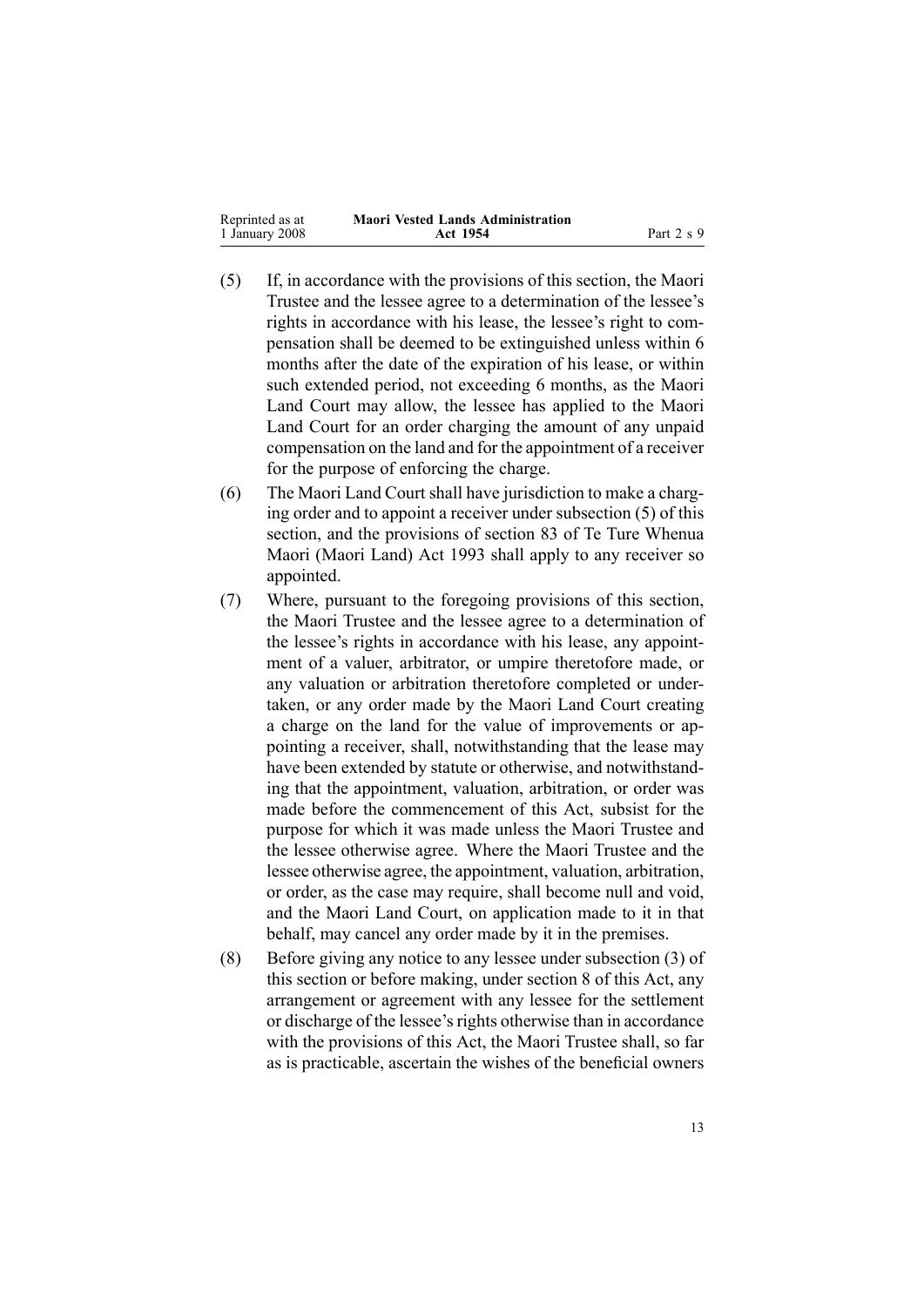(5) If, in accordance with the provisions of this section, the Maori Trustee and the lessee agree to a determination of the lessee's rights in accordance with his lease, the lessee's right to compensation shall be deemed to be extinguished unless within 6 months after the date of the expiration of his lease, or within such extended period, not exceeding 6 months, as the Maori Land Court may allow, the lessee has applied to the Maori Land Court for an order charging the amount of any unpaid compensation on the land and for the appointment of a receiver for the purpose of enforcing the charge.

(6) The Maori Land Court shall have jurisdiction to make a charging order and to appoint a receiver under subsection (5) of this section, and the provisions of section 83 of Te Ture Whenua Maori (Maori Land) Act 1993 shall apply to any receiver so appointed.

(7) Where, pursuant to the foregoing provisions of this section, the Maori Trustee and the lessee agree to a determination of the lessee's rights in accordance with his lease, any appointment of a valuer, arbitrator, or umpire theretofore made, or any valuation or arbitration theretofore completed or undertaken, or any order made by the Maori Land Court creating a charge on the land for the value of improvements or appointing a receiver, shall, notwithstanding that the lease may have been extended by statute or otherwise, and notwithstanding that the appointment, valuation, arbitration, or order was made before the commencement of this Act, subsist for the purpose for which it was made unless the Maori Trustee and the lessee otherwise agree. Where the Maori Trustee and the lessee otherwise agree, the appointment, valuation, arbitration, or order, as the case may require, shall become null and void, and the Maori Land Court, on application made to it in that behalf, may cancel any order made by it in the premises.

(8) Before giving any notice to any lessee under subsection (3) of this section or before making, under section 8 of this Act, any arrangement or agreement with any lessee for the settlement or discharge of the lessee's rights otherwise than in accordance with the provisions of this Act, the Maori Trustee shall, so far as is practicable, ascertain the wishes of the beneficial owners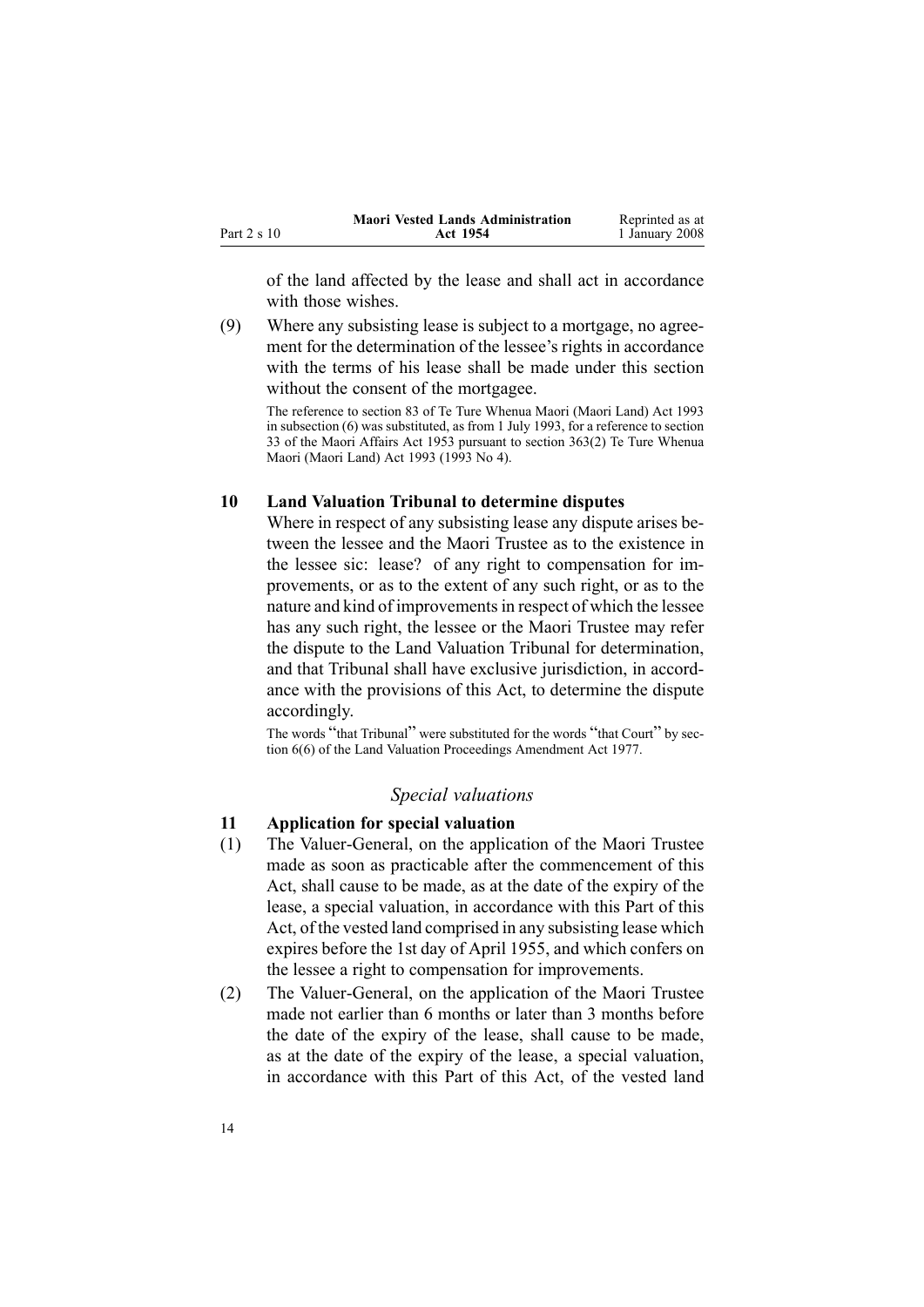of the land affected by the lease and shall act in accordance with those wishes.

(9) Where any subsisting lease is subject to a mortgage, no agreement for the determination of the lessee's rights in accordance with the terms of his lease shall be made under this section without the consent of the mortgagee.

The reference to section 83 of Te Ture Whenua Maori (Maori Land) Act 1993 in subsection (6) was substituted, as from 1 July 1993, for a reference to section 33 of the Maori Affairs Act 1953 pursuant to section 363(2) Te Ture Whenua Maori (Maori Land) Act 1993 (1993 No 4).

## 10 Land Valuation Tribunal to determine disputes

Where in respect of any subsisting lease any dispute arises between the lessee and the Maori Trustee as to the existence in the lessee sic: lease? of any right to compensation for improvements, or as to the extent of any such right, or as to the nature and kind of improvements in respect of which the lessee has any such right, the lessee or the Maori Trustee may refer the dispute to the Land Valuation Tribunal for determination, and that Tribunal shall have exclusive jurisdiction, in accordance with the provisions of this Act, to determine the dispute accordingly.

The words "that Tribunal" were substituted for the words "that Court" by section 6(6) of the Land Valuation Proceedings Amendment Act 1977.

*Special valuations*

## 11 Application for special valuation

(1) The Valuer-General, on the application of the Maori Trustee made as soon as practicable after the commencement of this Act, shall cause to be made, as at the date of the expiry of the lease, a special valuation, in accordance with this Part of this Act, of the vested land comprised in any subsisting lease which expires before the 1st day of April 1955, and which confers on the lessee a right to compensation for improvements.

(2) The Valuer-General, on the application of the Maori Trustee made not earlier than 6 months or later than 3 months before the date of the expiry of the lease, shall cause to be made, as at the date of the expiry of the lease, a special valuation, in accordance with this Part of this Act, of the vested land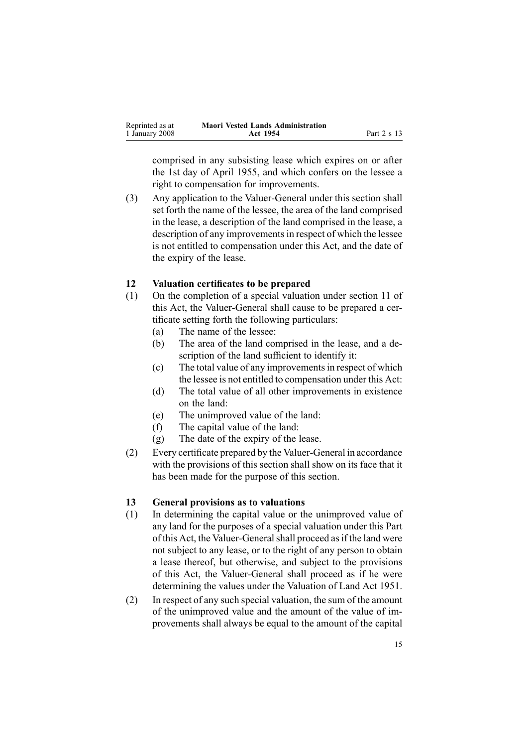comprised in any subsisting lease which expires on or after the 1st day of April 1955, and which confers on the lessee a right to compensation for improvements.

(3) Any application to the Valuer-General under this section shall set forth the name of the lessee, the area of the land comprised in the lease, a description of the land comprised in the lease, a description of any improvements in respect of which the lessee is not entitled to compensation under this Act, and the date of the expiry of the lease.

### 12 Valuation certificates to be prepared

(1) On the completion of a special valuation under section 11 of this Act, the Valuer-General shall cause to be prepared a certificate setting forth the following particulars:

- (a) The name of the lessee:
- (b) The area of the land comprised in the lease, and a description of the land sufficient to identify it:
- (c) The total value of any improvements in respect of which the lessee is not entitled to compensation under this Act:
- (d) The total value of all other improvements in existence on the land:
- (e) The unimproved value of the land:
- (f) The capital value of the land:
- (g) The date of the expiry of the lease.

(2) Every certificate prepared by the Valuer-General in accordance with the provisions of this section shall show on its face that it has been made for the purpose of this section.

### 13 General provisions as to valuations

(1) In determining the capital value or the unimproved value of any land for the purposes of a special valuation under this Part of this Act, the Valuer-General shall proceed as if the land were not subject to any lease, or to the right of any person to obtain a lease thereof, but otherwise, and subject to the provisions of this Act, the Valuer-General shall proceed as if he were determining the values under the Valuation of Land Act 1951.

(2) In respect of any such special valuation, the sum of the amount of the unimproved value and the amount of the value of improvements shall always be equal to the amount of the capital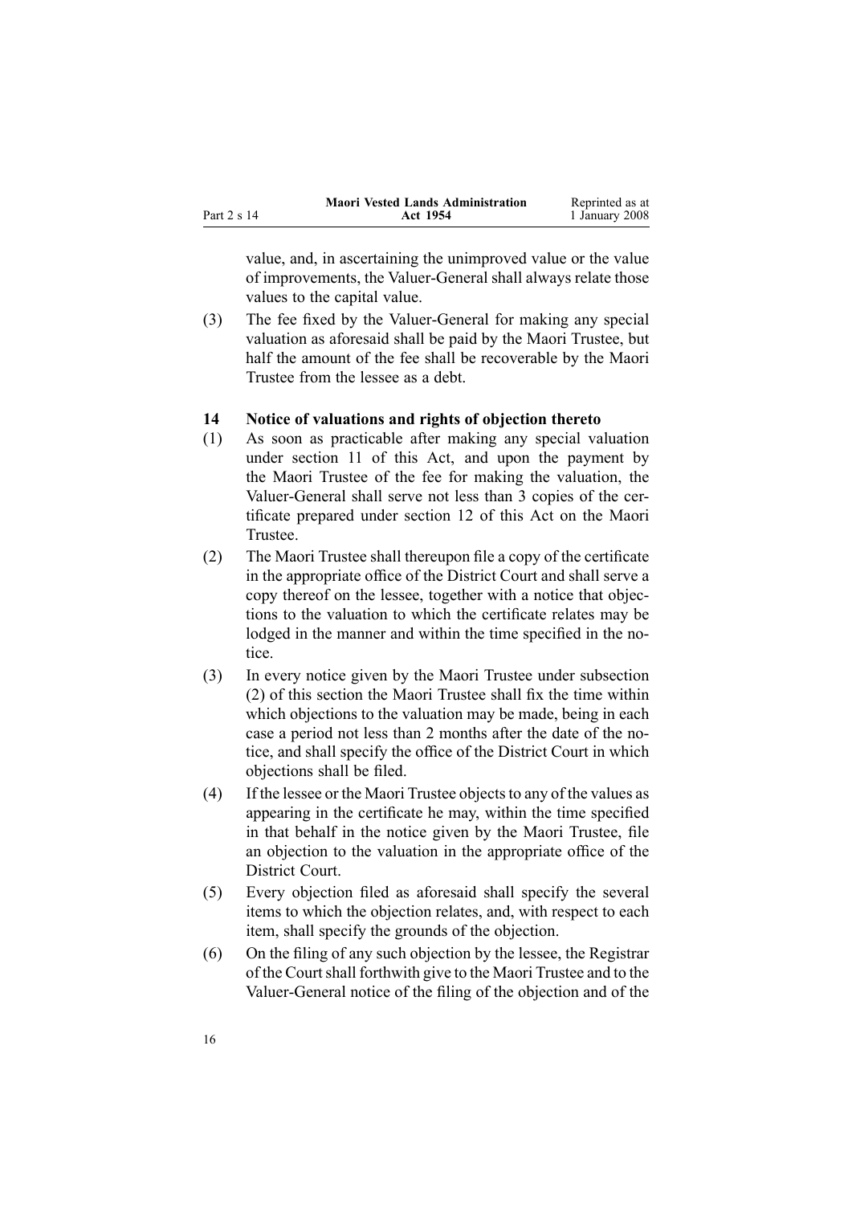value, and, in ascertaining the unimproved value or the value of improvements, the Valuer-General shall always relate those values to the capital value.

(3) The fee fixed by the Valuer-General for making any special valuation as aforesaid shall be paid by the Maori Trustee, but half the amount of the fee shall be recoverable by the Maori Trustee from the lessee as a debt.

### 14 Notice of valuations and rights of objection thereto

(1) As soon as practicable after making any special valuation under section 11 of this Act, and upon the payment by the Maori Trustee of the fee for making the valuation, the Valuer-General shall serve not less than 3 copies of the certificate prepared under section 12 of this Act on the Maori Trustee.

(2) The Maori Trustee shall thereupon file a copy of the certificate in the appropriate office of the District Court and shall serve a copy thereof on the lessee, together with a notice that objections to the valuation to which the certificate relates may be lodged in the manner and within the time specified in the notice.

(3) In every notice given by the Maori Trustee under subsection (2) of this section the Maori Trustee shall fix the time within which objections to the valuation may be made, being in each case a period not less than 2 months after the date of the notice, and shall specify the office of the District Court in which objections shall be filed.

(4) If the lessee or the Maori Trustee objects to any of the values as appearing in the certificate he may, within the time specified in that behalf in the notice given by the Maori Trustee, file an objection to the valuation in the appropriate office of the District Court.

(5) Every objection filed as aforesaid shall specify the several items to which the objection relates, and, with respect to each item, shall specify the grounds of the objection.

(6) On the filing of any such objection by the lessee, the Registrar of the Court shall forthwith give to the Maori Trustee and to the Valuer-General notice of the filing of the objection and of the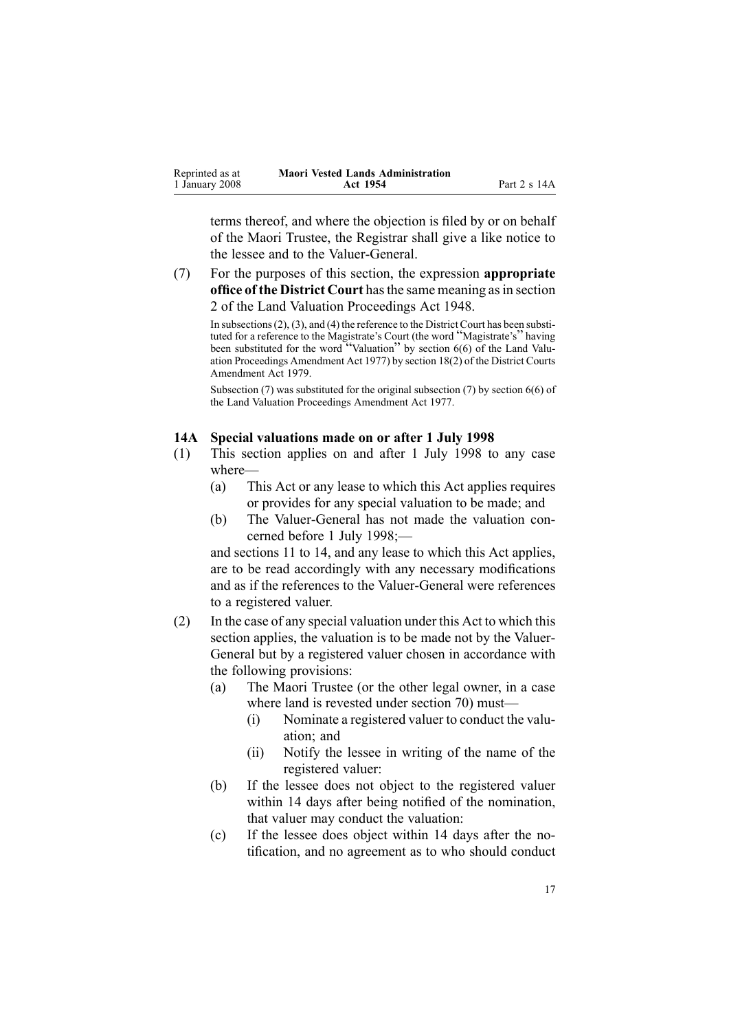terms thereof, and where the objection is filed by or on behalf of the Maori Trustee, the Registrar shall give a like notice to the lessee and to the Valuer-General.

(7) For the purposes of this section, the expression **appropriate office of the District Court** has the same meaning as in section 2 of the Land Valuation Proceedings Act 1948.

In subsections (2), (3), and (4) the reference to the District Court has been substituted for a reference to the Magistrate's Court (the word "Magistrate's" having been substituted for the word "Valuation" by section 6(6) of the Land Valuation Proceedings Amendment Act 1977) by section 18(2) of the District Courts Amendment Act 1979.

Subsection (7) was substituted for the original subsection (7) by section 6(6) of the Land Valuation Proceedings Amendment Act 1977.

### 14A Special valuations made on or after 1 July 1998

(1) This section applies on and after 1 July 1998 to any case where—

(a) This Act or any lease to which this Act applies requires or provides for any special valuation to be made; and

(b) The Valuer-General has not made the valuation concerned before 1 July 1998;—

and sections 11 to 14, and any lease to which this Act applies, are to be read accordingly with any necessary modifications and as if the references to the Valuer-General were references to a registered valuer.

(2) In the case of any special valuation under this Act to which this section applies, the valuation is to be made not by the Valuer-General but by a registered valuer chosen in accordance with the following provisions:

(a) The Maori Trustee (or the other legal owner, in a case where land is revested under section 70) must—

(i) Nominate a registered valuer to conduct the valuation; and

(ii) Notify the lessee in writing of the name of the registered valuer:

(b) If the lessee does not object to the registered valuer within 14 days after being notified of the nomination, that valuer may conduct the valuation:

(c) If the lessee does object within 14 days after the notification, and no agreement as to who should conduct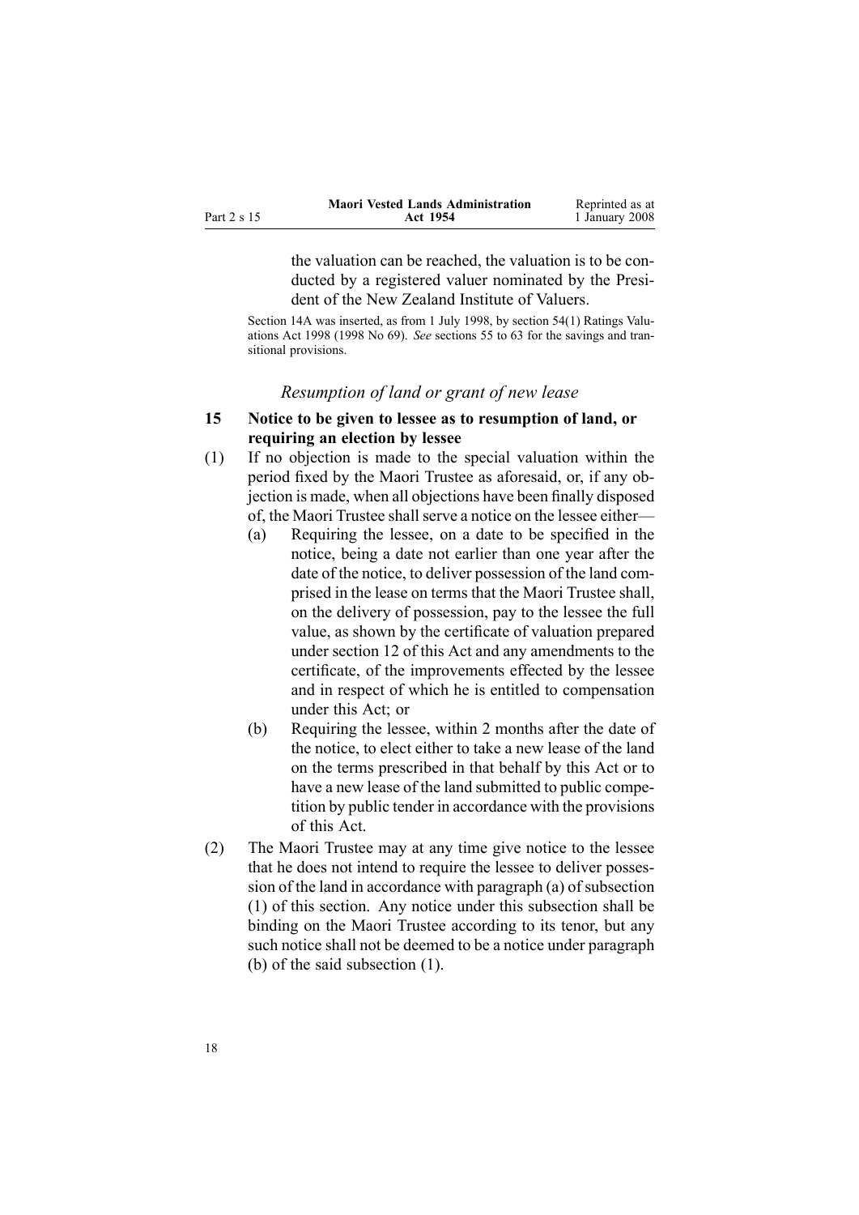the valuation can be reached, the valuation is to be conducted by a registered valuer nominated by the President of the New Zealand Institute of Valuers.

Section 14A was inserted, as from 1 July 1998, by section 54(1) Ratings Valuations Act 1998 (1998 No 69). *See* sections 55 to 63 for the savings and transitional provisions.

### *Resumption of land or grant of new lease*

**15 Notice to be given to lessee as to resumption of land, or requiring an election by lessee**

(1) If no objection is made to the special valuation within the period fixed by the Maori Trustee as aforesaid, or, if any objection is made, when all objections have been finally disposed of, the Maori Trustee shall serve a notice on the lessee either—

(a) Requiring the lessee, on a date to be specified in the notice, being a date not earlier than one year after the date of the notice, to deliver possession of the land comprised in the lease on terms that the Maori Trustee shall, on the delivery of possession, pay to the lessee the full value, as shown by the certificate of valuation prepared under section 12 of this Act and any amendments to the certificate, of the improvements effected by the lessee and in respect of which he is entitled to compensation under this Act; or

(b) Requiring the lessee, within 2 months after the date of the notice, to elect either to take a new lease of the land on the terms prescribed in that behalf by this Act or to have a new lease of the land submitted to public competition by public tender in accordance with the provisions of this Act.

(2) The Maori Trustee may at any time give notice to the lessee that he does not intend to require the lessee to deliver possession of the land in accordance with paragraph (a) of subsection (1) of this section. Any notice under this subsection shall be binding on the Maori Trustee according to its tenor, but any such notice shall not be deemed to be a notice under paragraph (b) of the said subsection (1).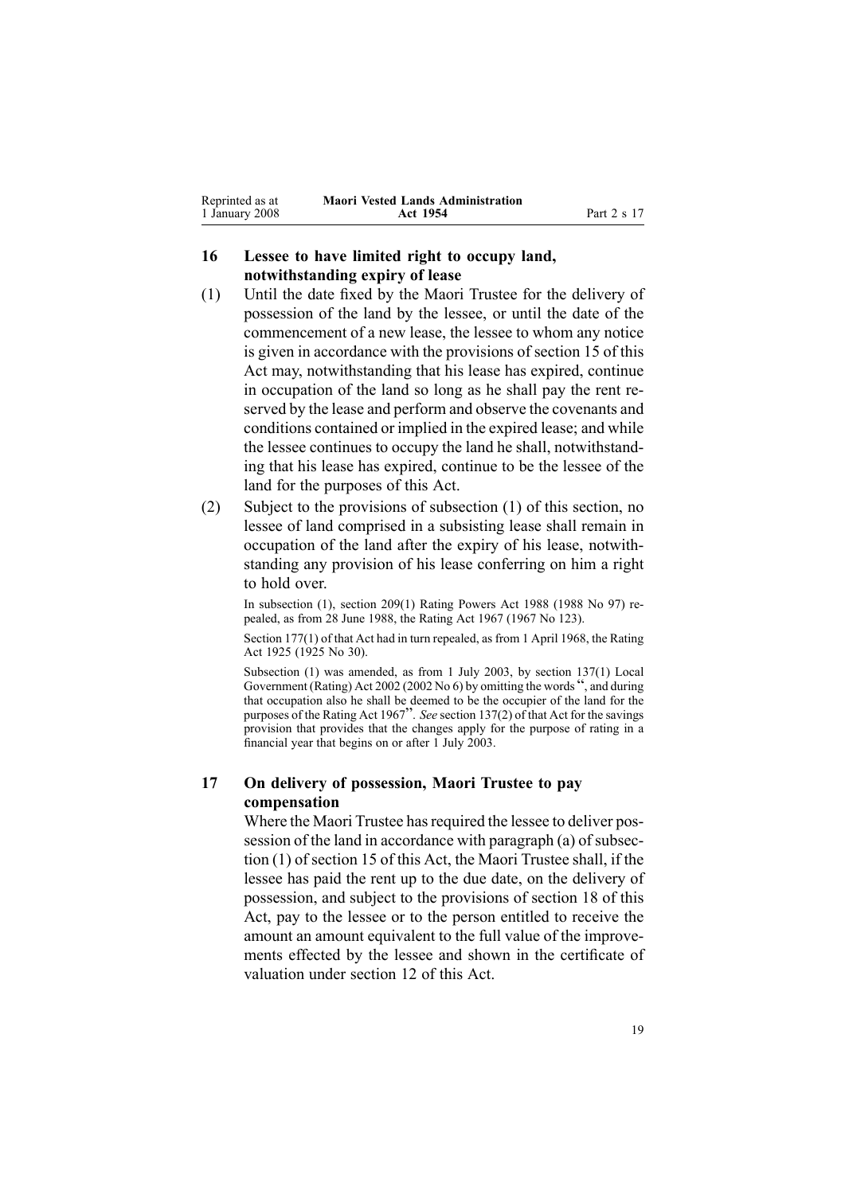## 16 Lessee to have limited right to occupy land, notwithstanding expiry of lease

(1) Until the date fixed by the Maori Trustee for the delivery of possession of the land by the lessee, or until the date of the commencement of a new lease, the lessee to whom any notice is given in accordance with the provisions of section 15 of this Act may, notwithstanding that his lease has expired, continue in occupation of the land so long as he shall pay the rent reserved by the lease and perform and observe the covenants and conditions contained or implied in the expired lease; and while the lessee continues to occupy the land he shall, notwithstanding that his lease has expired, continue to be the lessee of the land for the purposes of this Act.

(2) Subject to the provisions of subsection (1) of this section, no lessee of land comprised in a subsisting lease shall remain in occupation of the land after the expiry of his lease, notwithstanding any provision of his lease conferring on him a right to hold over.

In subsection (1), section 209(1) Rating Powers Act 1988 (1988 No 97) repealed, as from 28 June 1988, the Rating Act 1967 (1967 No 123).

Section 177(1) of that Act had in turn repealed, as from 1 April 1968, the Rating Act 1925 (1925 No 30).

Subsection (1) was amended, as from 1 July 2003, by section 137(1) Local Government (Rating) Act 2002 (2002 No 6) by omitting the words ", and during that occupation also he shall be deemed to be the occupier of the land for the purposes of the Rating Act 1967". *See* section 137(2) of that Act for the savings provision that provides that the changes apply for the purpose of rating in a financial year that begins on or after 1 July 2003.

## 17 On delivery of possession, Maori Trustee to pay compensation

Where the Maori Trustee has required the lessee to deliver possession of the land in accordance with paragraph (a) of subsection (1) of section 15 of this Act, the Maori Trustee shall, if the lessee has paid the rent up to the due date, on the delivery of possession, and subject to the provisions of section 18 of this Act, pay to the lessee or to the person entitled to receive the amount an amount equivalent to the full value of the improvements effected by the lessee and shown in the certificate of valuation under section 12 of this Act.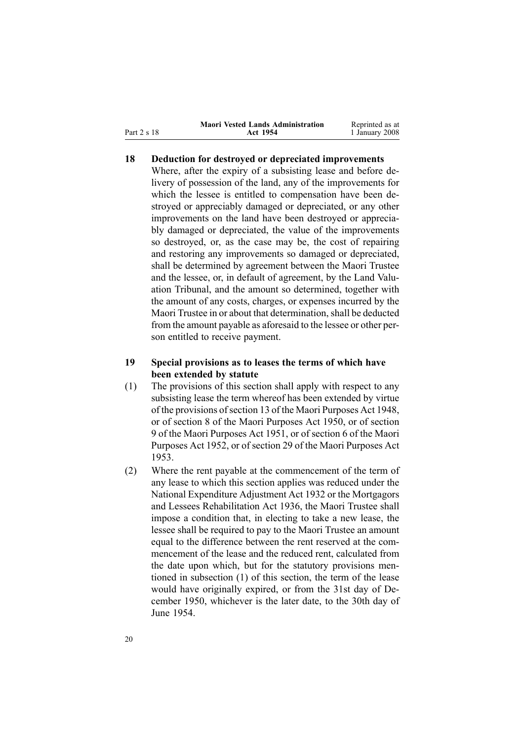## 18 Deduction for destroyed or depreciated improvements

Where, after the expiry of a subsisting lease and before delivery of possession of the land, any of the improvements for which the lessee is entitled to compensation have been destroyed or appreciably damaged or depreciated, or any other improvements on the land have been destroyed or appreciably damaged or depreciated, the value of the improvements so destroyed, or, as the case may be, the cost of repairing and restoring any improvements so damaged or depreciated, shall be determined by agreement between the Maori Trustee and the lessee, or, in default of agreement, by the Land Valuation Tribunal, and the amount so determined, together with the amount of any costs, charges, or expenses incurred by the Maori Trustee in or about that determination, shall be deducted from the amount payable as aforesaid to the lessee or other person entitled to receive payment.

## 19 Special provisions as to leases the terms of which have been extended by statute

(1) The provisions of this section shall apply with respect to any subsisting lease the term whereof has been extended by virtue of the provisions of section 13 of the Maori Purposes Act 1948, or of section 8 of the Maori Purposes Act 1950, or of section 9 of the Maori Purposes Act 1951, or of section 6 of the Maori Purposes Act 1952, or of section 29 of the Maori Purposes Act 1953.

(2) Where the rent payable at the commencement of the term of any lease to which this section applies was reduced under the National Expenditure Adjustment Act 1932 or the Mortgagors and Lessees Rehabilitation Act 1936, the Maori Trustee shall impose a condition that, in electing to take a new lease, the lessee shall be required to pay to the Maori Trustee an amount equal to the difference between the rent reserved at the commencement of the lease and the reduced rent, calculated from the date upon which, but for the statutory provisions mentioned in subsection (1) of this section, the term of the lease would have originally expired, or from the 31st day of December 1950, whichever is the later date, to the 30th day of June 1954.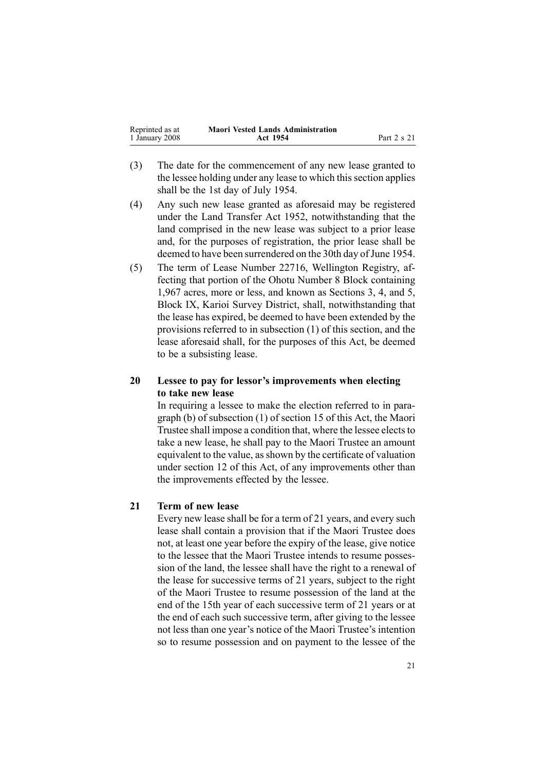(3) The date for the commencement of any new lease granted to the lessee holding under any lease to which this section applies shall be the 1st day of July 1954.

(4) Any such new lease granted as aforesaid may be registered under the Land Transfer Act 1952, notwithstanding that the land comprised in the new lease was subject to a prior lease and, for the purposes of registration, the prior lease shall be deemed to have been surrendered on the 30th day of June 1954.

(5) The term of Lease Number 22716, Wellington Registry, affecting that portion of the Ohotu Number 8 Block containing 1,967 acres, more or less, and known as Sections 3, 4, and 5, Block IX, Karioi Survey District, shall, notwithstanding that the lease has expired, be deemed to have been extended by the provisions referred to in subsection (1) of this section, and the lease aforesaid shall, for the purposes of this Act, be deemed to be a subsisting lease.

### 20 Lessee to pay for lessor's improvements when electing to take new lease

In requiring a lessee to make the election referred to in paragraph (b) of subsection (1) of section 15 of this Act, the Maori Trustee shall impose a condition that, where the lessee elects to take a new lease, he shall pay to the Maori Trustee an amount equivalent to the value, as shown by the certificate of valuation under section 12 of this Act, of any improvements other than the improvements effected by the lessee.

### 21 Term of new lease

Every new lease shall be for a term of 21 years, and every such lease shall contain a provision that if the Maori Trustee does not, at least one year before the expiry of the lease, give notice to the lessee that the Maori Trustee intends to resume possession of the land, the lessee shall have the right to a renewal of the lease for successive terms of 21 years, subject to the right of the Maori Trustee to resume possession of the land at the end of the 15th year of each successive term of 21 years or at the end of each such successive term, after giving to the lessee not less than one year's notice of the Maori Trustee's intention so to resume possession and on payment to the lessee of the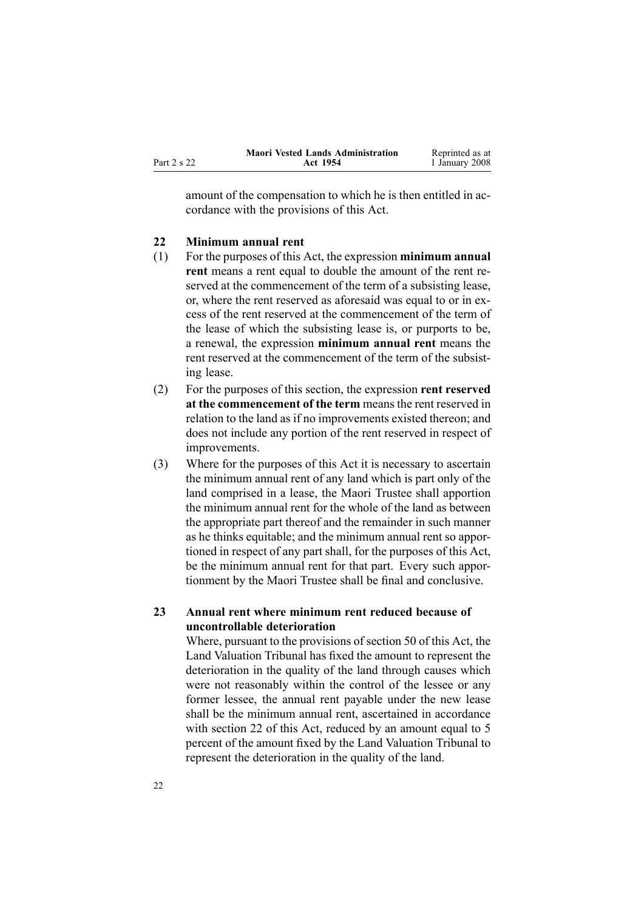amount of the compensation to which he is then entitled in accordance with the provisions of this Act.

### 22 Minimum annual rent

(1) For the purposes of this Act, the expression **minimum annual rent** means a rent equal to double the amount of the rent reserved at the commencement of the term of a subsisting lease, or, where the rent reserved as aforesaid was equal to or in excess of the rent reserved at the commencement of the term of the lease of which the subsisting lease is, or purports to be, a renewal, the expression **minimum annual rent** means the rent reserved at the commencement of the term of the subsisting lease.

(2) For the purposes of this section, the expression **rent reserved at the commencement of the term** means the rent reserved in relation to the land as if no improvements existed thereon; and does not include any portion of the rent reserved in respect of improvements.

(3) Where for the purposes of this Act it is necessary to ascertain the minimum annual rent of any land which is part only of the land comprised in a lease, the Maori Trustee shall apportion the minimum annual rent for the whole of the land as between the appropriate part thereof and the remainder in such manner as he thinks equitable; and the minimum annual rent so apportioned in respect of any part shall, for the purposes of this Act, be the minimum annual rent for that part. Every such apportionment by the Maori Trustee shall be final and conclusive.

### 23 Annual rent where minimum rent reduced because of uncontrollable deterioration

Where, pursuant to the provisions of section 50 of this Act, the Land Valuation Tribunal has fixed the amount to represent the deterioration in the quality of the land through causes which were not reasonably within the control of the lessee or any former lessee, the annual rent payable under the new lease shall be the minimum annual rent, ascertained in accordance with section 22 of this Act, reduced by an amount equal to 5 percent of the amount fixed by the Land Valuation Tribunal to represent the deterioration in the quality of the land.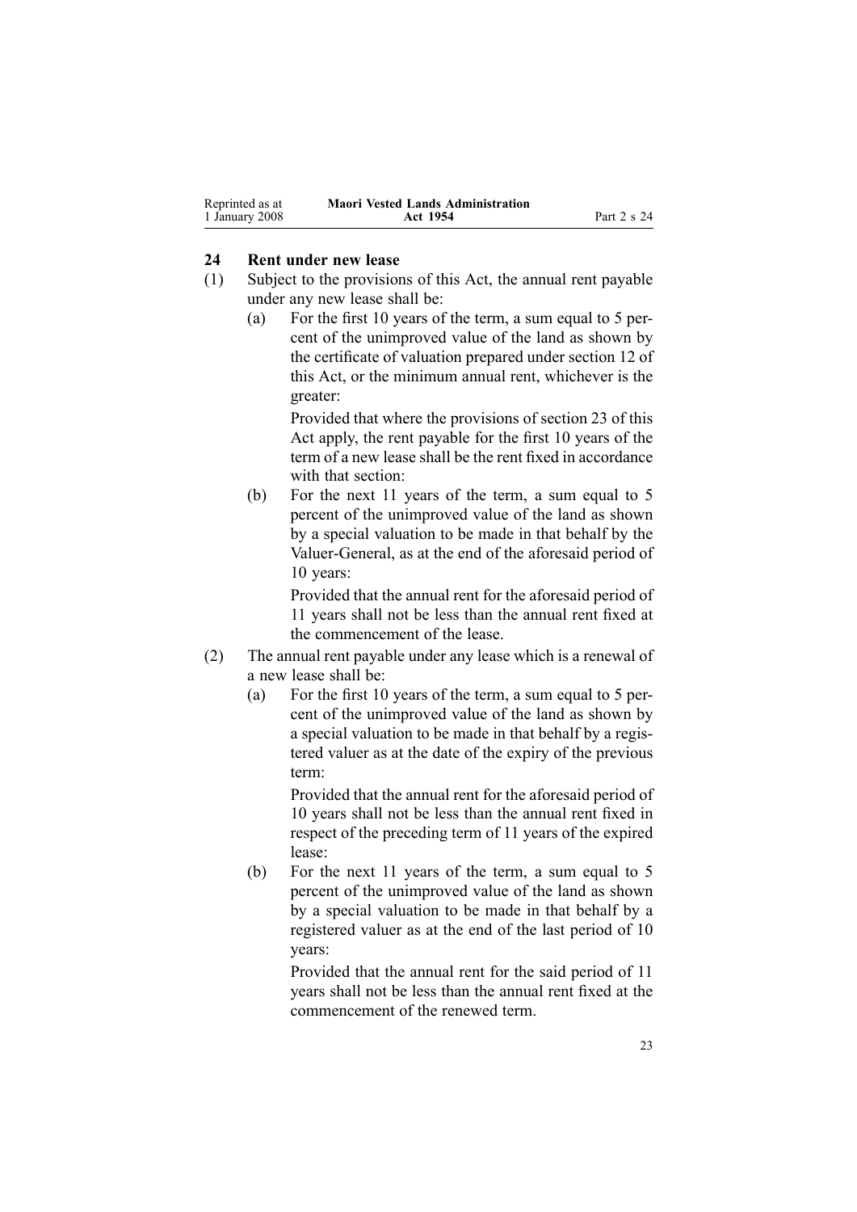## 24 Rent under new lease

(1) Subject to the provisions of this Act, the annual rent payable under any new lease shall be:

(a) For the first 10 years of the term, a sum equal to 5 percent of the unimproved value of the land as shown by the certificate of valuation prepared under section 12 of this Act, or the minimum annual rent, whichever is the greater:

Provided that where the provisions of section 23 of this Act apply, the rent payable for the first 10 years of the term of a new lease shall be the rent fixed in accordance with that section:

(b) For the next 11 years of the term, a sum equal to 5 percent of the unimproved value of the land as shown by a special valuation to be made in that behalf by the Valuer-General, as at the end of the aforesaid period of 10 years:

Provided that the annual rent for the aforesaid period of 11 years shall not be less than the annual rent fixed at the commencement of the lease.

(2) The annual rent payable under any lease which is a renewal of a new lease shall be:

(a) For the first 10 years of the term, a sum equal to 5 percent of the unimproved value of the land as shown by a special valuation to be made in that behalf by a registered valuer as at the date of the expiry of the previous term:

Provided that the annual rent for the aforesaid period of 10 years shall not be less than the annual rent fixed in respect of the preceding term of 11 years of the expired lease:

(b) For the next 11 years of the term, a sum equal to 5 percent of the unimproved value of the land as shown by a special valuation to be made in that behalf by a registered valuer as at the end of the last period of 10 years:

Provided that the annual rent for the said period of 11 years shall not be less than the annual rent fixed at the commencement of the renewed term.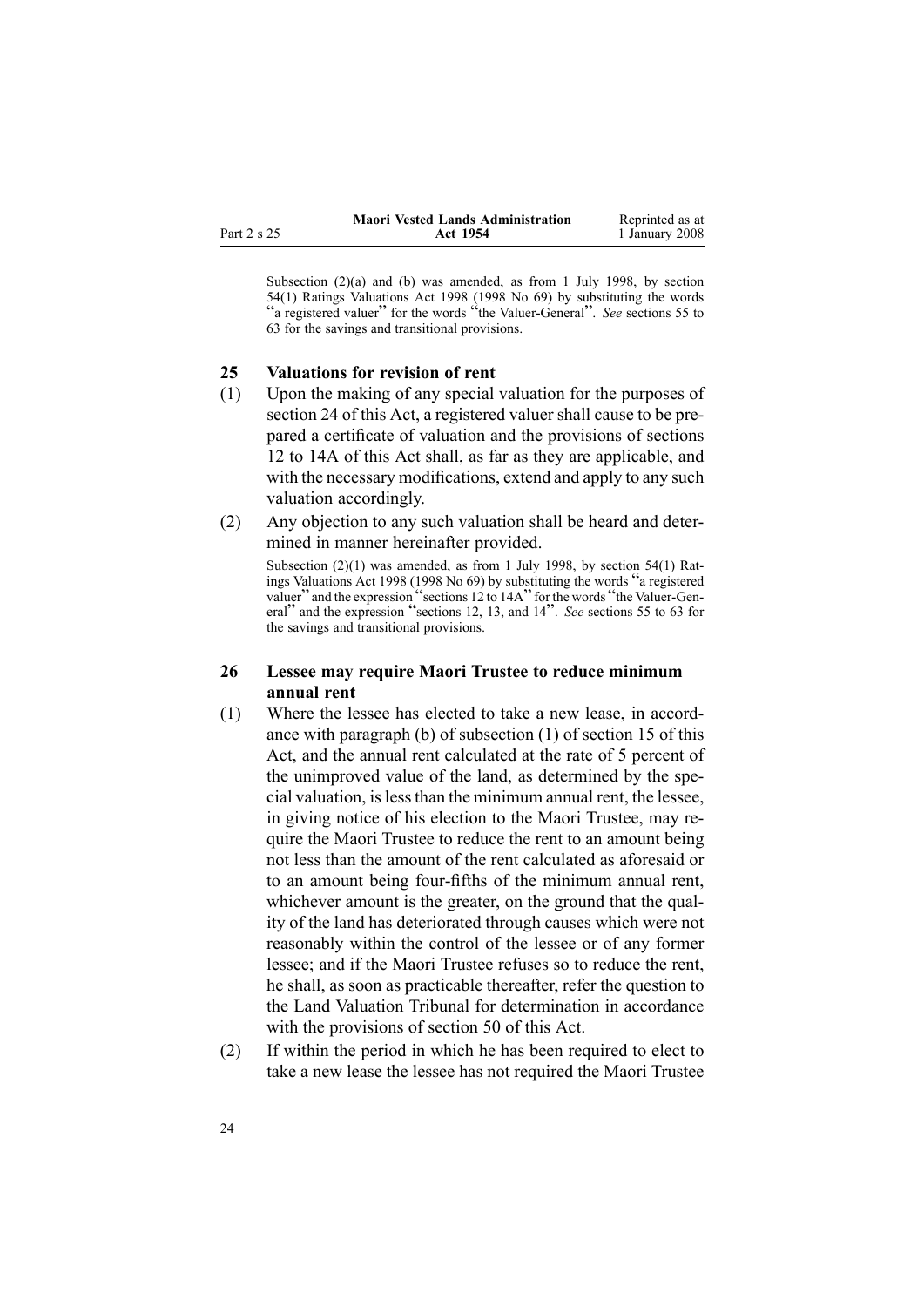Subsection (2)(a) and (b) was amended, as from 1 July 1998, by section 54(1) Ratings Valuations Act 1998 (1998 No 69) by substituting the words "a registered valuer" for the words "the Valuer-General". *See* sections 55 to 63 for the savings and transitional provisions.

## 25 Valuations for revision of rent

(1) Upon the making of any special valuation for the purposes of section 24 of this Act, a registered valuer shall cause to be prepared a certificate of valuation and the provisions of sections 12 to 14A of this Act shall, as far as they are applicable, and with the necessary modifications, extend and apply to any such valuation accordingly.

(2) Any objection to any such valuation shall be heard and determined in manner hereinafter provided.

Subsection (2)(1) was amended, as from 1 July 1998, by section 54(1) Ratings Valuations Act 1998 (1998 No 69) by substituting the words "a registered valuer" and the expression "sections 12 to 14A" for the words "the Valuer-General" and the expression "sections 12, 13, and 14". *See* sections 55 to 63 for the savings and transitional provisions.

## 26 Lessee may require Maori Trustee to reduce minimum annual rent

(1) Where the lessee has elected to take a new lease, in accordance with paragraph (b) of subsection (1) of section 15 of this Act, and the annual rent calculated at the rate of 5 percent of the unimproved value of the land, as determined by the special valuation, is less than the minimum annual rent, the lessee, in giving notice of his election to the Maori Trustee, may require the Maori Trustee to reduce the rent to an amount being not less than the amount of the rent calculated as aforesaid or to an amount being four-fifths of the minimum annual rent, whichever amount is the greater, on the ground that the quality of the land has deteriorated through causes which were not reasonably within the control of the lessee or of any former lessee; and if the Maori Trustee refuses so to reduce the rent, he shall, as soon as practicable thereafter, refer the question to the Land Valuation Tribunal for determination in accordance with the provisions of section 50 of this Act.

(2) If within the period in which he has been required to elect to take a new lease the lessee has not required the Maori Trustee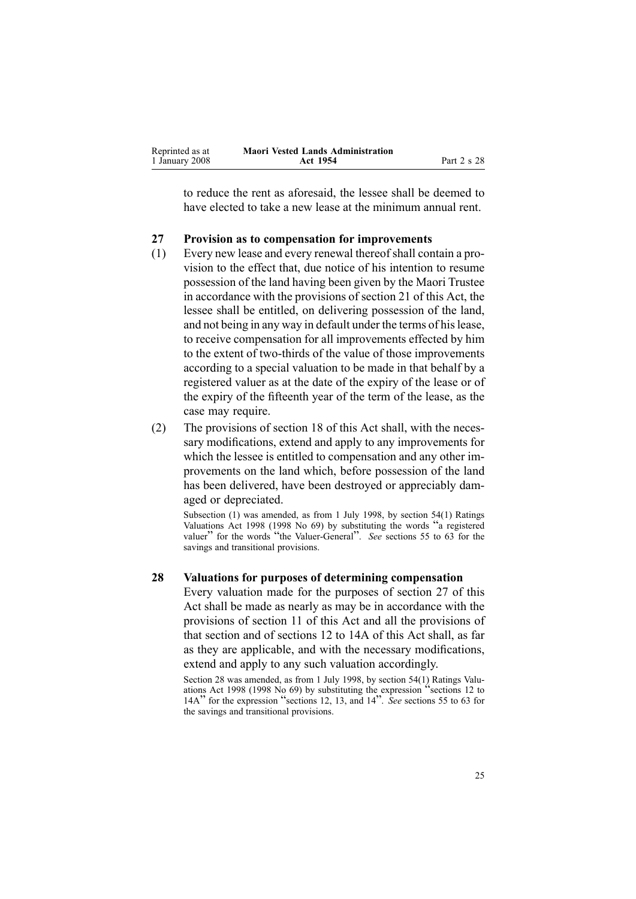to reduce the rent as aforesaid, the lessee shall be deemed to have elected to take a new lease at the minimum annual rent.

### 27 Provision as to compensation for improvements

(1) Every new lease and every renewal thereof shall contain a provision to the effect that, due notice of his intention to resume possession of the land having been given by the Maori Trustee in accordance with the provisions of section 21 of this Act, the lessee shall be entitled, on delivering possession of the land, and not being in any way in default under the terms of his lease, to receive compensation for all improvements effected by him to the extent of two-thirds of the value of those improvements according to a special valuation to be made in that behalf by a registered valuer as at the date of the expiry of the lease or of the expiry of the fifteenth year of the term of the lease, as the case may require.

(2) The provisions of section 18 of this Act shall, with the necessary modifications, extend and apply to any improvements for which the lessee is entitled to compensation and any other improvements on the land which, before possession of the land has been delivered, have been destroyed or appreciably damaged or depreciated.

Subsection (1) was amended, as from 1 July 1998, by section 54(1) Ratings Valuations Act 1998 (1998 No 69) by substituting the words "a registered valuer" for the words "the Valuer-General". *See* sections 55 to 63 for the savings and transitional provisions.

### 28 Valuations for purposes of determining compensation

Every valuation made for the purposes of section 27 of this Act shall be made as nearly as may be in accordance with the provisions of section 11 of this Act and all the provisions of that section and of sections 12 to 14A of this Act shall, as far as they are applicable, and with the necessary modifications, extend and apply to any such valuation accordingly.

Section 28 was amended, as from 1 July 1998, by section 54(1) Ratings Valuations Act 1998 (1998 No 69) by substituting the expression "sections 12 to 14A" for the expression "sections 12, 13, and 14". *See* sections 55 to 63 for the savings and transitional provisions.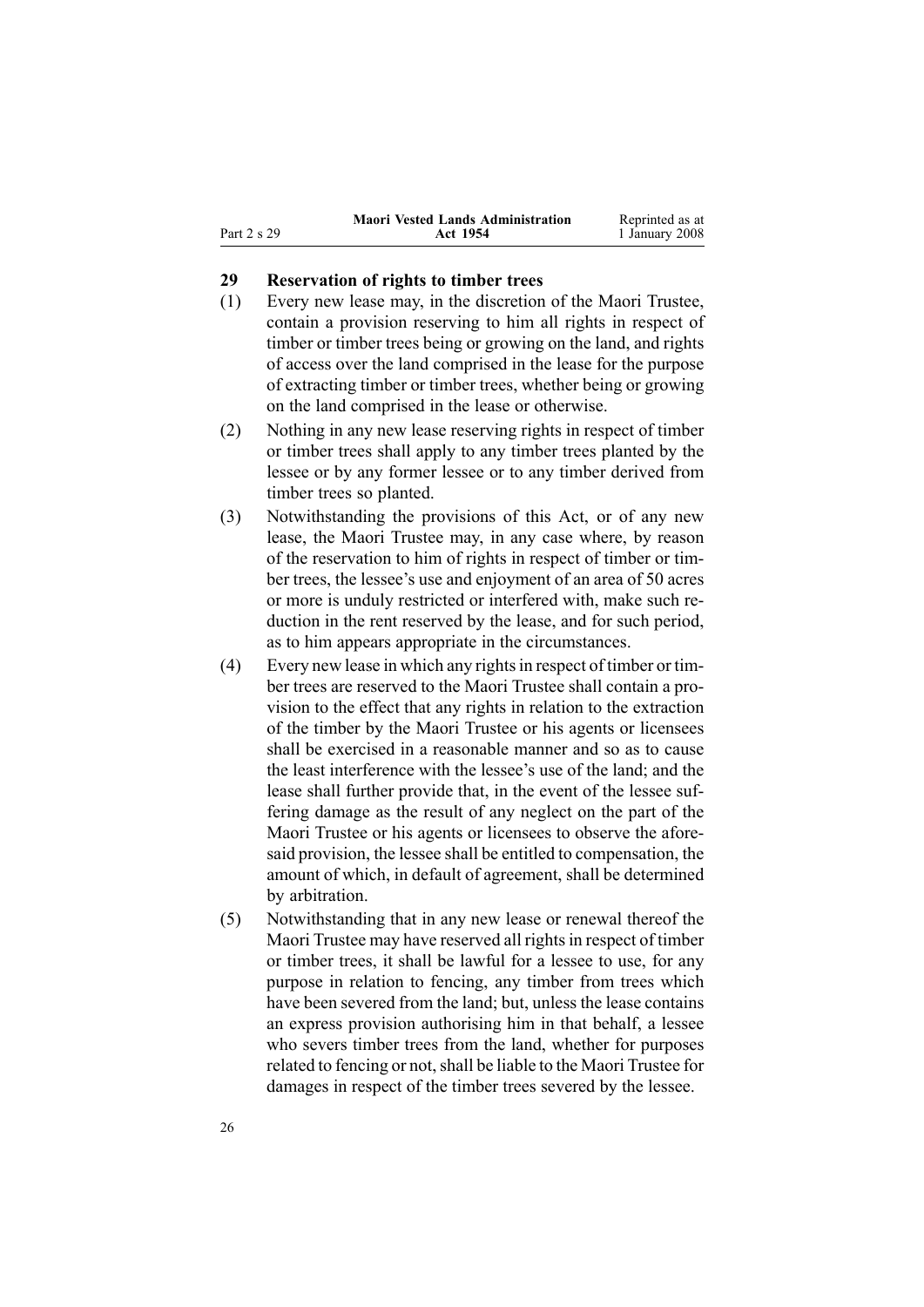## 29 Reservation of rights to timber trees

(1) Every new lease may, in the discretion of the Maori Trustee, contain a provision reserving to him all rights in respect of timber or timber trees being or growing on the land, and rights of access over the land comprised in the lease for the purpose of extracting timber or timber trees, whether being or growing on the land comprised in the lease or otherwise.

(2) Nothing in any new lease reserving rights in respect of timber or timber trees shall apply to any timber trees planted by the lessee or by any former lessee or to any timber derived from timber trees so planted.

(3) Notwithstanding the provisions of this Act, or of any new lease, the Maori Trustee may, in any case where, by reason of the reservation to him of rights in respect of timber or timber trees, the lessee's use and enjoyment of an area of 50 acres or more is unduly restricted or interfered with, make such reduction in the rent reserved by the lease, and for such period, as to him appears appropriate in the circumstances.

(4) Every new lease in which any rights in respect of timber or timber trees are reserved to the Maori Trustee shall contain a provision to the effect that any rights in relation to the extraction of the timber by the Maori Trustee or his agents or licensees shall be exercised in a reasonable manner and so as to cause the least interference with the lessee's use of the land; and the lease shall further provide that, in the event of the lessee suffering damage as the result of any neglect on the part of the Maori Trustee or his agents or licensees to observe the aforesaid provision, the lessee shall be entitled to compensation, the amount of which, in default of agreement, shall be determined by arbitration.

(5) Notwithstanding that in any new lease or renewal thereof the Maori Trustee may have reserved all rights in respect of timber or timber trees, it shall be lawful for a lessee to use, for any purpose in relation to fencing, any timber from trees which have been severed from the land; but, unless the lease contains an express provision authorising him in that behalf, a lessee who severs timber trees from the land, whether for purposes related to fencing or not, shall be liable to the Maori Trustee for damages in respect of the timber trees severed by the lessee.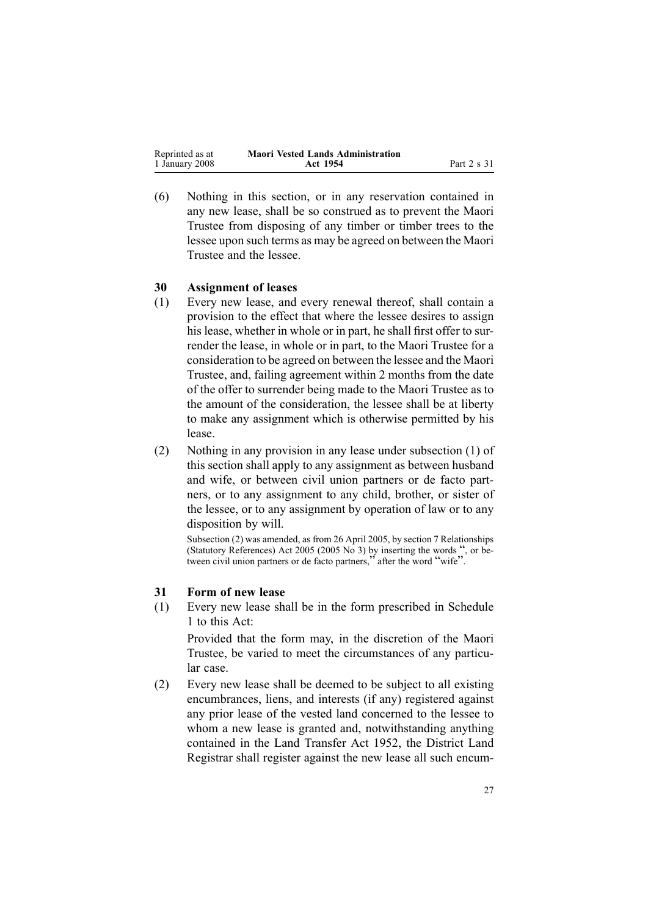(6) Nothing in this section, or in any reservation contained in any new lease, shall be so construed as to prevent the Maori Trustee from disposing of any timber or timber trees to the lessee upon such terms as may be agreed on between the Maori Trustee and the lessee.

### 30 Assignment of leases

(1) Every new lease, and every renewal thereof, shall contain a provision to the effect that where the lessee desires to assign his lease, whether in whole or in part, he shall first offer to surrender the lease, in whole or in part, to the Maori Trustee for a consideration to be agreed on between the lessee and the Maori Trustee, and, failing agreement within 2 months from the date of the offer to surrender being made to the Maori Trustee as to the amount of the consideration, the lessee shall be at liberty to make any assignment which is otherwise permitted by his lease.

(2) Nothing in any provision in any lease under subsection (1) of this section shall apply to any assignment as between husband and wife, or between civil union partners or de facto partners, or to any assignment to any child, brother, or sister of the lessee, or to any assignment by operation of law or to any disposition by will.

Subsection (2) was amended, as from 26 April 2005, by section 7 Relationships (Statutory References) Act 2005 (2005 No 3) by inserting the words ", or between civil union partners or de facto partners," after the word "wife".

### 31 Form of new lease

(1) Every new lease shall be in the form prescribed in Schedule 1 to this Act:

Provided that the form may, in the discretion of the Maori Trustee, be varied to meet the circumstances of any particular case.

(2) Every new lease shall be deemed to be subject to all existing encumbrances, liens, and interests (if any) registered against any prior lease of the vested land concerned to the lessee to whom a new lease is granted and, notwithstanding anything contained in the Land Transfer Act 1952, the District Land Registrar shall register against the new lease all such encum-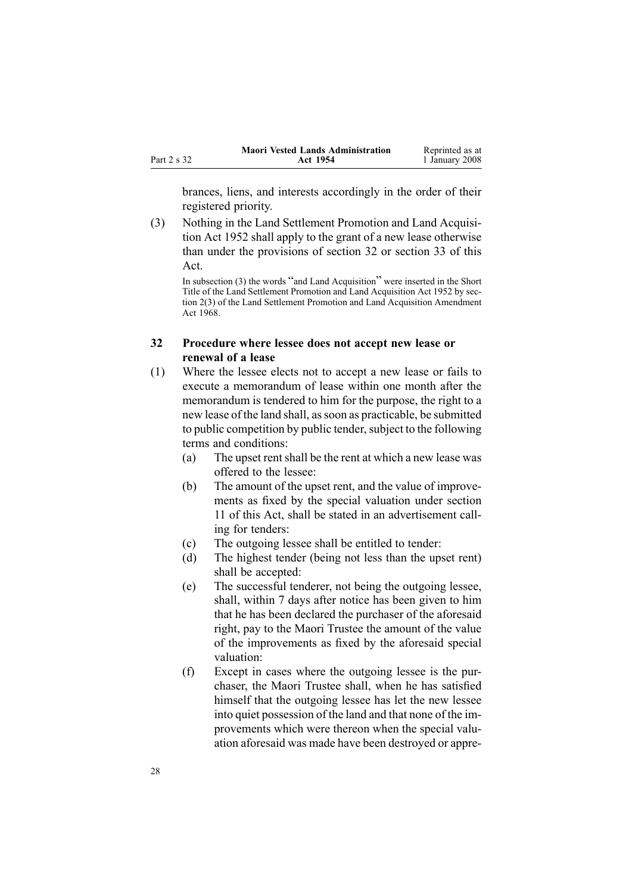brances, liens, and interests accordingly in the order of their registered priority.

(3) Nothing in the Land Settlement Promotion and Land Acquisition Act 1952 shall apply to the grant of a new lease otherwise than under the provisions of section 32 or section 33 of this Act.

In subsection (3) the words "and Land Acquisition" were inserted in the Short Title of the Land Settlement Promotion and Land Acquisition Act 1952 by section 2(3) of the Land Settlement Promotion and Land Acquisition Amendment Act 1968.

### 32 Procedure where lessee does not accept new lease or renewal of a lease

(1) Where the lessee elects not to accept a new lease or fails to execute a memorandum of lease within one month after the memorandum is tendered to him for the purpose, the right to a new lease of the land shall, as soon as practicable, be submitted to public competition by public tender, subject to the following terms and conditions:

- (a) The upset rent shall be the rent at which a new lease was offered to the lessee:
- (b) The amount of the upset rent, and the value of improvements as fixed by the special valuation under section 11 of this Act, shall be stated in an advertisement calling for tenders:
- (c) The outgoing lessee shall be entitled to tender:
- (d) The highest tender (being not less than the upset rent) shall be accepted:
- (e) The successful tenderer, not being the outgoing lessee, shall, within 7 days after notice has been given to him that he has been declared the purchaser of the aforesaid right, pay to the Maori Trustee the amount of the value of the improvements as fixed by the aforesaid special valuation:
- (f) Except in cases where the outgoing lessee is the purchaser, the Maori Trustee shall, when he has satisfied himself that the outgoing lessee has let the new lessee into quiet possession of the land and that none of the improvements which were thereon when the special valuation aforesaid was made have been destroyed or appre-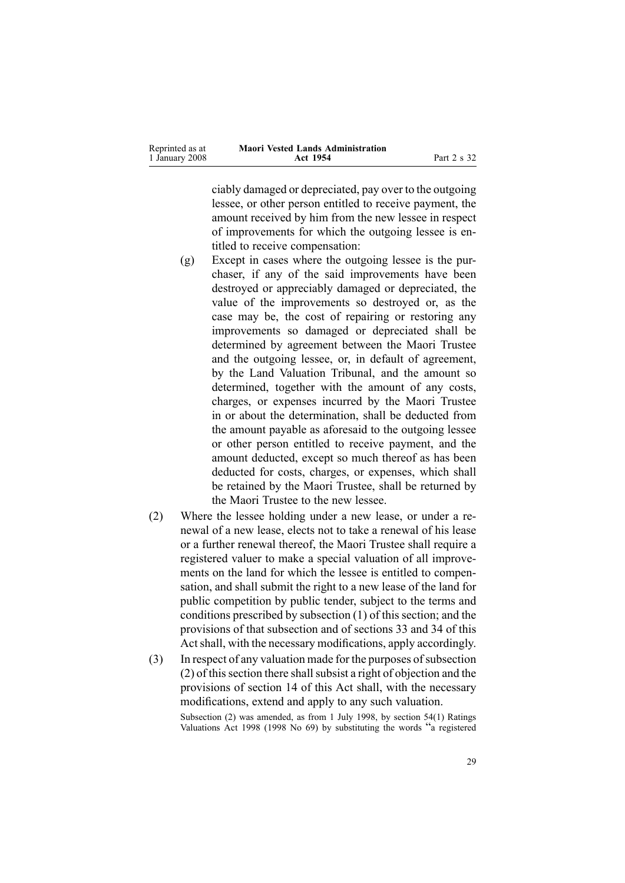ciably damaged or depreciated, pay over to the outgoing lessee, or other person entitled to receive payment, the amount received by him from the new lessee in respect of improvements for which the outgoing lessee is entitled to receive compensation:

(g) Except in cases where the outgoing lessee is the purchaser, if any of the said improvements have been destroyed or appreciably damaged or depreciated, the value of the improvements so destroyed or, as the case may be, the cost of repairing or restoring any improvements so damaged or depreciated shall be determined by agreement between the Maori Trustee and the outgoing lessee, or, in default of agreement, by the Land Valuation Tribunal, and the amount so determined, together with the amount of any costs, charges, or expenses incurred by the Maori Trustee in or about the determination, shall be deducted from the amount payable as aforesaid to the outgoing lessee or other person entitled to receive payment, and the amount deducted, except so much thereof as has been deducted for costs, charges, or expenses, which shall be retained by the Maori Trustee, shall be returned by the Maori Trustee to the new lessee.

(2) Where the lessee holding under a new lease, or under a renewal of a new lease, elects not to take a renewal of his lease or a further renewal thereof, the Maori Trustee shall require a registered valuer to make a special valuation of all improvements on the land for which the lessee is entitled to compensation, and shall submit the right to a new lease of the land for public competition by public tender, subject to the terms and conditions prescribed by subsection (1) of this section; and the provisions of that subsection and of sections 33 and 34 of this Act shall, with the necessary modifications, apply accordingly.

(3) In respect of any valuation made for the purposes of subsection (2) of this section there shall subsist a right of objection and the provisions of section 14 of this Act shall, with the necessary modifications, extend and apply to any such valuation.

Subsection (2) was amended, as from 1 July 1998, by section 54(1) Ratings Valuations Act 1998 (1998 No 69) by substituting the words "a registered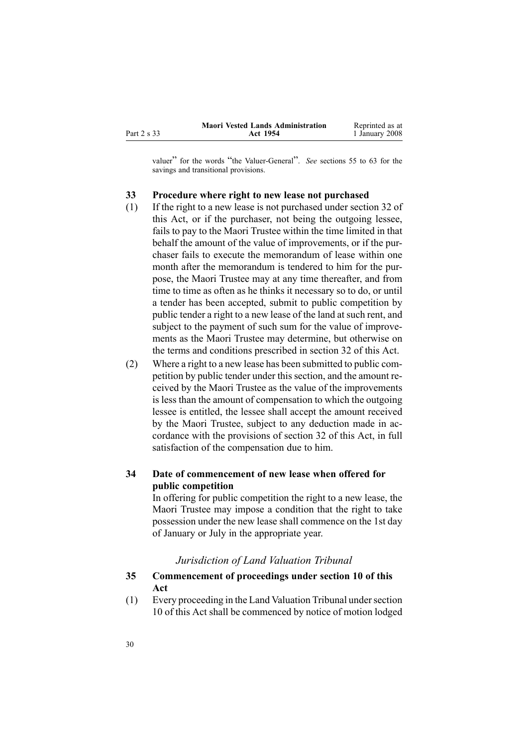valuer" for the words "the Valuer-General". *See* sections 55 to 63 for the savings and transitional provisions.

**33 Procedure where right to new lease not purchased**

(1) If the right to a new lease is not purchased under section 32 of this Act, or if the purchaser, not being the outgoing lessee, fails to pay to the Maori Trustee within the time limited in that behalf the amount of the value of improvements, or if the purchaser fails to execute the memorandum of lease within one month after the memorandum is tendered to him for the purpose, the Maori Trustee may at any time thereafter, and from time to time as often as he thinks it necessary so to do, or until a tender has been accepted, submit to public competition by public tender a right to a new lease of the land at such rent, and subject to the payment of such sum for the value of improvements as the Maori Trustee may determine, but otherwise on the terms and conditions prescribed in section 32 of this Act.

(2) Where a right to a new lease has been submitted to public competition by public tender under this section, and the amount received by the Maori Trustee as the value of the improvements is less than the amount of compensation to which the outgoing lessee is entitled, the lessee shall accept the amount received by the Maori Trustee, subject to any deduction made in accordance with the provisions of section 32 of this Act, in full satisfaction of the compensation due to him.

**34 Date of commencement of new lease when offered for public competition**

In offering for public competition the right to a new lease, the Maori Trustee may impose a condition that the right to take possession under the new lease shall commence on the 1st day of January or July in the appropriate year.

*Jurisdiction of Land Valuation Tribunal*

**35 Commencement of proceedings under section 10 of this Act**

(1) Every proceeding in the Land Valuation Tribunal under section 10 of this Act shall be commenced by notice of motion lodged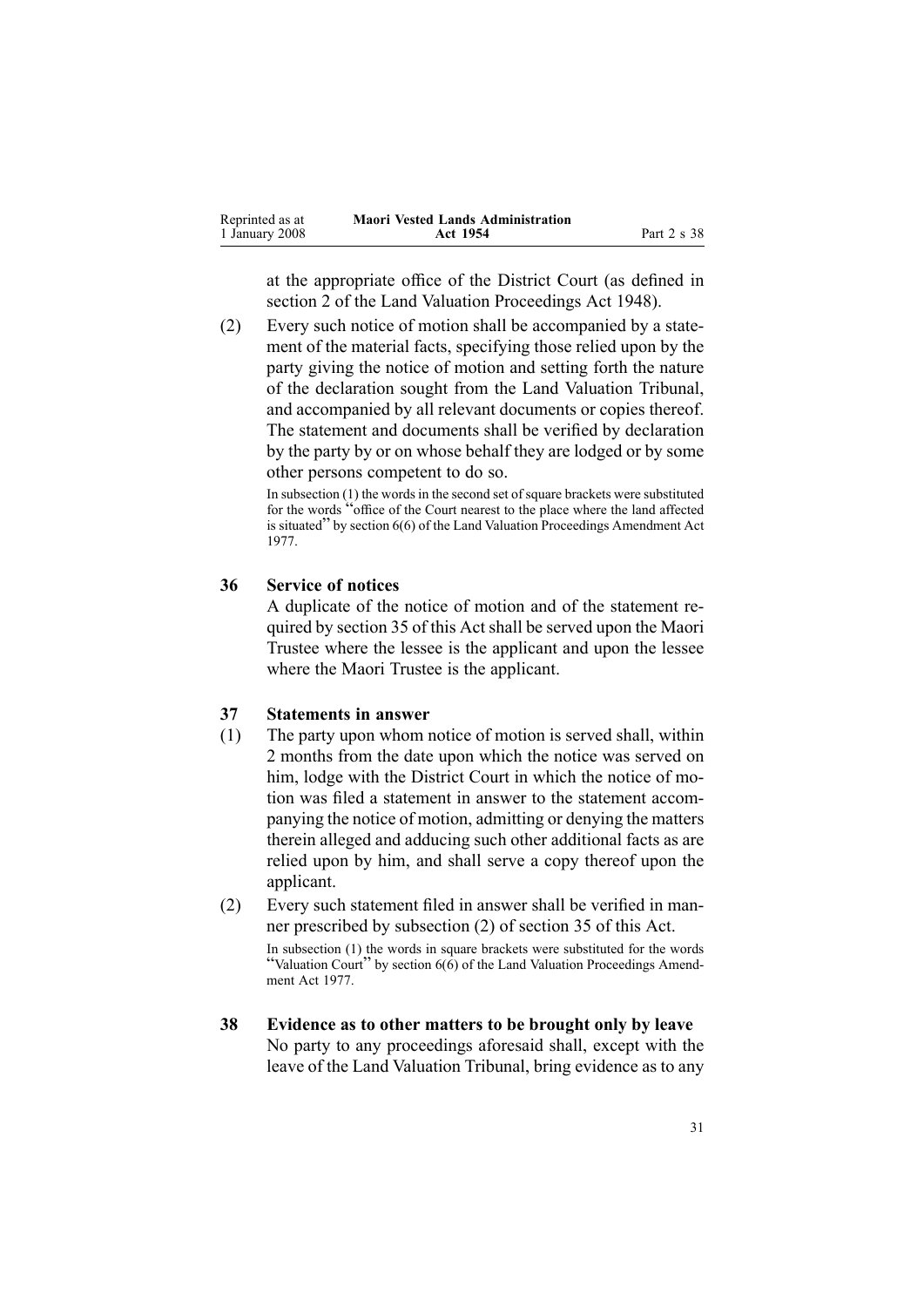at the appropriate office of the District Court (as defined in section 2 of the Land Valuation Proceedings Act 1948).

(2) Every such notice of motion shall be accompanied by a statement of the material facts, specifying those relied upon by the party giving the notice of motion and setting forth the nature of the declaration sought from the Land Valuation Tribunal, and accompanied by all relevant documents or copies thereof. The statement and documents shall be verified by declaration by the party by or on whose behalf they are lodged or by some other persons competent to do so.

In subsection (1) the words in the second set of square brackets were substituted for the words "office of the Court nearest to the place where the land affected is situated" by section 6(6) of the Land Valuation Proceedings Amendment Act 1977.

### 36 Service of notices

A duplicate of the notice of motion and of the statement required by section 35 of this Act shall be served upon the Maori Trustee where the lessee is the applicant and upon the lessee where the Maori Trustee is the applicant.

### 37 Statements in answer

(1) The party upon whom notice of motion is served shall, within 2 months from the date upon which the notice was served on him, lodge with the District Court in which the notice of motion was filed a statement in answer to the statement accompanying the notice of motion, admitting or denying the matters therein alleged and adducing such other additional facts as are relied upon by him, and shall serve a copy thereof upon the applicant.

(2) Every such statement filed in answer shall be verified in manner prescribed by subsection (2) of section 35 of this Act.

In subsection (1) the words in square brackets were substituted for the words "Valuation Court" by section 6(6) of the Land Valuation Proceedings Amendment Act 1977.

### 38 Evidence as to other matters to be brought only by leave

No party to any proceedings aforesaid shall, except with the leave of the Land Valuation Tribunal, bring evidence as to any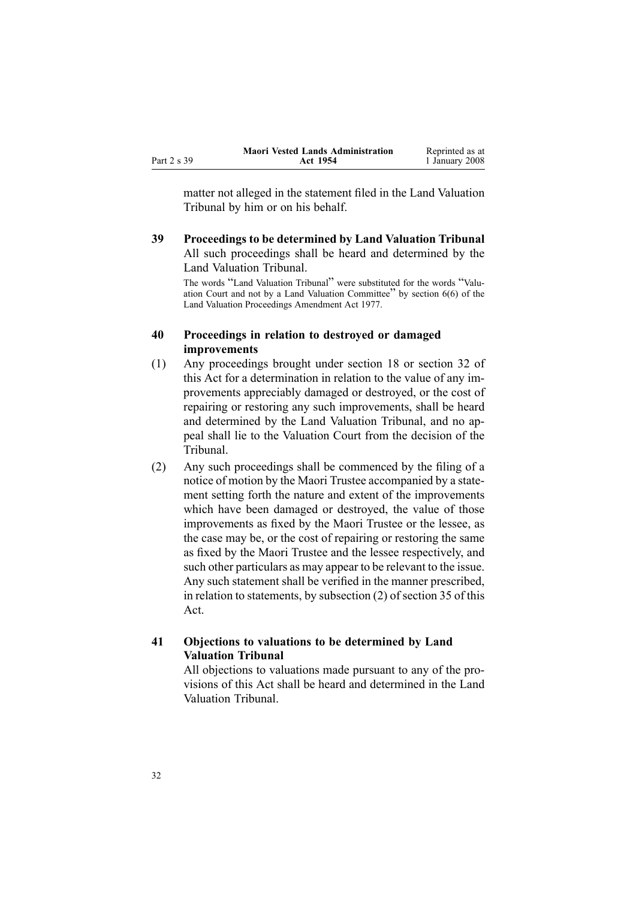matter not alleged in the statement filed in the Land Valuation Tribunal by him or on his behalf.

**39 Proceedings to be determined by Land Valuation Tribunal**

All such proceedings shall be heard and determined by the Land Valuation Tribunal.

The words "Land Valuation Tribunal" were substituted for the words "Valuation Court and not by a Land Valuation Committee" by section 6(6) of the Land Valuation Proceedings Amendment Act 1977.

**40 Proceedings in relation to destroyed or damaged improvements**

(1) Any proceedings brought under section 18 or section 32 of this Act for a determination in relation to the value of any improvements appreciably damaged or destroyed, or the cost of repairing or restoring any such improvements, shall be heard and determined by the Land Valuation Tribunal, and no appeal shall lie to the Valuation Court from the decision of the Tribunal.

(2) Any such proceedings shall be commenced by the filing of a notice of motion by the Maori Trustee accompanied by a statement setting forth the nature and extent of the improvements which have been damaged or destroyed, the value of those improvements as fixed by the Maori Trustee or the lessee, as the case may be, or the cost of repairing or restoring the same as fixed by the Maori Trustee and the lessee respectively, and such other particulars as may appear to be relevant to the issue. Any such statement shall be verified in the manner prescribed, in relation to statements, by subsection (2) of section 35 of this Act.

**41 Objections to valuations to be determined by Land Valuation Tribunal**

All objections to valuations made pursuant to any of the provisions of this Act shall be heard and determined in the Land Valuation Tribunal.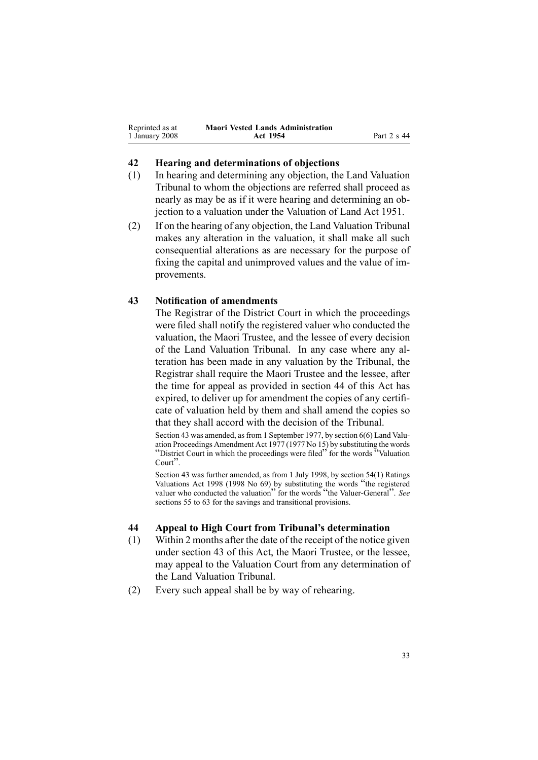## 42 Hearing and determinations of objections

(1) In hearing and determining any objection, the Land Valuation Tribunal to whom the objections are referred shall proceed as nearly as may be as if it were hearing and determining an objection to a valuation under the Valuation of Land Act 1951.

(2) If on the hearing of any objection, the Land Valuation Tribunal makes any alteration in the valuation, it shall make all such consequential alterations as are necessary for the purpose of fixing the capital and unimproved values and the value of improvements.

## 43 Notification of amendments

The Registrar of the District Court in which the proceedings were filed shall notify the registered valuer who conducted the valuation, the Maori Trustee, and the lessee of every decision of the Land Valuation Tribunal. In any case where any alteration has been made in any valuation by the Tribunal, the Registrar shall require the Maori Trustee and the lessee, after the time for appeal as provided in section 44 of this Act has expired, to deliver up for amendment the copies of any certificate of valuation held by them and shall amend the copies so that they shall accord with the decision of the Tribunal.

Section 43 was amended, as from 1 September 1977, by section 6(6) Land Valuation Proceedings Amendment Act 1977 (1977 No 15) by substituting the words "District Court in which the proceedings were filed" for the words "Valuation Court".

Section 43 was further amended, as from 1 July 1998, by section 54(1) Ratings Valuations Act 1998 (1998 No 69) by substituting the words "the registered valuer who conducted the valuation" for the words "the Valuer-General". *See* sections 55 to 63 for the savings and transitional provisions.

## 44 Appeal to High Court from Tribunal's determination

(1) Within 2 months after the date of the receipt of the notice given under section 43 of this Act, the Maori Trustee, or the lessee, may appeal to the Valuation Court from any determination of the Land Valuation Tribunal.

(2) Every such appeal shall be by way of rehearing.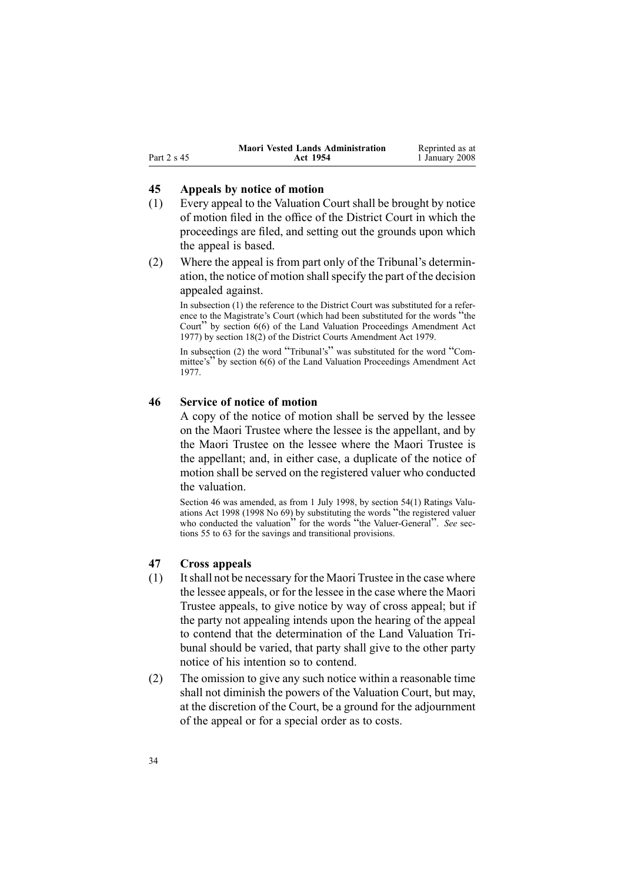## 45 Appeals by notice of motion

(1) Every appeal to the Valuation Court shall be brought by notice of motion filed in the office of the District Court in which the proceedings are filed, and setting out the grounds upon which the appeal is based.

(2) Where the appeal is from part only of the Tribunal's determination, the notice of motion shall specify the part of the decision appealed against.

In subsection (1) the reference to the District Court was substituted for a reference to the Magistrate's Court (which had been substituted for the words "the Court" by section 6(6) of the Land Valuation Proceedings Amendment Act 1977) by section 18(2) of the District Courts Amendment Act 1979.

In subsection (2) the word "Tribunal's" was substituted for the word "Committee's" by section 6(6) of the Land Valuation Proceedings Amendment Act 1977.

## 46 Service of notice of motion

A copy of the notice of motion shall be served by the lessee on the Maori Trustee where the lessee is the appellant, and by the Maori Trustee on the lessee where the Maori Trustee is the appellant; and, in either case, a duplicate of the notice of motion shall be served on the registered valuer who conducted the valuation.

Section 46 was amended, as from 1 July 1998, by section 54(1) Ratings Valuations Act 1998 (1998 No 69) by substituting the words "the registered valuer who conducted the valuation" for the words "the Valuer-General". *See* sections 55 to 63 for the savings and transitional provisions.

## 47 Cross appeals

(1) It shall not be necessary for the Maori Trustee in the case where the lessee appeals, or for the lessee in the case where the Maori Trustee appeals, to give notice by way of cross appeal; but if the party not appealing intends upon the hearing of the appeal to contend that the determination of the Land Valuation Tribunal should be varied, that party shall give to the other party notice of his intention so to contend.

(2) The omission to give any such notice within a reasonable time shall not diminish the powers of the Valuation Court, but may, at the discretion of the Court, be a ground for the adjournment of the appeal or for a special order as to costs.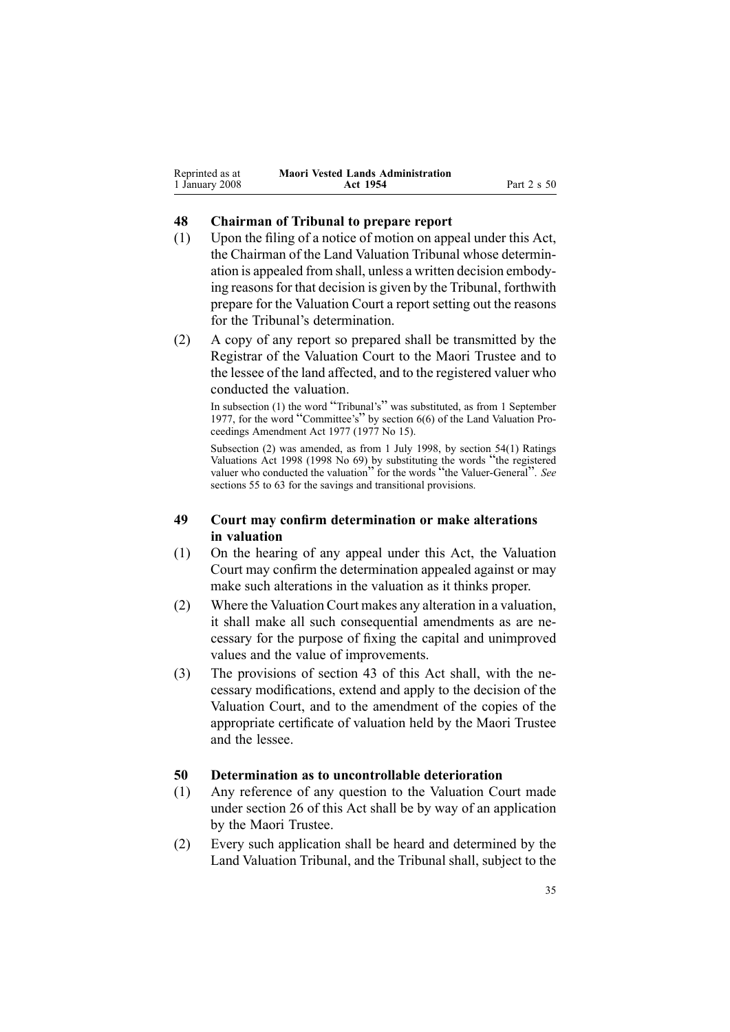## 48 Chairman of Tribunal to prepare report

(1) Upon the filing of a notice of motion on appeal under this Act, the Chairman of the Land Valuation Tribunal whose determination is appealed from shall, unless a written decision embodying reasons for that decision is given by the Tribunal, forthwith prepare for the Valuation Court a report setting out the reasons for the Tribunal's determination.

(2) A copy of any report so prepared shall be transmitted by the Registrar of the Valuation Court to the Maori Trustee and to the lessee of the land affected, and to the registered valuer who conducted the valuation.

In subsection (1) the word "Tribunal's" was substituted, as from 1 September 1977, for the word "Committee's" by section 6(6) of the Land Valuation Proceedings Amendment Act 1977 (1977 No 15).

Subsection (2) was amended, as from 1 July 1998, by section 54(1) Ratings Valuations Act 1998 (1998 No 69) by substituting the words "the registered valuer who conducted the valuation" for the words "the Valuer-General". *See* sections 55 to 63 for the savings and transitional provisions.

## 49 Court may confirm determination or make alterations in valuation

(1) On the hearing of any appeal under this Act, the Valuation Court may confirm the determination appealed against or may make such alterations in the valuation as it thinks proper.

(2) Where the Valuation Court makes any alteration in a valuation, it shall make all such consequential amendments as are necessary for the purpose of fixing the capital and unimproved values and the value of improvements.

(3) The provisions of section 43 of this Act shall, with the necessary modifications, extend and apply to the decision of the Valuation Court, and to the amendment of the copies of the appropriate certificate of valuation held by the Maori Trustee and the lessee.

## 50 Determination as to uncontrollable deterioration

(1) Any reference of any question to the Valuation Court made under section 26 of this Act shall be by way of an application by the Maori Trustee.

(2) Every such application shall be heard and determined by the Land Valuation Tribunal, and the Tribunal shall, subject to the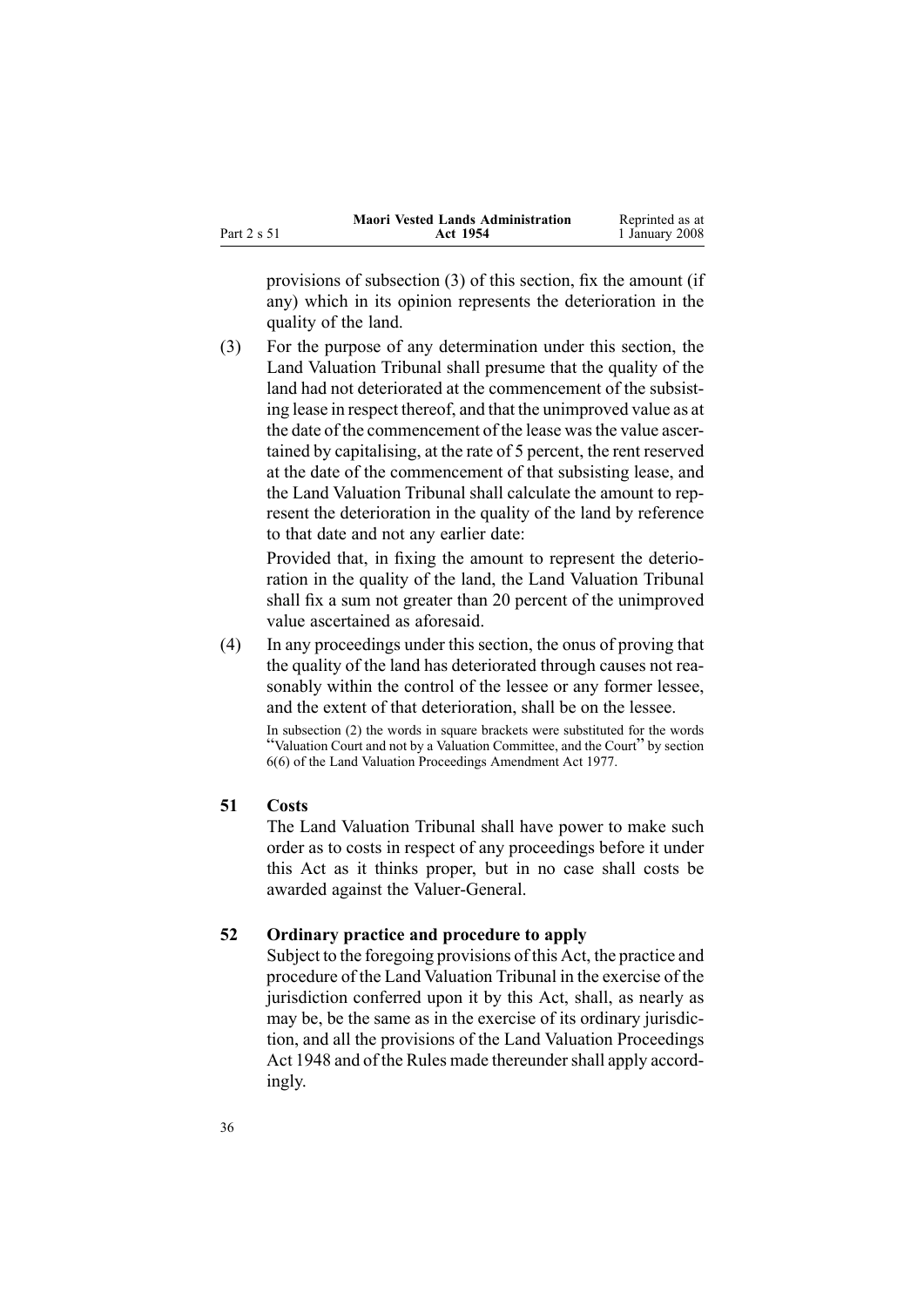provisions of subsection (3) of this section, fix the amount (if any) which in its opinion represents the deterioration in the quality of the land.

(3) For the purpose of any determination under this section, the Land Valuation Tribunal shall presume that the quality of the land had not deteriorated at the commencement of the subsisting lease in respect thereof, and that the unimproved value as at the date of the commencement of the lease was the value ascertained by capitalising, at the rate of 5 percent, the rent reserved at the date of the commencement of that subsisting lease, and the Land Valuation Tribunal shall calculate the amount to represent the deterioration in the quality of the land by reference to that date and not any earlier date:

Provided that, in fixing the amount to represent the deterioration in the quality of the land, the Land Valuation Tribunal shall fix a sum not greater than 20 percent of the unimproved value ascertained as aforesaid.

(4) In any proceedings under this section, the onus of proving that the quality of the land has deteriorated through causes not reasonably within the control of the lessee or any former lessee, and the extent of that deterioration, shall be on the lessee.

In subsection (2) the words in square brackets were substituted for the words "Valuation Court and not by a Valuation Committee, and the Court" by section 6(6) of the Land Valuation Proceedings Amendment Act 1977.

### 51 Costs

The Land Valuation Tribunal shall have power to make such order as to costs in respect of any proceedings before it under this Act as it thinks proper, but in no case shall costs be awarded against the Valuer-General.

### 52 Ordinary practice and procedure to apply

Subject to the foregoing provisions of this Act, the practice and procedure of the Land Valuation Tribunal in the exercise of the jurisdiction conferred upon it by this Act, shall, as nearly as may be, be the same as in the exercise of its ordinary jurisdiction, and all the provisions of the Land Valuation Proceedings Act 1948 and of the Rules made thereunder shall apply accordingly.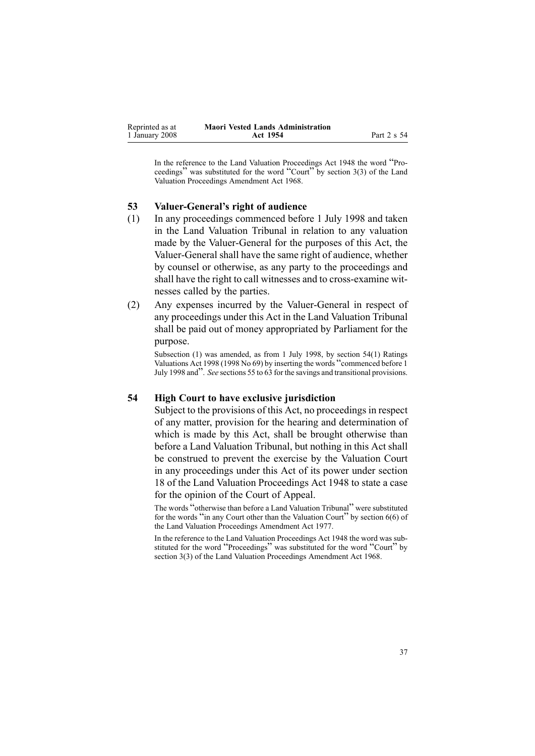In the reference to the Land Valuation Proceedings Act 1948 the word "Proceedings" was substituted for the word "Court" by section 3(3) of the Land Valuation Proceedings Amendment Act 1968.

### 53 Valuer-General's right of audience

(1) In any proceedings commenced before 1 July 1998 and taken in the Land Valuation Tribunal in relation to any valuation made by the Valuer-General for the purposes of this Act, the Valuer-General shall have the same right of audience, whether by counsel or otherwise, as any party to the proceedings and shall have the right to call witnesses and to cross-examine witnesses called by the parties.

(2) Any expenses incurred by the Valuer-General in respect of any proceedings under this Act in the Land Valuation Tribunal shall be paid out of money appropriated by Parliament for the purpose.

Subsection (1) was amended, as from 1 July 1998, by section 54(1) Ratings Valuations Act 1998 (1998 No 69) by inserting the words "commenced before 1 July 1998 and". *See* sections 55 to 63 for the savings and transitional provisions.

### 54 High Court to have exclusive jurisdiction

Subject to the provisions of this Act, no proceedings in respect of any matter, provision for the hearing and determination of which is made by this Act, shall be brought otherwise than before a Land Valuation Tribunal, but nothing in this Act shall be construed to prevent the exercise by the Valuation Court in any proceedings under this Act of its power under section 18 of the Land Valuation Proceedings Act 1948 to state a case for the opinion of the Court of Appeal.

The words "otherwise than before a Land Valuation Tribunal" were substituted for the words "in any Court other than the Valuation Court" by section 6(6) of the Land Valuation Proceedings Amendment Act 1977.

In the reference to the Land Valuation Proceedings Act 1948 the word was substituted for the word "Proceedings" was substituted for the word "Court" by section 3(3) of the Land Valuation Proceedings Amendment Act 1968.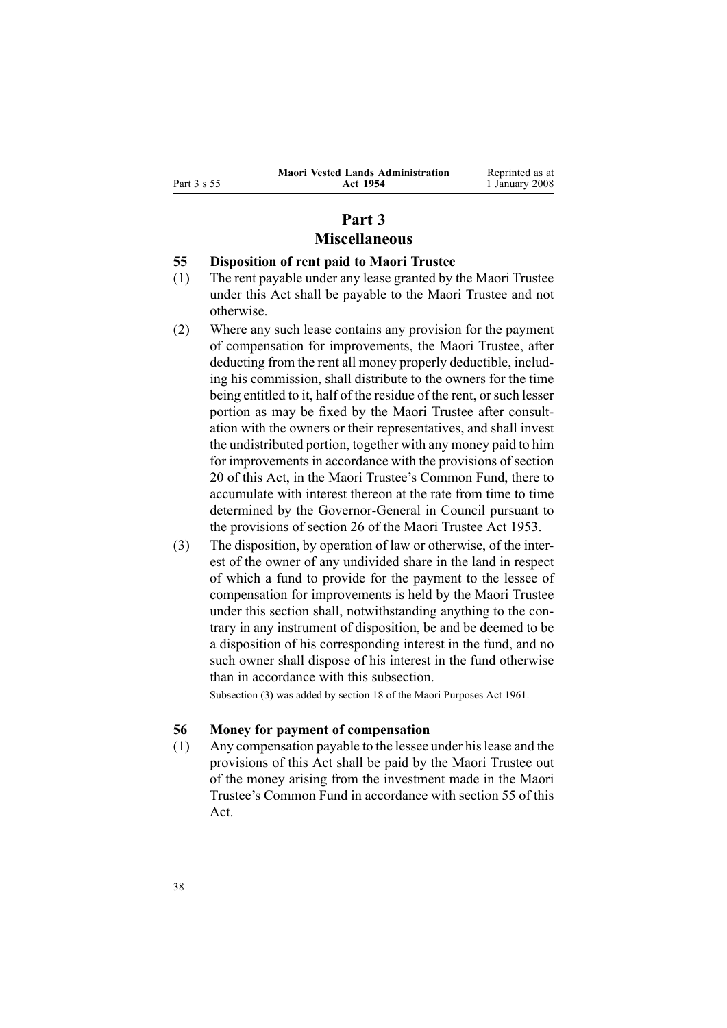# Part 3
# Miscellaneous

### 55 Disposition of rent paid to Maori Trustee

(1) The rent payable under any lease granted by the Maori Trustee under this Act shall be payable to the Maori Trustee and not otherwise.

(2) Where any such lease contains any provision for the payment of compensation for improvements, the Maori Trustee, after deducting from the rent all money properly deductible, including his commission, shall distribute to the owners for the time being entitled to it, half of the residue of the rent, or such lesser portion as may be fixed by the Maori Trustee after consultation with the owners or their representatives, and shall invest the undistributed portion, together with any money paid to him for improvements in accordance with the provisions of section 20 of this Act, in the Maori Trustee's Common Fund, there to accumulate with interest thereon at the rate from time to time determined by the Governor-General in Council pursuant to the provisions of section 26 of the Maori Trustee Act 1953.

(3) The disposition, by operation of law or otherwise, of the interest of the owner of any undivided share in the land in respect of which a fund to provide for the payment to the lessee of compensation for improvements is held by the Maori Trustee under this section shall, notwithstanding anything to the contrary in any instrument of disposition, be and be deemed to be a disposition of his corresponding interest in the fund, and no such owner shall dispose of his interest in the fund otherwise than in accordance with this subsection.

Subsection (3) was added by section 18 of the Maori Purposes Act 1961.

### 56 Money for payment of compensation

(1) Any compensation payable to the lessee under his lease and the provisions of this Act shall be paid by the Maori Trustee out of the money arising from the investment made in the Maori Trustee's Common Fund in accordance with section 55 of this Act.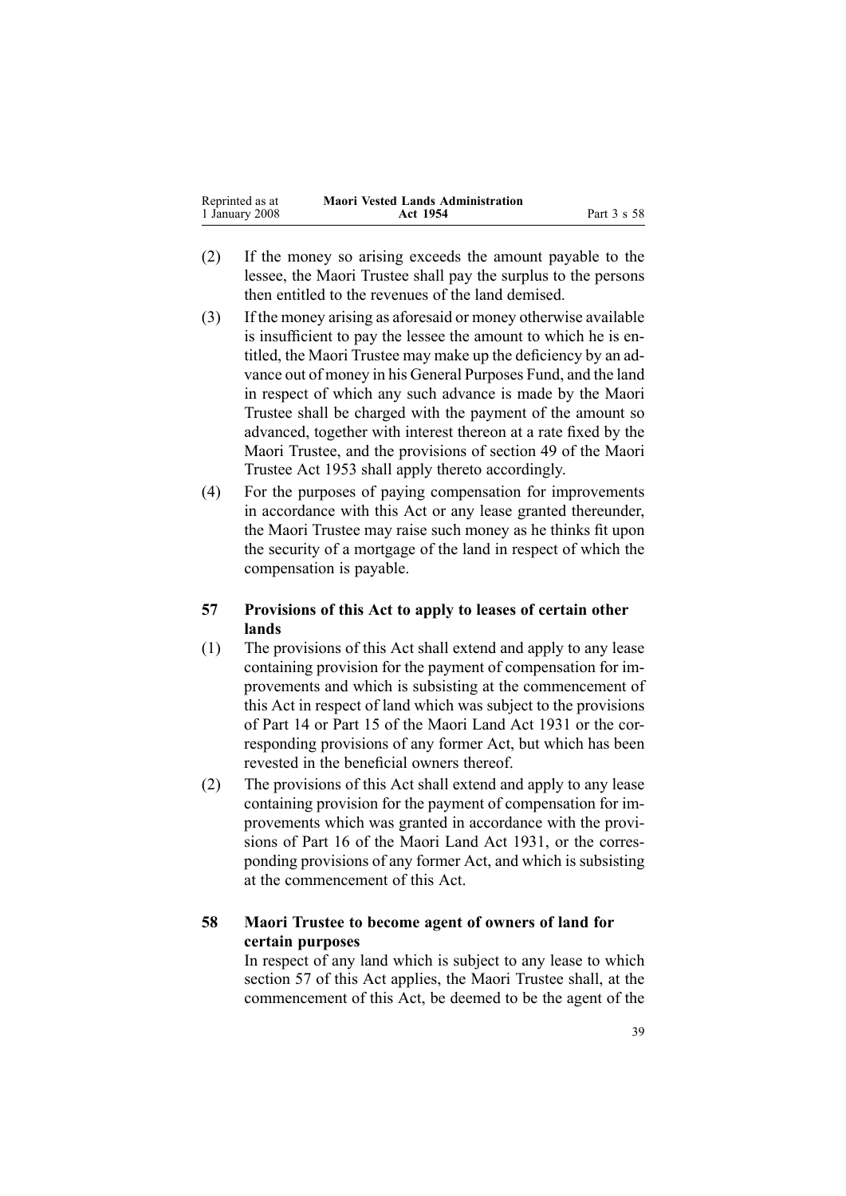(2) If the money so arising exceeds the amount payable to the lessee, the Maori Trustee shall pay the surplus to the persons then entitled to the revenues of the land demised.

(3) If the money arising as aforesaid or money otherwise available is insufficient to pay the lessee the amount to which he is entitled, the Maori Trustee may make up the deficiency by an advance out of money in his General Purposes Fund, and the land in respect of which any such advance is made by the Maori Trustee shall be charged with the payment of the amount so advanced, together with interest thereon at a rate fixed by the Maori Trustee, and the provisions of section 49 of the Maori Trustee Act 1953 shall apply thereto accordingly.

(4) For the purposes of paying compensation for improvements in accordance with this Act or any lease granted thereunder, the Maori Trustee may raise such money as he thinks fit upon the security of a mortgage of the land in respect of which the compensation is payable.

### 57 Provisions of this Act to apply to leases of certain other lands

(1) The provisions of this Act shall extend and apply to any lease containing provision for the payment of compensation for improvements and which is subsisting at the commencement of this Act in respect of land which was subject to the provisions of Part 14 or Part 15 of the Maori Land Act 1931 or the corresponding provisions of any former Act, but which has been revested in the beneficial owners thereof.

(2) The provisions of this Act shall extend and apply to any lease containing provision for the payment of compensation for improvements which was granted in accordance with the provisions of Part 16 of the Maori Land Act 1931, or the corresponding provisions of any former Act, and which is subsisting at the commencement of this Act.

### 58 Maori Trustee to become agent of owners of land for certain purposes

In respect of any land which is subject to any lease to which section 57 of this Act applies, the Maori Trustee shall, at the commencement of this Act, be deemed to be the agent of the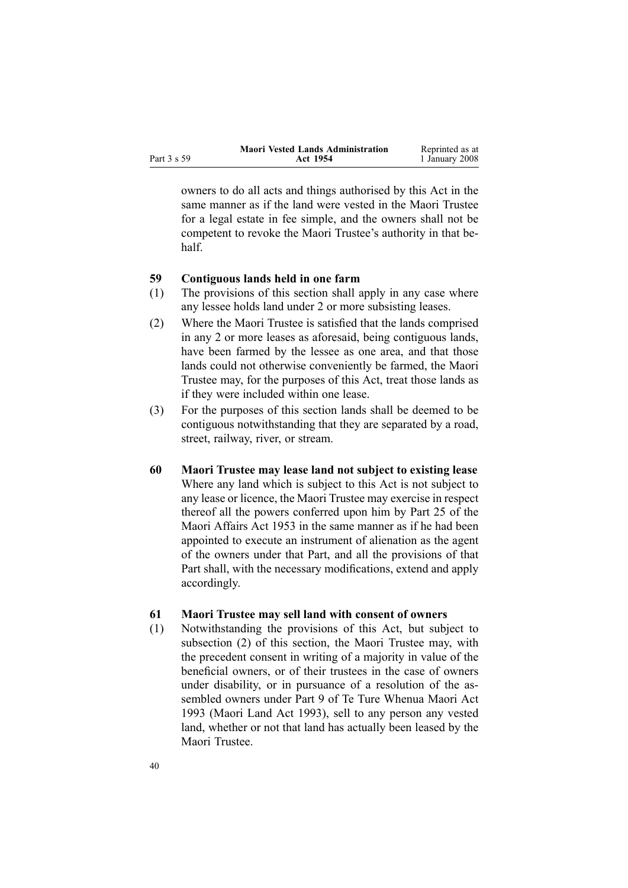owners to do all acts and things authorised by this Act in the same manner as if the land were vested in the Maori Trustee for a legal estate in fee simple, and the owners shall not be competent to revoke the Maori Trustee's authority in that behalf.

### 59 Contiguous lands held in one farm

(1) The provisions of this section shall apply in any case where any lessee holds land under 2 or more subsisting leases.

(2) Where the Maori Trustee is satisfied that the lands comprised in any 2 or more leases as aforesaid, being contiguous lands, have been farmed by the lessee as one area, and that those lands could not otherwise conveniently be farmed, the Maori Trustee may, for the purposes of this Act, treat those lands as if they were included within one lease.

(3) For the purposes of this section lands shall be deemed to be contiguous notwithstanding that they are separated by a road, street, railway, river, or stream.

### 60 Maori Trustee may lease land not subject to existing lease

Where any land which is subject to this Act is not subject to any lease or licence, the Maori Trustee may exercise in respect thereof all the powers conferred upon him by Part 25 of the Maori Affairs Act 1953 in the same manner as if he had been appointed to execute an instrument of alienation as the agent of the owners under that Part, and all the provisions of that Part shall, with the necessary modifications, extend and apply accordingly.

### 61 Maori Trustee may sell land with consent of owners

(1) Notwithstanding the provisions of this Act, but subject to subsection (2) of this section, the Maori Trustee may, with the precedent consent in writing of a majority in value of the beneficial owners, or of their trustees in the case of owners under disability, or in pursuance of a resolution of the assembled owners under Part 9 of Te Ture Whenua Maori Act 1993 (Maori Land Act 1993), sell to any person any vested land, whether or not that land has actually been leased by the Maori Trustee.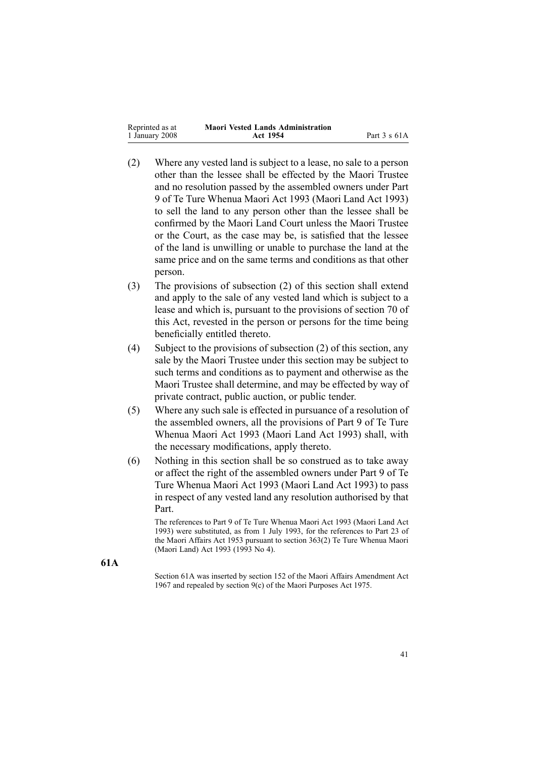(2) Where any vested land is subject to a lease, no sale to a person other than the lessee shall be effected by the Maori Trustee and no resolution passed by the assembled owners under Part 9 of Te Ture Whenua Maori Act 1993 (Maori Land Act 1993) to sell the land to any person other than the lessee shall be confirmed by the Maori Land Court unless the Maori Trustee or the Court, as the case may be, is satisfied that the lessee of the land is unwilling or unable to purchase the land at the same price and on the same terms and conditions as that other person.

(3) The provisions of subsection (2) of this section shall extend and apply to the sale of any vested land which is subject to a lease and which is, pursuant to the provisions of section 70 of this Act, revested in the person or persons for the time being beneficially entitled thereto.

(4) Subject to the provisions of subsection (2) of this section, any sale by the Maori Trustee under this section may be subject to such terms and conditions as to payment and otherwise as the Maori Trustee shall determine, and may be effected by way of private contract, public auction, or public tender.

(5) Where any such sale is effected in pursuance of a resolution of the assembled owners, all the provisions of Part 9 of Te Ture Whenua Maori Act 1993 (Maori Land Act 1993) shall, with the necessary modifications, apply thereto.

(6) Nothing in this section shall be so construed as to take away or affect the right of the assembled owners under Part 9 of Te Ture Whenua Maori Act 1993 (Maori Land Act 1993) to pass in respect of any vested land any resolution authorised by that Part.

The references to Part 9 of Te Ture Whenua Maori Act 1993 (Maori Land Act 1993) were substituted, as from 1 July 1993, for the references to Part 23 of the Maori Affairs Act 1953 pursuant to section 363(2) Te Ture Whenua Maori (Maori Land) Act 1993 (1993 No 4).

**61A**

Section 61A was inserted by section 152 of the Maori Affairs Amendment Act 1967 and repealed by section 9(c) of the Maori Purposes Act 1975.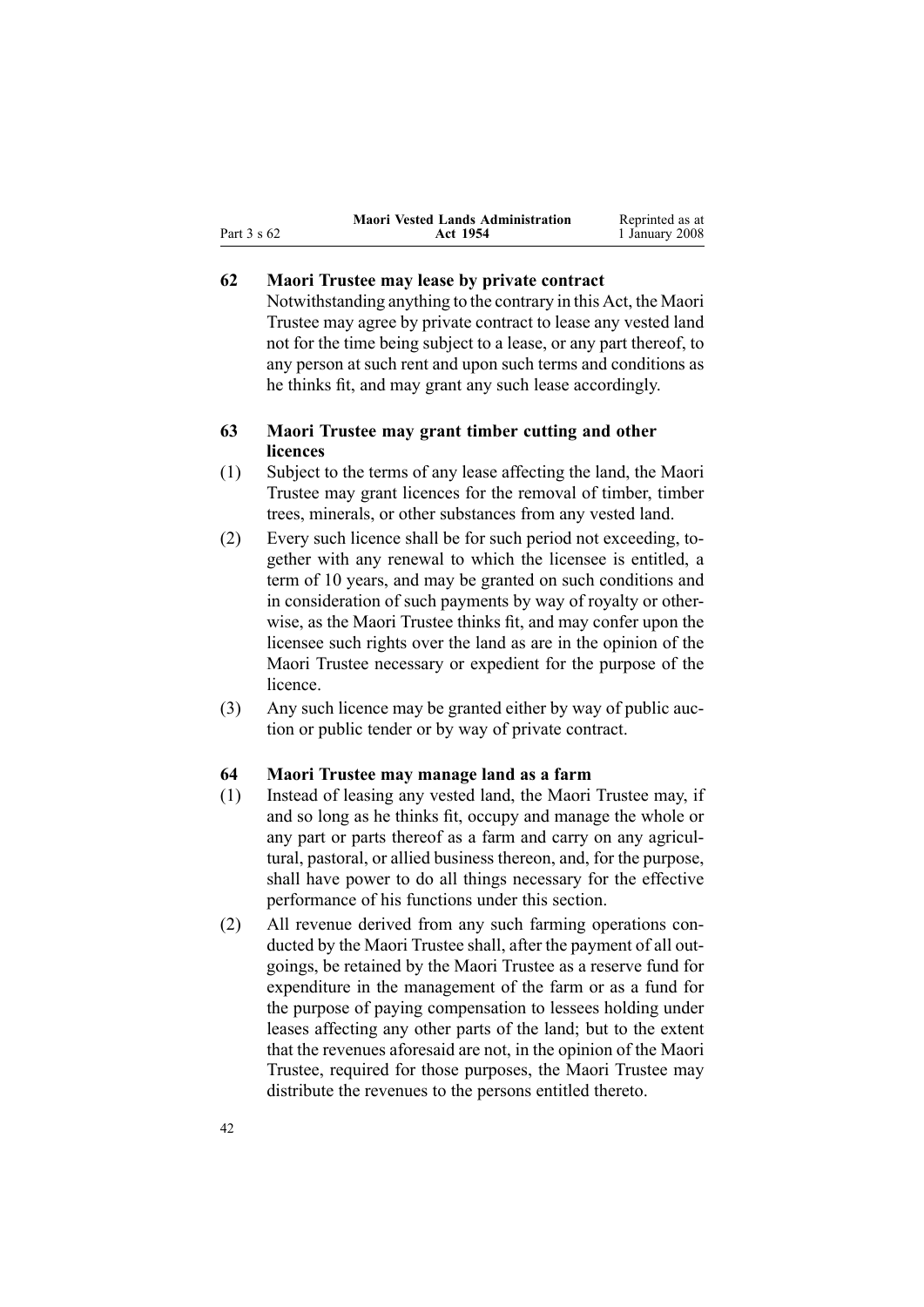### 62 Maori Trustee may lease by private contract

Notwithstanding anything to the contrary in this Act, the Maori Trustee may agree by private contract to lease any vested land not for the time being subject to a lease, or any part thereof, to any person at such rent and upon such terms and conditions as he thinks fit, and may grant any such lease accordingly.

### 63 Maori Trustee may grant timber cutting and other licences

(1) Subject to the terms of any lease affecting the land, the Maori Trustee may grant licences for the removal of timber, timber trees, minerals, or other substances from any vested land.

(2) Every such licence shall be for such period not exceeding, together with any renewal to which the licensee is entitled, a term of 10 years, and may be granted on such conditions and in consideration of such payments by way of royalty or otherwise, as the Maori Trustee thinks fit, and may confer upon the licensee such rights over the land as are in the opinion of the Maori Trustee necessary or expedient for the purpose of the licence.

(3) Any such licence may be granted either by way of public auction or public tender or by way of private contract.

### 64 Maori Trustee may manage land as a farm

(1) Instead of leasing any vested land, the Maori Trustee may, if and so long as he thinks fit, occupy and manage the whole or any part or parts thereof as a farm and carry on any agricultural, pastoral, or allied business thereon, and, for the purpose, shall have power to do all things necessary for the effective performance of his functions under this section.

(2) All revenue derived from any such farming operations conducted by the Maori Trustee shall, after the payment of all outgoings, be retained by the Maori Trustee as a reserve fund for expenditure in the management of the farm or as a fund for the purpose of paying compensation to lessees holding under leases affecting any other parts of the land; but to the extent that the revenues aforesaid are not, in the opinion of the Maori Trustee, required for those purposes, the Maori Trustee may distribute the revenues to the persons entitled thereto.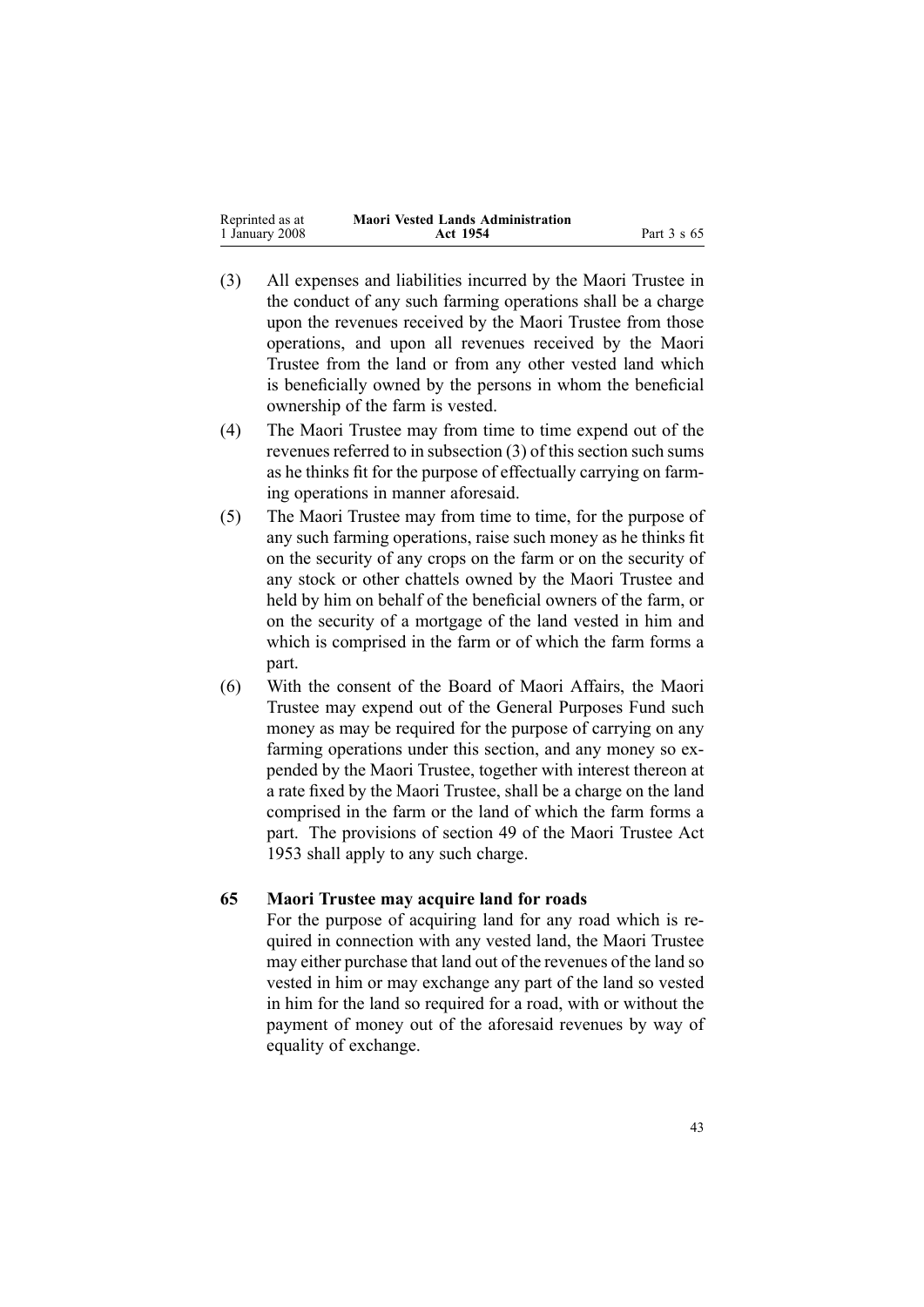(3) All expenses and liabilities incurred by the Maori Trustee in the conduct of any such farming operations shall be a charge upon the revenues received by the Maori Trustee from those operations, and upon all revenues received by the Maori Trustee from the land or from any other vested land which is beneficially owned by the persons in whom the beneficial ownership of the farm is vested.

(4) The Maori Trustee may from time to time expend out of the revenues referred to in subsection (3) of this section such sums as he thinks fit for the purpose of effectually carrying on farming operations in manner aforesaid.

(5) The Maori Trustee may from time to time, for the purpose of any such farming operations, raise such money as he thinks fit on the security of any crops on the farm or on the security of any stock or other chattels owned by the Maori Trustee and held by him on behalf of the beneficial owners of the farm, or on the security of a mortgage of the land vested in him and which is comprised in the farm or of which the farm forms a part.

(6) With the consent of the Board of Maori Affairs, the Maori Trustee may expend out of the General Purposes Fund such money as may be required for the purpose of carrying on any farming operations under this section, and any money so expended by the Maori Trustee, together with interest thereon at a rate fixed by the Maori Trustee, shall be a charge on the land comprised in the farm or the land of which the farm forms a part. The provisions of section 49 of the Maori Trustee Act 1953 shall apply to any such charge.

**65 Maori Trustee may acquire land for roads**

For the purpose of acquiring land for any road which is required in connection with any vested land, the Maori Trustee may either purchase that land out of the revenues of the land so vested in him or may exchange any part of the land so vested in him for the land so required for a road, with or without the payment of money out of the aforesaid revenues by way of equality of exchange.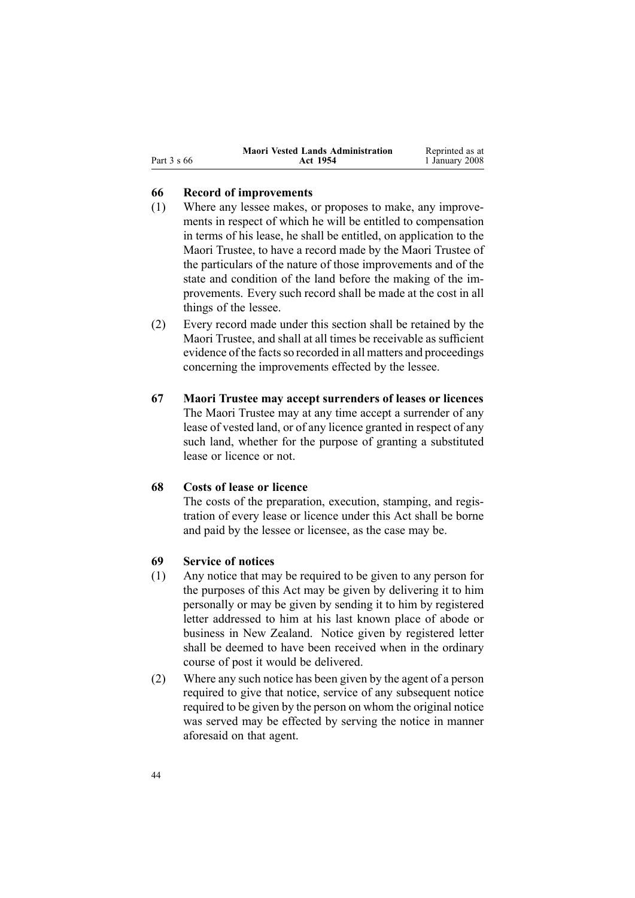### 66 Record of improvements

(1) Where any lessee makes, or proposes to make, any improvements in respect of which he will be entitled to compensation in terms of his lease, he shall be entitled, on application to the Maori Trustee, to have a record made by the Maori Trustee of the particulars of the nature of those improvements and of the state and condition of the land before the making of the improvements. Every such record shall be made at the cost in all things of the lessee.

(2) Every record made under this section shall be retained by the Maori Trustee, and shall at all times be receivable as sufficient evidence of the facts so recorded in all matters and proceedings concerning the improvements effected by the lessee.

### 67 Maori Trustee may accept surrenders of leases or licences

The Maori Trustee may at any time accept a surrender of any lease of vested land, or of any licence granted in respect of any such land, whether for the purpose of granting a substituted lease or licence or not.

### 68 Costs of lease or licence

The costs of the preparation, execution, stamping, and registration of every lease or licence under this Act shall be borne and paid by the lessee or licensee, as the case may be.

### 69 Service of notices

(1) Any notice that may be required to be given to any person for the purposes of this Act may be given by delivering it to him personally or may be given by sending it to him by registered letter addressed to him at his last known place of abode or business in New Zealand. Notice given by registered letter shall be deemed to have been received when in the ordinary course of post it would be delivered.

(2) Where any such notice has been given by the agent of a person required to give that notice, service of any subsequent notice required to be given by the person on whom the original notice was served may be effected by serving the notice in manner aforesaid on that agent.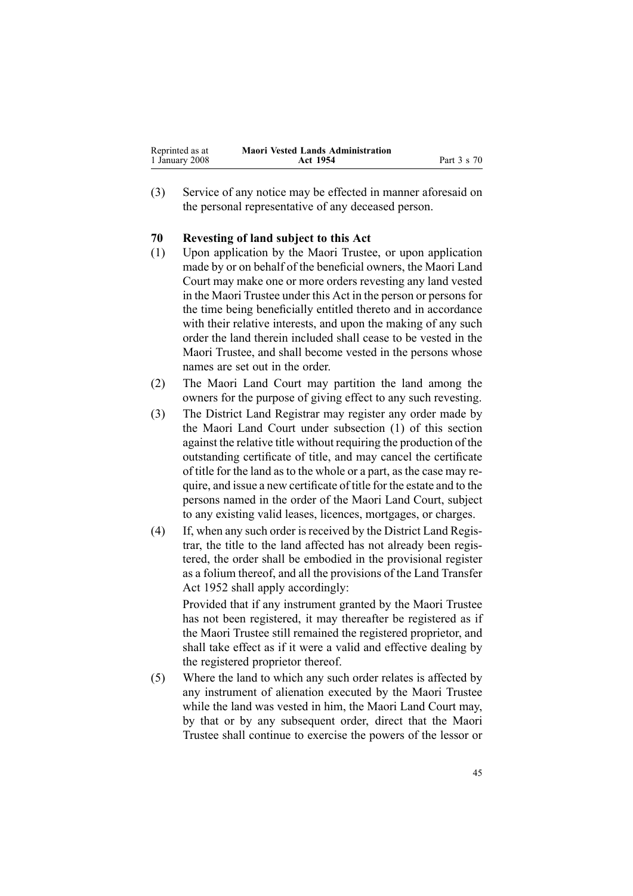(3) Service of any notice may be effected in manner aforesaid on the personal representative of any deceased person.

### 70 Revesting of land subject to this Act

(1) Upon application by the Maori Trustee, or upon application made by or on behalf of the beneficial owners, the Maori Land Court may make one or more orders revesting any land vested in the Maori Trustee under this Act in the person or persons for the time being beneficially entitled thereto and in accordance with their relative interests, and upon the making of any such order the land therein included shall cease to be vested in the Maori Trustee, and shall become vested in the persons whose names are set out in the order.

(2) The Maori Land Court may partition the land among the owners for the purpose of giving effect to any such revesting.

(3) The District Land Registrar may register any order made by the Maori Land Court under subsection (1) of this section against the relative title without requiring the production of the outstanding certificate of title, and may cancel the certificate of title for the land as to the whole or a part, as the case may require, and issue a new certificate of title for the estate and to the persons named in the order of the Maori Land Court, subject to any existing valid leases, licences, mortgages, or charges.

(4) If, when any such order is received by the District Land Registrar, the title to the land affected has not already been registered, the order shall be embodied in the provisional register as a folium thereof, and all the provisions of the Land Transfer Act 1952 shall apply accordingly:

Provided that if any instrument granted by the Maori Trustee has not been registered, it may thereafter be registered as if the Maori Trustee still remained the registered proprietor, and shall take effect as if it were a valid and effective dealing by the registered proprietor thereof.

(5) Where the land to which any such order relates is affected by any instrument of alienation executed by the Maori Trustee while the land was vested in him, the Maori Land Court may, by that or by any subsequent order, direct that the Maori Trustee shall continue to exercise the powers of the lessor or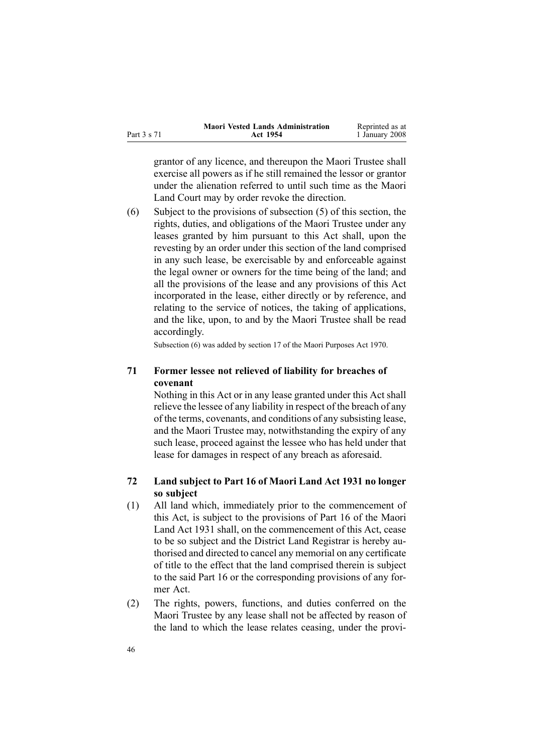grantor of any licence, and thereupon the Maori Trustee shall exercise all powers as if he still remained the lessor or grantor under the alienation referred to until such time as the Maori Land Court may by order revoke the direction.

(6) Subject to the provisions of subsection (5) of this section, the rights, duties, and obligations of the Maori Trustee under any leases granted by him pursuant to this Act shall, upon the revesting by an order under this section of the land comprised in any such lease, be exercisable by and enforceable against the legal owner or owners for the time being of the land; and all the provisions of the lease and any provisions of this Act incorporated in the lease, either directly or by reference, and relating to the service of notices, the taking of applications, and the like, upon, to and by the Maori Trustee shall be read accordingly.

Subsection (6) was added by section 17 of the Maori Purposes Act 1970.

### 71 Former lessee not relieved of liability for breaches of covenant

Nothing in this Act or in any lease granted under this Act shall relieve the lessee of any liability in respect of the breach of any of the terms, covenants, and conditions of any subsisting lease, and the Maori Trustee may, notwithstanding the expiry of any such lease, proceed against the lessee who has held under that lease for damages in respect of any breach as aforesaid.

### 72 Land subject to Part 16 of Maori Land Act 1931 no longer so subject

(1) All land which, immediately prior to the commencement of this Act, is subject to the provisions of Part 16 of the Maori Land Act 1931 shall, on the commencement of this Act, cease to be so subject and the District Land Registrar is hereby authorised and directed to cancel any memorial on any certificate of title to the effect that the land comprised therein is subject to the said Part 16 or the corresponding provisions of any former Act.

(2) The rights, powers, functions, and duties conferred on the Maori Trustee by any lease shall not be affected by reason of the land to which the lease relates ceasing, under the provi-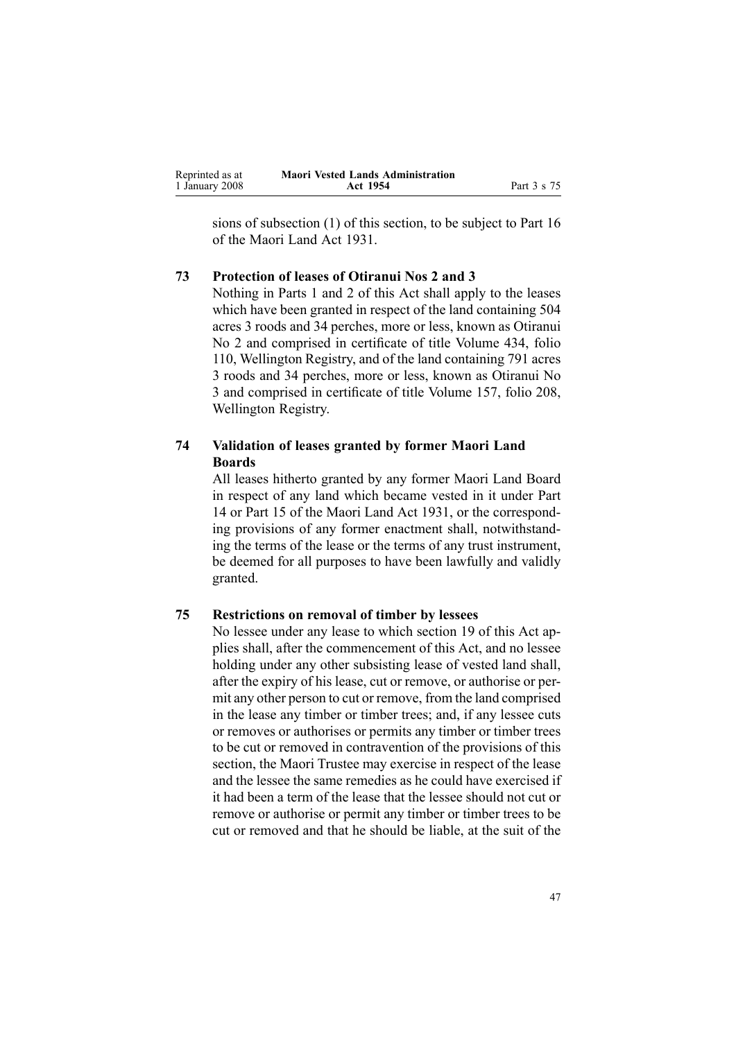sions of subsection (1) of this section, to be subject to Part 16 of the Maori Land Act 1931.

### 73 Protection of leases of Otiranui Nos 2 and 3

Nothing in Parts 1 and 2 of this Act shall apply to the leases which have been granted in respect of the land containing 504 acres 3 roods and 34 perches, more or less, known as Otiranui No 2 and comprised in certificate of title Volume 434, folio 110, Wellington Registry, and of the land containing 791 acres 3 roods and 34 perches, more or less, known as Otiranui No 3 and comprised in certificate of title Volume 157, folio 208, Wellington Registry.

### 74 Validation of leases granted by former Maori Land Boards

All leases hitherto granted by any former Maori Land Board in respect of any land which became vested in it under Part 14 or Part 15 of the Maori Land Act 1931, or the corresponding provisions of any former enactment shall, notwithstanding the terms of the lease or the terms of any trust instrument, be deemed for all purposes to have been lawfully and validly granted.

### 75 Restrictions on removal of timber by lessees

No lessee under any lease to which section 19 of this Act applies shall, after the commencement of this Act, and no lessee holding under any other subsisting lease of vested land shall, after the expiry of his lease, cut or remove, or authorise or permit any other person to cut or remove, from the land comprised in the lease any timber or timber trees; and, if any lessee cuts or removes or authorises or permits any timber or timber trees to be cut or removed in contravention of the provisions of this section, the Maori Trustee may exercise in respect of the lease and the lessee the same remedies as he could have exercised if it had been a term of the lease that the lessee should not cut or remove or authorise or permit any timber or timber trees to be cut or removed and that he should be liable, at the suit of the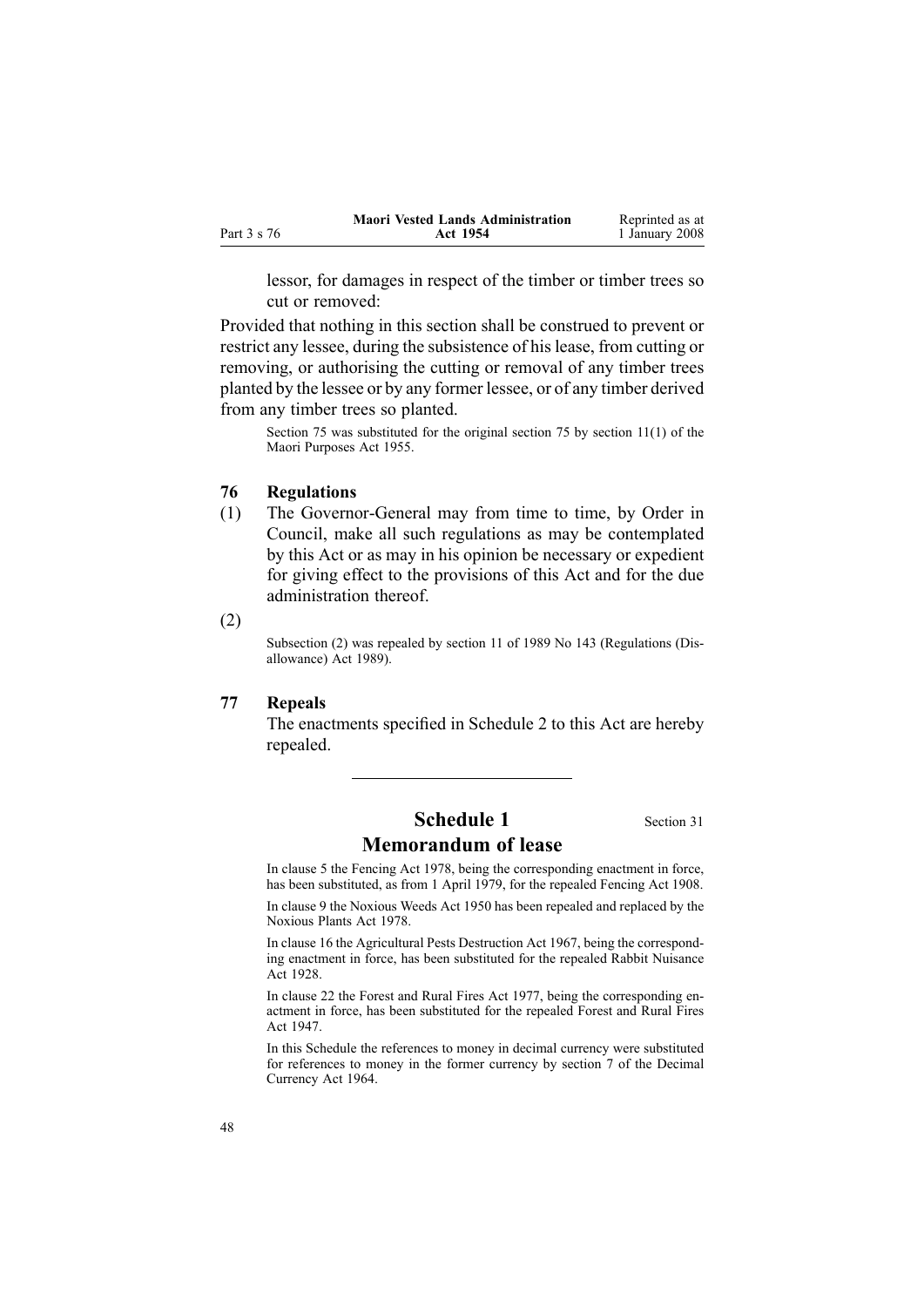lessor, for damages in respect of the timber or timber trees so cut or removed:

Provided that nothing in this section shall be construed to prevent or restrict any lessee, during the subsistence of his lease, from cutting or removing, or authorising the cutting or removal of any timber trees planted by the lessee or by any former lessee, or of any timber derived from any timber trees so planted.

Section 75 was substituted for the original section 75 by section 11(1) of the Maori Purposes Act 1955.

### 76 Regulations

(1) The Governor-General may from time to time, by Order in Council, make all such regulations as may be contemplated by this Act or as may in his opinion be necessary or expedient for giving effect to the provisions of this Act and for the due administration thereof.

(2)

Subsection (2) was repealed by section 11 of 1989 No 143 (Regulations (Disallowance) Act 1989).

### 77 Repeals

The enactments specified in Schedule 2 to this Act are hereby repealed.

---

## Schedule 1

Section 31

## Memorandum of lease

In clause 5 the Fencing Act 1978, being the corresponding enactment in force, has been substituted, as from 1 April 1979, for the repealed Fencing Act 1908.

In clause 9 the Noxious Weeds Act 1950 has been repealed and replaced by the Noxious Plants Act 1978.

In clause 16 the Agricultural Pests Destruction Act 1967, being the corresponding enactment in force, has been substituted for the repealed Rabbit Nuisance Act 1928.

In clause 22 the Forest and Rural Fires Act 1977, being the corresponding enactment in force, has been substituted for the repealed Forest and Rural Fires Act 1947.

In this Schedule the references to money in decimal currency were substituted for references to money in the former currency by section 7 of the Decimal Currency Act 1964.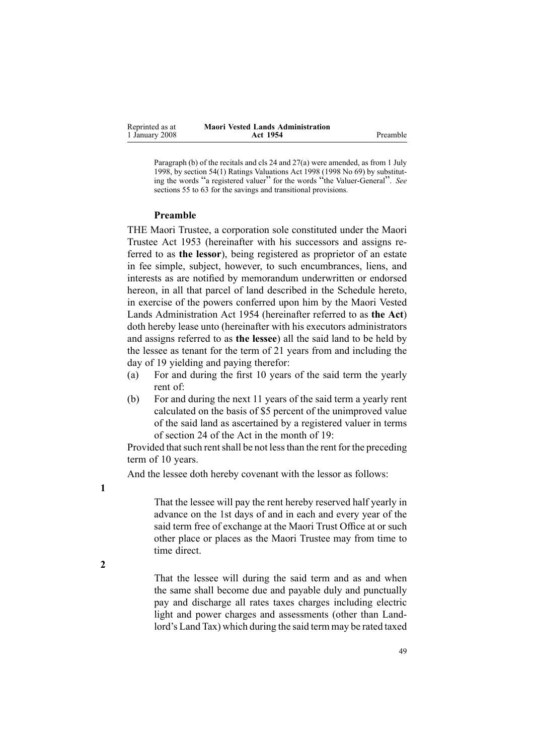Paragraph (b) of the recitals and cls 24 and 27(a) were amended, as from 1 July 1998, by section 54(1) Ratings Valuations Act 1998 (1998 No 69) by substituting the words "a registered valuer" for the words "the Valuer-General". *See* sections 55 to 63 for the savings and transitional provisions.

### Preamble

THE Maori Trustee, a corporation sole constituted under the Maori Trustee Act 1953 (hereinafter with his successors and assigns referred to as **the lessor**), being registered as proprietor of an estate in fee simple, subject, however, to such encumbrances, liens, and interests as are notified by memorandum underwritten or endorsed hereon, in all that parcel of land described in the Schedule hereto, in exercise of the powers conferred upon him by the Maori Vested Lands Administration Act 1954 (hereinafter referred to as **the Act**) doth hereby lease unto (hereinafter with his executors administrators and assigns referred to as **the lessee**) all the said land to be held by the lessee as tenant for the term of 21 years from and including the day of 19 yielding and paying therefor:

(a) For and during the first 10 years of the said term the yearly rent of:

(b) For and during the next 11 years of the said term a yearly rent calculated on the basis of $5 percent of the unimproved value of the said land as ascertained by a registered valuer in terms of section 24 of the Act in the month of 19:

Provided that such rent shall be not less than the rent for the preceding term of 10 years.

And the lessee doth hereby covenant with the lessor as follows:

**1**

That the lessee will pay the rent hereby reserved half yearly in advance on the 1st days of and in each and every year of the said term free of exchange at the Maori Trust Office at or such other place or places as the Maori Trustee may from time to time direct.

**2**

That the lessee will during the said term and as and when the same shall become due and payable duly and punctually pay and discharge all rates taxes charges including electric light and power charges and assessments (other than Landlord's Land Tax) which during the said term may be rated taxed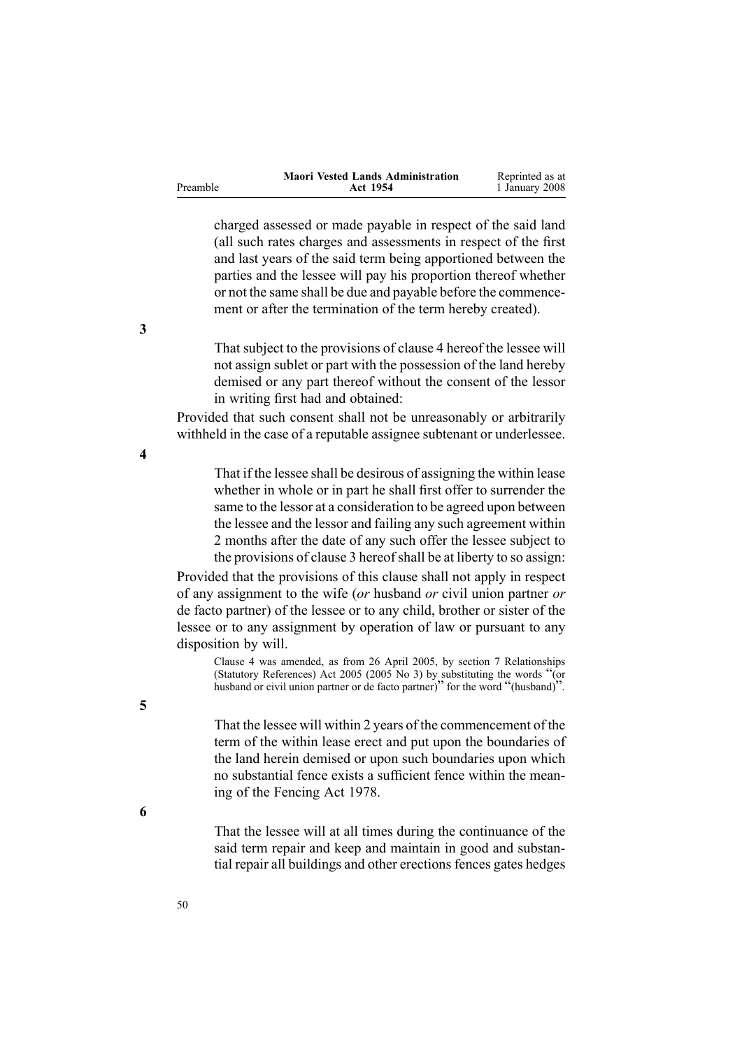charged assessed or made payable in respect of the said land (all such rates charges and assessments in respect of the first and last years of the said term being apportioned between the parties and the lessee will pay his proportion thereof whether or not the same shall be due and payable before the commencement or after the termination of the term hereby created).

**3**

That subject to the provisions of clause 4 hereof the lessee will not assign sublet or part with the possession of the land hereby demised or any part thereof without the consent of the lessor in writing first had and obtained:

Provided that such consent shall not be unreasonably or arbitrarily withheld in the case of a reputable assignee subtenant or underlessee.

**4**

That if the lessee shall be desirous of assigning the within lease whether in whole or in part he shall first offer to surrender the same to the lessor at a consideration to be agreed upon between the lessee and the lessor and failing any such agreement within 2 months after the date of any such offer the lessee subject to the provisions of clause 3 hereof shall be at liberty to so assign:

Provided that the provisions of this clause shall not apply in respect of any assignment to the wife (*or* husband *or* civil union partner *or* de facto partner) of the lessee or to any child, brother or sister of the lessee or to any assignment by operation of law or pursuant to any disposition by will.

Clause 4 was amended, as from 26 April 2005, by section 7 Relationships (Statutory References) Act 2005 (2005 No 3) by substituting the words "(or husband or civil union partner or de facto partner)" for the word "(husband)".

**5**

That the lessee will within 2 years of the commencement of the term of the within lease erect and put upon the boundaries of the land herein demised or upon such boundaries upon which no substantial fence exists a sufficient fence within the meaning of the Fencing Act 1978.

**6**

That the lessee will at all times during the continuance of the said term repair and keep and maintain in good and substantial repair all buildings and other erections fences gates hedges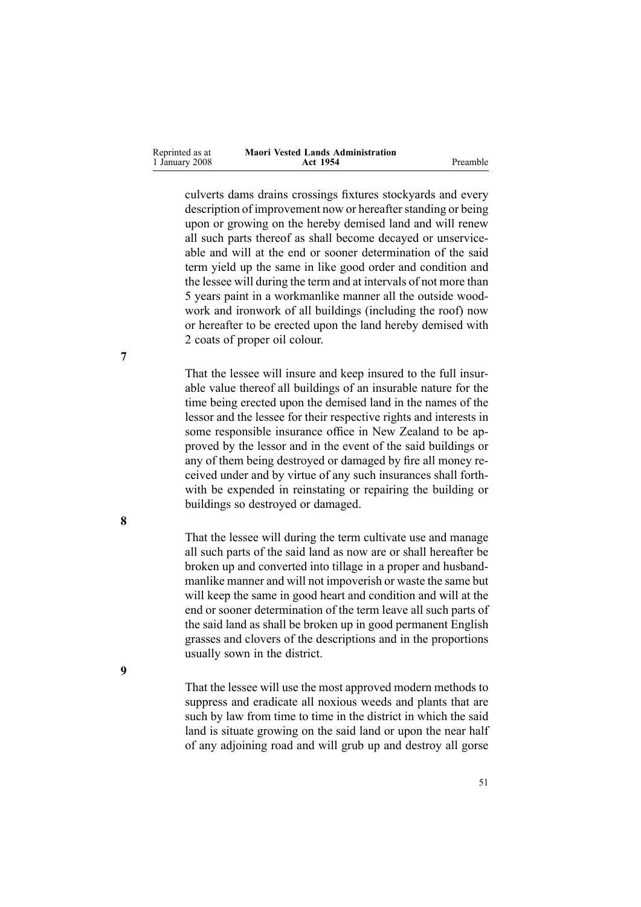culverts dams drains crossings fixtures stockyards and every description of improvement now or hereafter standing or being upon or growing on the hereby demised land and will renew all such parts thereof as shall become decayed or unserviceable and will at the end or sooner determination of the said term yield up the same in like good order and condition and the lessee will during the term and at intervals of not more than 5 years paint in a workmanlike manner all the outside woodwork and ironwork of all buildings (including the roof) now or hereafter to be erected upon the land hereby demised with 2 coats of proper oil colour.

**7**

That the lessee will insure and keep insured to the full insurable value thereof all buildings of an insurable nature for the time being erected upon the demised land in the names of the lessor and the lessee for their respective rights and interests in some responsible insurance office in New Zealand to be approved by the lessor and in the event of the said buildings or any of them being destroyed or damaged by fire all money received under and by virtue of any such insurances shall forthwith be expended in reinstating or repairing the building or buildings so destroyed or damaged.

**8**

That the lessee will during the term cultivate use and manage all such parts of the said land as now are or shall hereafter be broken up and converted into tillage in a proper and husbandmanlike manner and will not impoverish or waste the same but will keep the same in good heart and condition and will at the end or sooner determination of the term leave all such parts of the said land as shall be broken up in good permanent English grasses and clovers of the descriptions and in the proportions usually sown in the district.

**9**

That the lessee will use the most approved modern methods to suppress and eradicate all noxious weeds and plants that are such by law from time to time in the district in which the said land is situate growing on the said land or upon the near half of any adjoining road and will grub up and destroy all gorse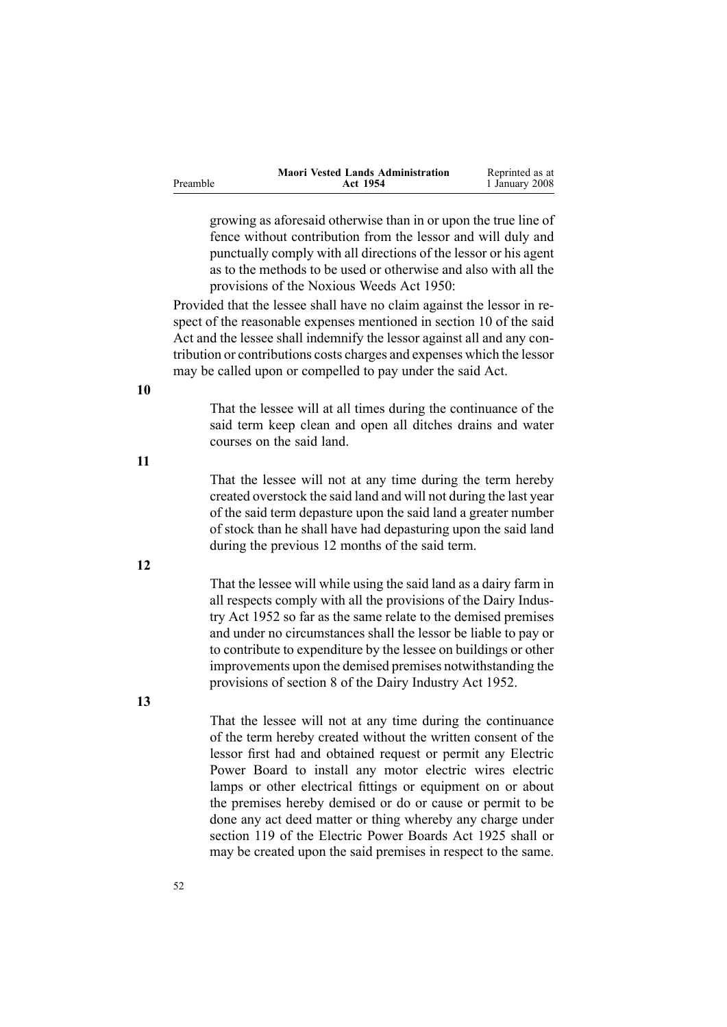growing as aforesaid otherwise than in or upon the true line of fence without contribution from the lessor and will duly and punctually comply with all directions of the lessor or his agent as to the methods to be used or otherwise and also with all the provisions of the Noxious Weeds Act 1950:

Provided that the lessee shall have no claim against the lessor in respect of the reasonable expenses mentioned in section 10 of the said Act and the lessee shall indemnify the lessor against all and any contribution or contributions costs charges and expenses which the lessor may be called upon or compelled to pay under the said Act.

**10**

That the lessee will at all times during the continuance of the said term keep clean and open all ditches drains and water courses on the said land.

**11**

That the lessee will not at any time during the term hereby created overstock the said land and will not during the last year of the said term depasture upon the said land a greater number of stock than he shall have had depasturing upon the said land during the previous 12 months of the said term.

**12**

That the lessee will while using the said land as a dairy farm in all respects comply with all the provisions of the Dairy Industry Act 1952 so far as the same relate to the demised premises and under no circumstances shall the lessor be liable to pay or to contribute to expenditure by the lessee on buildings or other improvements upon the demised premises notwithstanding the provisions of section 8 of the Dairy Industry Act 1952.

**13**

That the lessee will not at any time during the continuance of the term hereby created without the written consent of the lessor first had and obtained request or permit any Electric Power Board to install any motor electric wires electric lamps or other electrical fittings or equipment on or about the premises hereby demised or do or cause or permit to be done any act deed matter or thing whereby any charge under section 119 of the Electric Power Boards Act 1925 shall or may be created upon the said premises in respect to the same.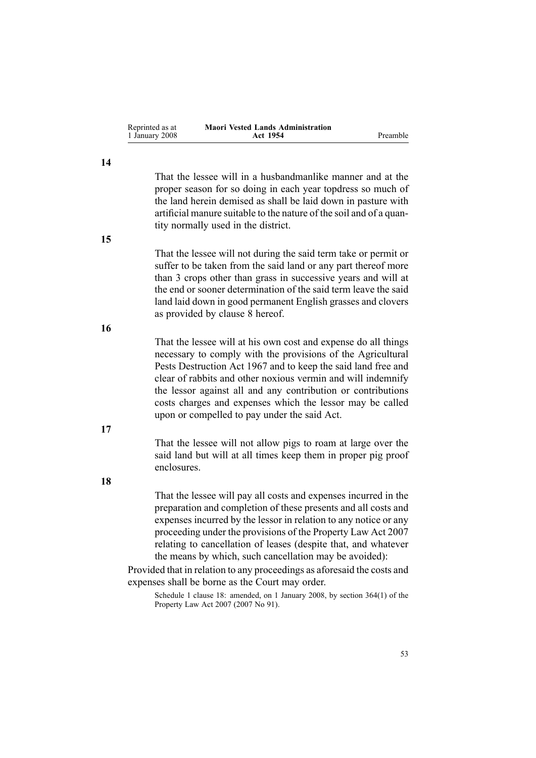**14**

That the lessee will in a husbandmanlike manner and at the proper season for so doing in each year topdress so much of the land herein demised as shall be laid down in pasture with artificial manure suitable to the nature of the soil and of a quantity normally used in the district.

**15**

That the lessee will not during the said term take or permit or suffer to be taken from the said land or any part thereof more than 3 crops other than grass in successive years and will at the end or sooner determination of the said term leave the said land laid down in good permanent English grasses and clovers as provided by clause 8 hereof.

**16**

That the lessee will at his own cost and expense do all things necessary to comply with the provisions of the Agricultural Pests Destruction Act 1967 and to keep the said land free and clear of rabbits and other noxious vermin and will indemnify the lessor against all and any contribution or contributions costs charges and expenses which the lessor may be called upon or compelled to pay under the said Act.

**17**

That the lessee will not allow pigs to roam at large over the said land but will at all times keep them in proper pig proof enclosures.

**18**

That the lessee will pay all costs and expenses incurred in the preparation and completion of these presents and all costs and expenses incurred by the lessor in relation to any notice or any proceeding under the provisions of the Property Law Act 2007 relating to cancellation of leases (despite that, and whatever the means by which, such cancellation may be avoided):

Provided that in relation to any proceedings as aforesaid the costs and expenses shall be borne as the Court may order.

Schedule 1 clause 18: amended, on 1 January 2008, by section 364(1) of the Property Law Act 2007 (2007 No 91).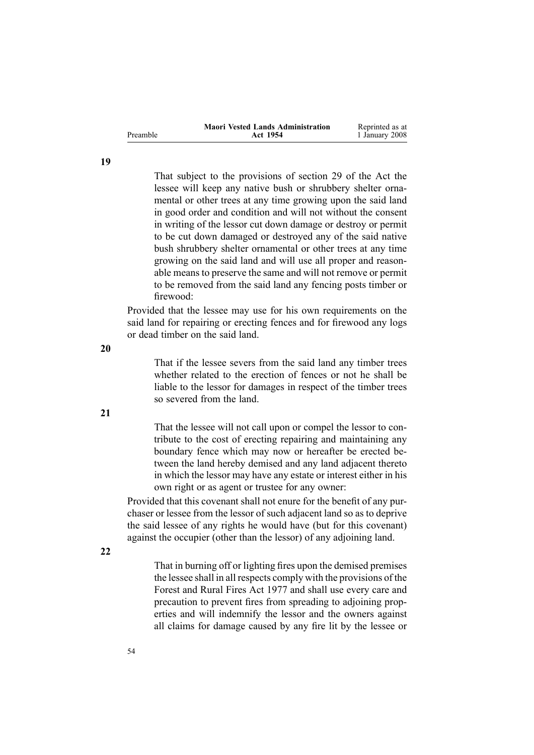**19**

That subject to the provisions of section 29 of the Act the lessee will keep any native bush or shrubbery shelter ornamental or other trees at any time growing upon the said land in good order and condition and will not without the consent in writing of the lessor cut down damage or destroy or permit to be cut down damaged or destroyed any of the said native bush shrubbery shelter ornamental or other trees at any time growing on the said land and will use all proper and reasonable means to preserve the same and will not remove or permit to be removed from the said land any fencing posts timber or firewood:

Provided that the lessee may use for his own requirements on the said land for repairing or erecting fences and for firewood any logs or dead timber on the said land.

**20**

That if the lessee severs from the said land any timber trees whether related to the erection of fences or not he shall be liable to the lessor for damages in respect of the timber trees so severed from the land.

**21**

That the lessee will not call upon or compel the lessor to contribute to the cost of erecting repairing and maintaining any boundary fence which may now or hereafter be erected between the land hereby demised and any land adjacent thereto in which the lessor may have any estate or interest either in his own right or as agent or trustee for any owner:

Provided that this covenant shall not enure for the benefit of any purchaser or lessee from the lessor of such adjacent land so as to deprive the said lessee of any rights he would have (but for this covenant) against the occupier (other than the lessor) of any adjoining land.

**22**

That in burning off or lighting fires upon the demised premises the lessee shall in all respects comply with the provisions of the Forest and Rural Fires Act 1977 and shall use every care and precaution to prevent fires from spreading to adjoining properties and will indemnify the lessor and the owners against all claims for damage caused by any fire lit by the lessee or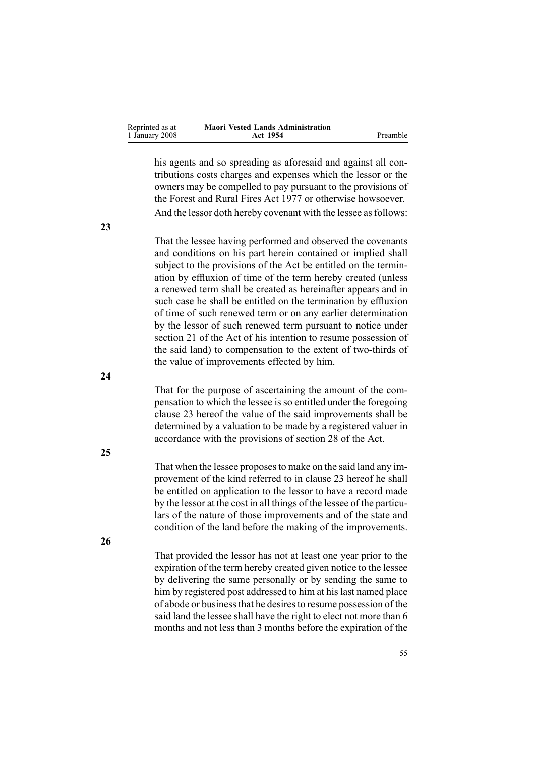his agents and so spreading as aforesaid and against all contributions costs charges and expenses which the lessor or the owners may be compelled to pay pursuant to the provisions of the Forest and Rural Fires Act 1977 or otherwise howsoever.

And the lessor doth hereby covenant with the lessee as follows:

**23**

That the lessee having performed and observed the covenants and conditions on his part herein contained or implied shall subject to the provisions of the Act be entitled on the termination by effluxion of time of the term hereby created (unless a renewed term shall be created as hereinafter appears and in such case he shall be entitled on the termination by effluxion of time of such renewed term or on any earlier determination by the lessor of such renewed term pursuant to notice under section 21 of the Act of his intention to resume possession of the said land) to compensation to the extent of two-thirds of the value of improvements effected by him.

**24**

That for the purpose of ascertaining the amount of the compensation to which the lessee is so entitled under the foregoing clause 23 hereof the value of the said improvements shall be determined by a valuation to be made by a registered valuer in accordance with the provisions of section 28 of the Act.

**25**

That when the lessee proposes to make on the said land any improvement of the kind referred to in clause 23 hereof he shall be entitled on application to the lessor to have a record made by the lessor at the cost in all things of the lessee of the particulars of the nature of those improvements and of the state and condition of the land before the making of the improvements.

**26**

That provided the lessor has not at least one year prior to the expiration of the term hereby created given notice to the lessee by delivering the same personally or by sending the same to him by registered post addressed to him at his last named place of abode or business that he desires to resume possession of the said land the lessee shall have the right to elect not more than 6 months and not less than 3 months before the expiration of the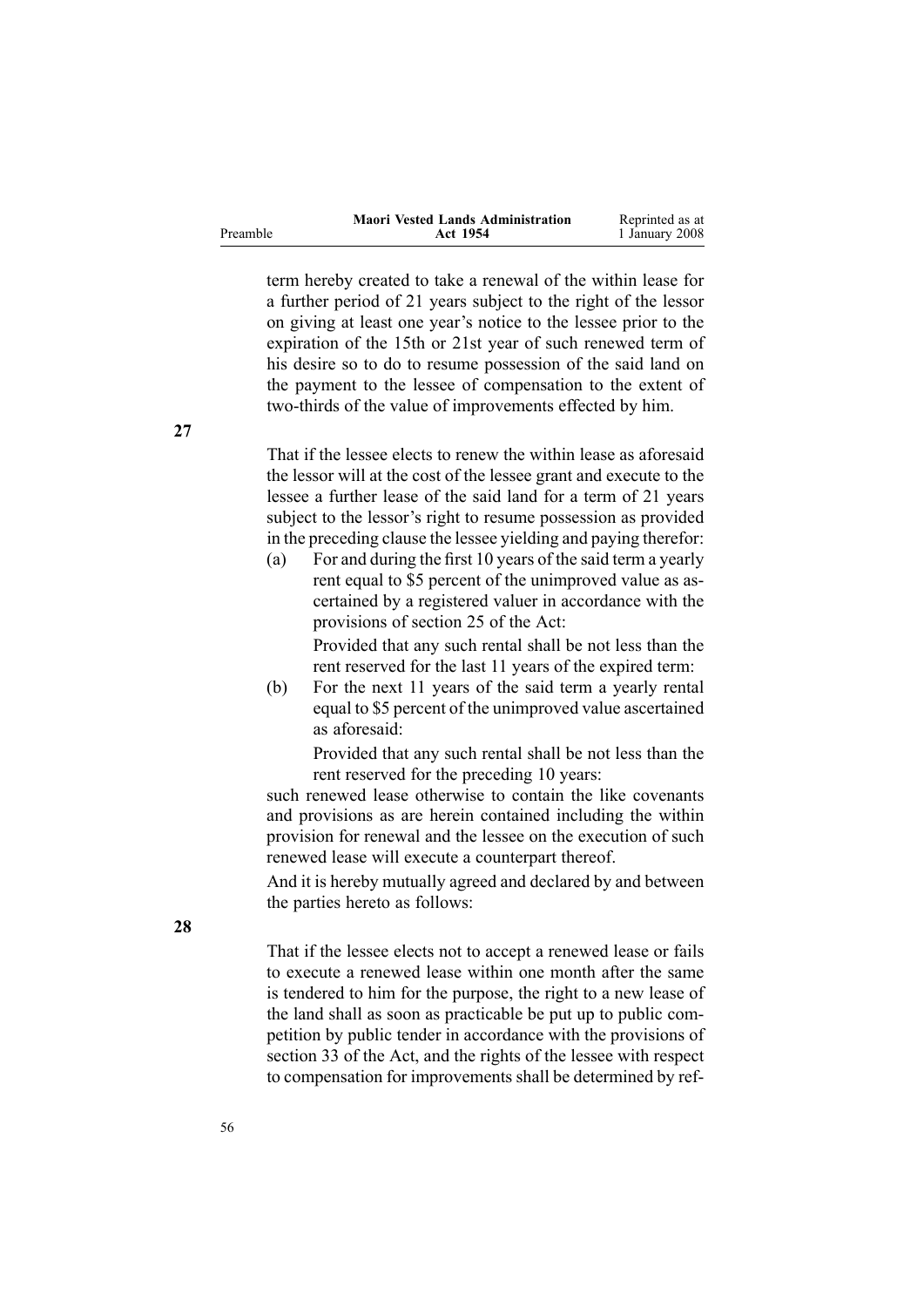term hereby created to take a renewal of the within lease for a further period of 21 years subject to the right of the lessor on giving at least one year's notice to the lessee prior to the expiration of the 15th or 21st year of such renewed term of his desire so to do to resume possession of the said land on the payment to the lessee of compensation to the extent of two-thirds of the value of improvements effected by him.

**27**

That if the lessee elects to renew the within lease as aforesaid the lessor will at the cost of the lessee grant and execute to the lessee a further lease of the said land for a term of 21 years subject to the lessor's right to resume possession as provided in the preceding clause the lessee yielding and paying therefor:

(a) For and during the first 10 years of the said term a yearly rent equal to $5 percent of the unimproved value as ascertained by a registered valuer in accordance with the provisions of section 25 of the Act:

Provided that any such rental shall be not less than the rent reserved for the last 11 years of the expired term:

(b) For the next 11 years of the said term a yearly rental equal to $5 percent of the unimproved value ascertained as aforesaid:

Provided that any such rental shall be not less than the rent reserved for the preceding 10 years:

such renewed lease otherwise to contain the like covenants and provisions as are herein contained including the within provision for renewal and the lessee on the execution of such renewed lease will execute a counterpart thereof.

And it is hereby mutually agreed and declared by and between the parties hereto as follows:

**28**

That if the lessee elects not to accept a renewed lease or fails to execute a renewed lease within one month after the same is tendered to him for the purpose, the right to a new lease of the land shall as soon as practicable be put up to public competition by public tender in accordance with the provisions of section 33 of the Act, and the rights of the lessee with respect to compensation for improvements shall be determined by ref-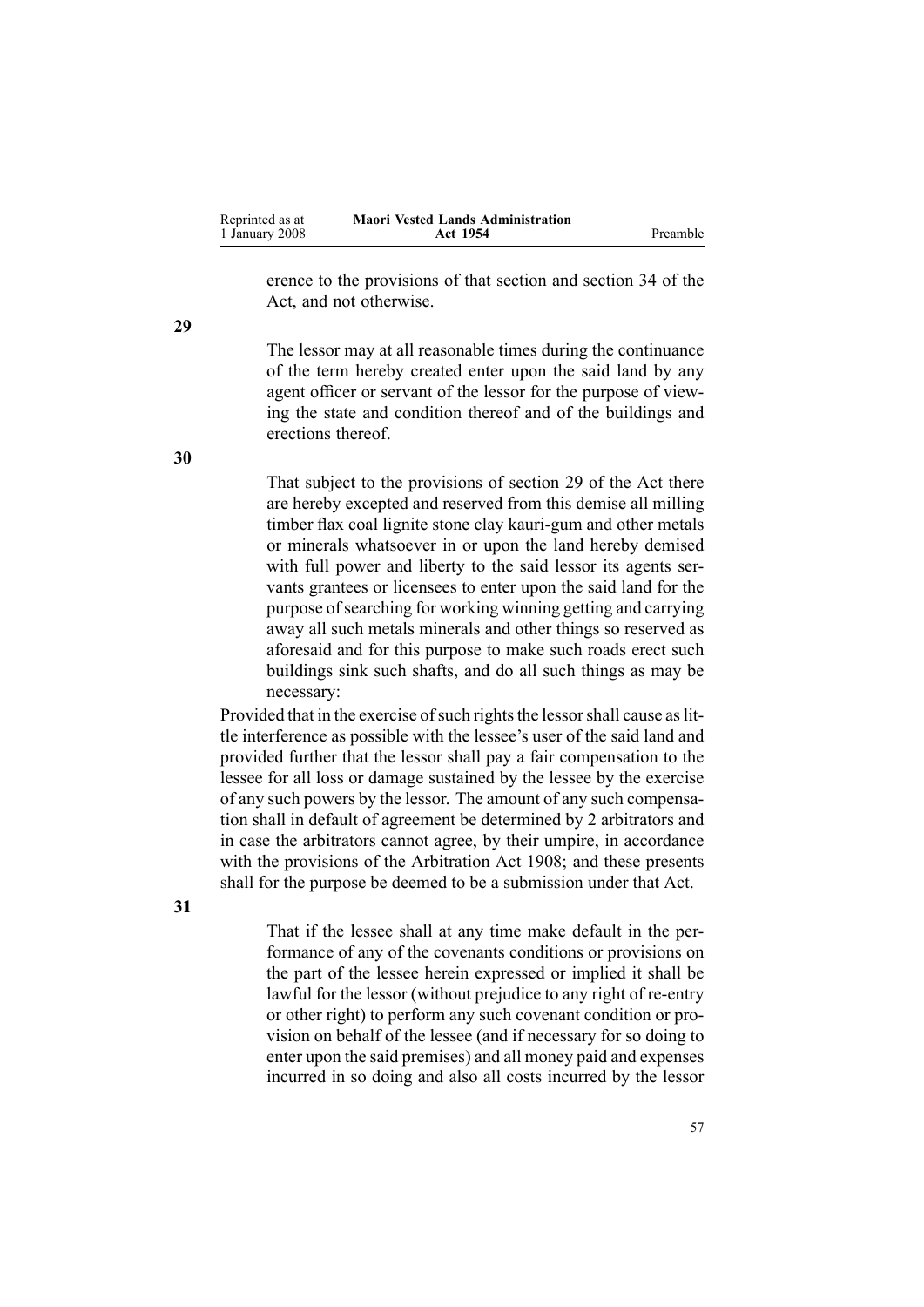erence to the provisions of that section and section 34 of the Act, and not otherwise.

**29**

The lessor may at all reasonable times during the continuance of the term hereby created enter upon the said land by any agent officer or servant of the lessor for the purpose of viewing the state and condition thereof and of the buildings and erections thereof.

**30**

That subject to the provisions of section 29 of the Act there are hereby excepted and reserved from this demise all milling timber flax coal lignite stone clay kauri-gum and other metals or minerals whatsoever in or upon the land hereby demised with full power and liberty to the said lessor its agents servants grantees or licensees to enter upon the said land for the purpose of searching for working winning getting and carrying away all such metals minerals and other things so reserved as aforesaid and for this purpose to make such roads erect such buildings sink such shafts, and do all such things as may be necessary:

Provided that in the exercise of such rights the lessor shall cause as little interference as possible with the lessee's user of the said land and provided further that the lessor shall pay a fair compensation to the lessee for all loss or damage sustained by the lessee by the exercise of any such powers by the lessor. The amount of any such compensation shall in default of agreement be determined by 2 arbitrators and in case the arbitrators cannot agree, by their umpire, in accordance with the provisions of the Arbitration Act 1908; and these presents shall for the purpose be deemed to be a submission under that Act.

**31**

That if the lessee shall at any time make default in the performance of any of the covenants conditions or provisions on the part of the lessee herein expressed or implied it shall be lawful for the lessor (without prejudice to any right of re-entry or other right) to perform any such covenant condition or provision on behalf of the lessee (and if necessary for so doing to enter upon the said premises) and all money paid and expenses incurred in so doing and also all costs incurred by the lessor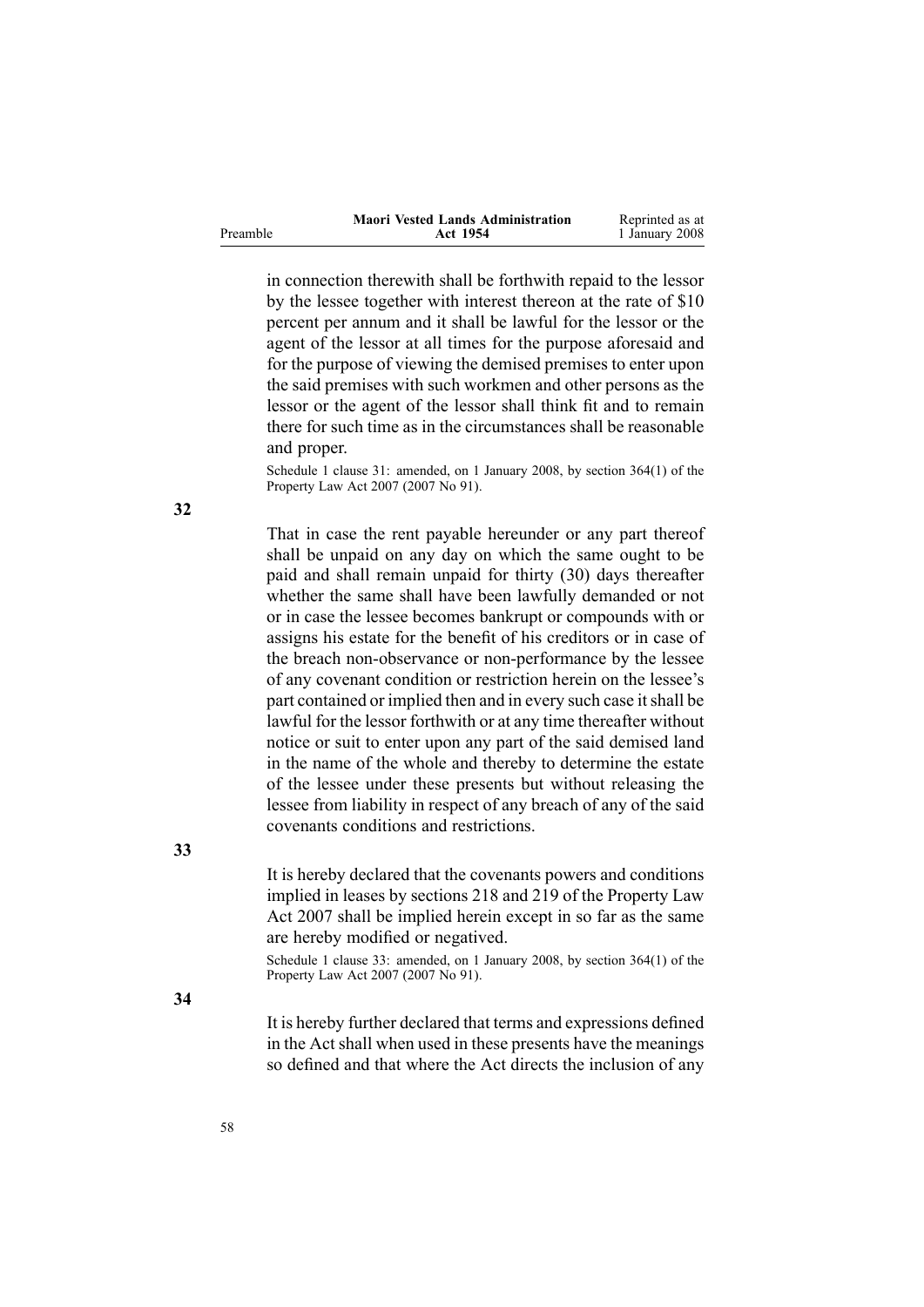in connection therewith shall be forthwith repaid to the lessor by the lessee together with interest thereon at the rate of $10 percent per annum and it shall be lawful for the lessor or the agent of the lessor at all times for the purpose aforesaid and for the purpose of viewing the demised premises to enter upon the said premises with such workmen and other persons as the lessor or the agent of the lessor shall think fit and to remain there for such time as in the circumstances shall be reasonable and proper.

Schedule 1 clause 31: amended, on 1 January 2008, by section 364(1) of the Property Law Act 2007 (2007 No 91).

**32**

That in case the rent payable hereunder or any part thereof shall be unpaid on any day on which the same ought to be paid and shall remain unpaid for thirty (30) days thereafter whether the same shall have been lawfully demanded or not or in case the lessee becomes bankrupt or compounds with or assigns his estate for the benefit of his creditors or in case of the breach non-observance or non-performance by the lessee of any covenant condition or restriction herein on the lessee's part contained or implied then and in every such case it shall be lawful for the lessor forthwith or at any time thereafter without notice or suit to enter upon any part of the said demised land in the name of the whole and thereby to determine the estate of the lessee under these presents but without releasing the lessee from liability in respect of any breach of any of the said covenants conditions and restrictions.

**33**

It is hereby declared that the covenants powers and conditions implied in leases by sections 218 and 219 of the Property Law Act 2007 shall be implied herein except in so far as the same are hereby modified or negatived.

Schedule 1 clause 33: amended, on 1 January 2008, by section 364(1) of the Property Law Act 2007 (2007 No 91).

**34**

It is hereby further declared that terms and expressions defined in the Act shall when used in these presents have the meanings so defined and that where the Act directs the inclusion of any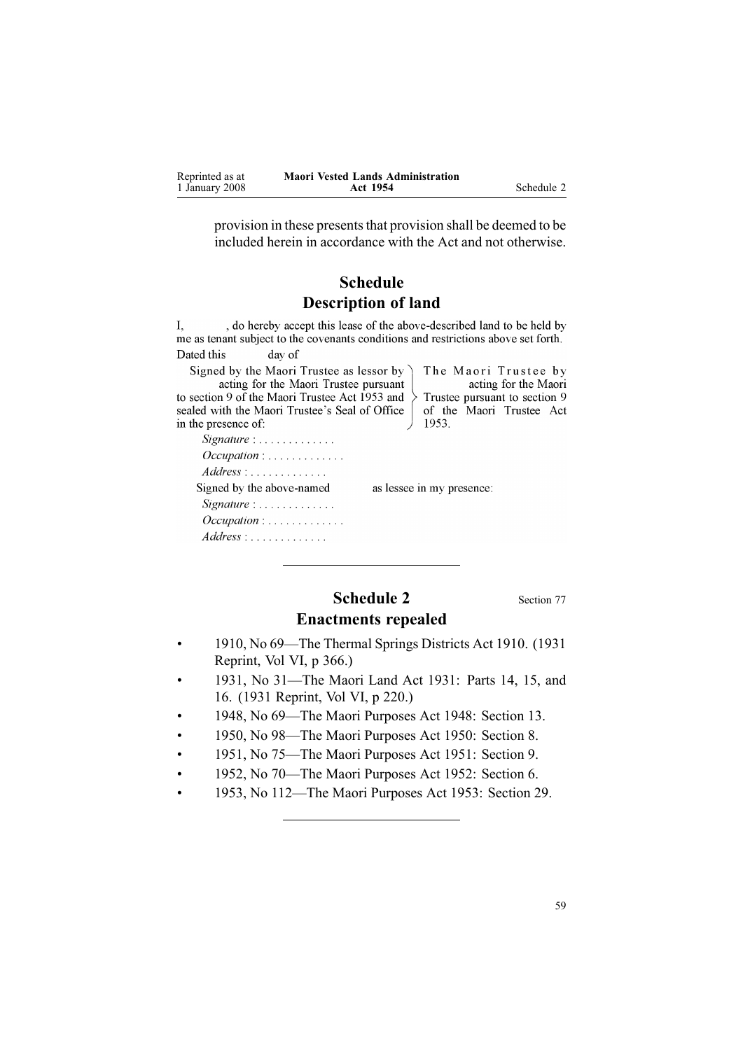provision in these presents that provision shall be deemed to be included herein in accordance with the Act and not otherwise.

## Schedule
## Description of land

I, , do hereby accept this lease of the above-described land to be held by me as tenant subject to the covenants conditions and restrictions above set forth.

Dated this day of

Signed by the Maori Trustee as lessor by acting for the Maori Trustee pursuant to section 9 of the Maori Trustee Act 1953 and sealed with the Maori Trustee's Seal of Office in the presence of: } The Maori Trustee by acting for the Maori Trustee pursuant to section 9 of the Maori Trustee Act 1953.

*Signature* : . . . . . . . . . . . . .

*Occupation* : . . . . . . . . . . . . .

*Address* : . . . . . . . . . . . . .

Signed by the above-named as lessee in my presence:

*Signature* : . . . . . . . . . . . . .

*Occupation* : . . . . . . . . . . . . .

*Address* : . . . . . . . . . . . . .

---

## Schedule 2
Section 77

## Enactments repealed

- 1910, No 69—The Thermal Springs Districts Act 1910. (1931 Reprint, Vol VI, p 366.)
- 1931, No 31—The Maori Land Act 1931: Parts 14, 15, and 16. (1931 Reprint, Vol VI, p 220.)
- 1948, No 69—The Maori Purposes Act 1948: Section 13.
- 1950, No 98—The Maori Purposes Act 1950: Section 8.
- 1951, No 75—The Maori Purposes Act 1951: Section 9.
- 1952, No 70—The Maori Purposes Act 1952: Section 6.
- 1953, No 112—The Maori Purposes Act 1953: Section 29.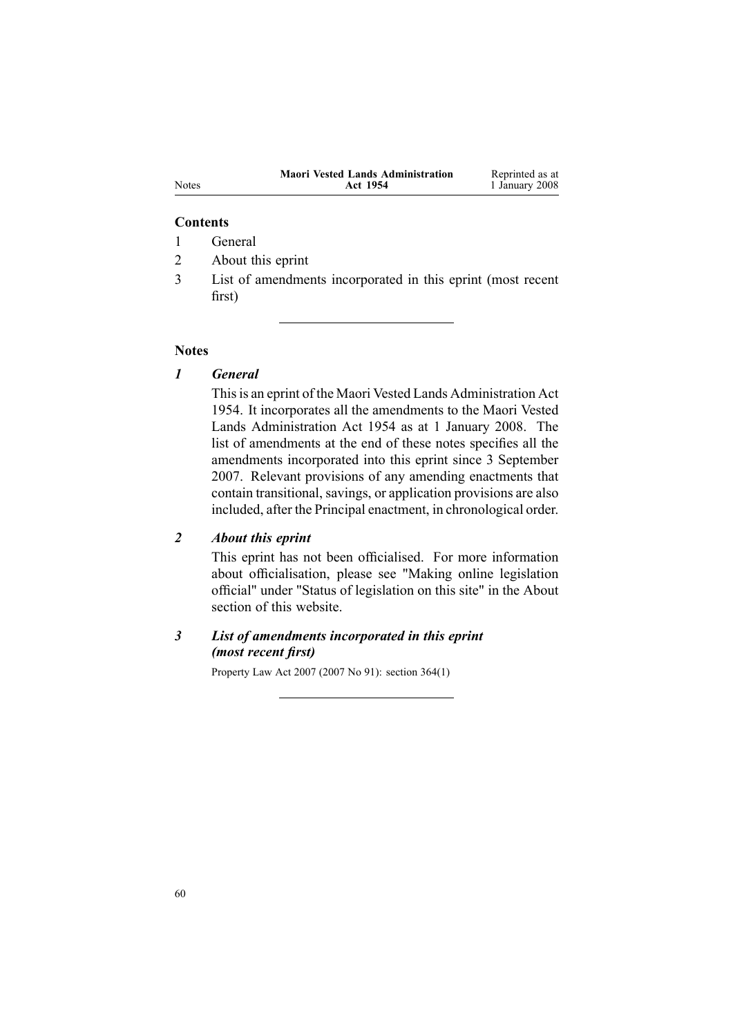## Contents

1 General

2 About this eprint

3 List of amendments incorporated in this eprint (most recent first)

## Notes

### *1 General*

This is an eprint of the Maori Vested Lands Administration Act 1954. It incorporates all the amendments to the Maori Vested Lands Administration Act 1954 as at 1 January 2008. The list of amendments at the end of these notes specifies all the amendments incorporated into this eprint since 3 September 2007. Relevant provisions of any amending enactments that contain transitional, savings, or application provisions are also included, after the Principal enactment, in chronological order.

### *2 About this eprint*

This eprint has not been officialised. For more information about officialisation, please see "Making online legislation official" under "Status of legislation on this site" in the About section of this website.

### *3 List of amendments incorporated in this eprint (most recent first)*

Property Law Act 2007 (2007 No 91): section 364(1)